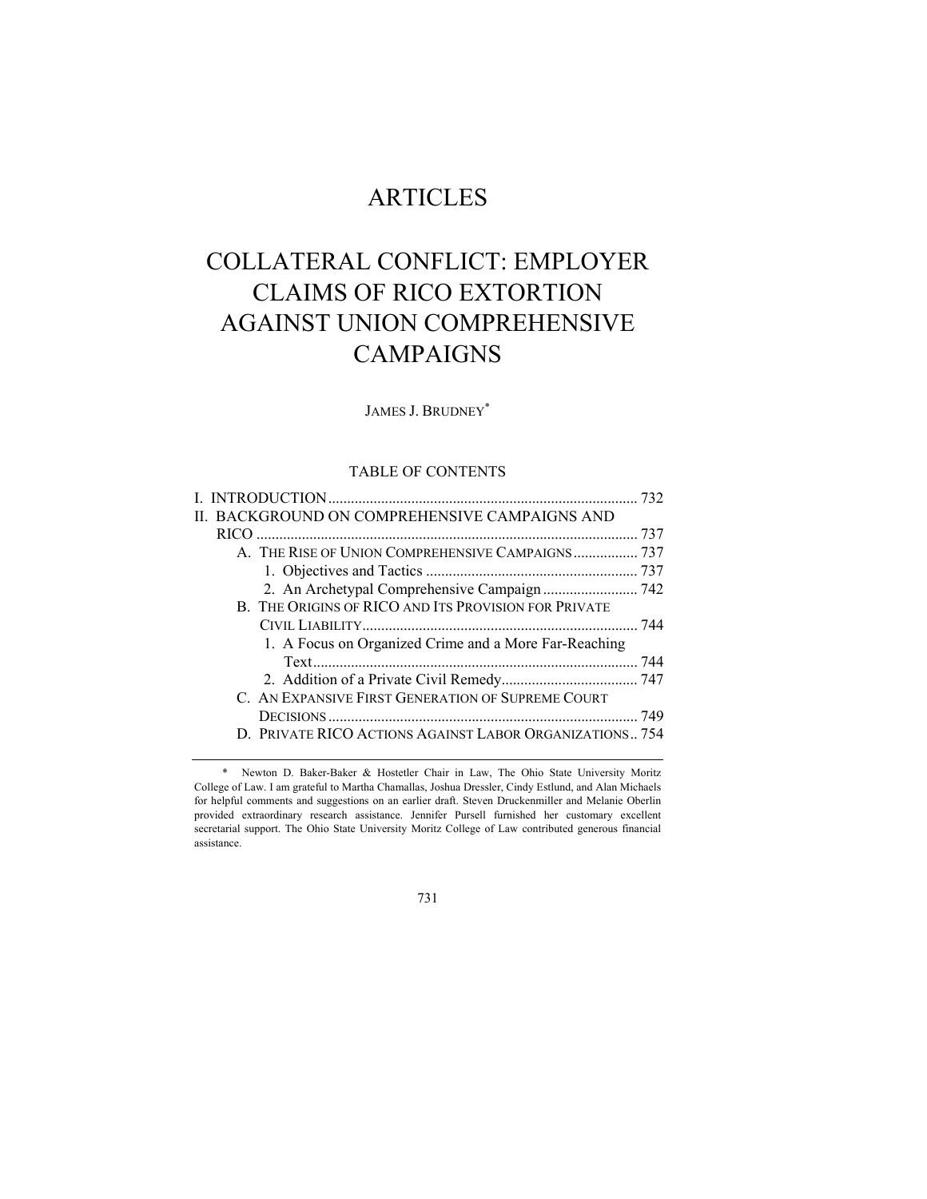# ARTICLES

# COLLATERAL CONFLICT: EMPLOYER CLAIMS OF RICO EXTORTION AGAINST UNION COMPREHENSIVE CAMPAIGNS

JAMES J. BRUDNEY*

TABLE OF CONTENTS

I. INTRODUCTION ..... 732
II. BACKGROUND ON COMPREHENSIVE CAMPAIGNS AND RICO ..... 737
 A. THE RISE OF UNION COMPREHENSIVE CAMPAIGNS ..... 737
  1. Objectives and Tactics ..... 737
  2. An Archetypal Comprehensive Campaign ..... 742
 B. THE ORIGINS OF RICO AND ITS PROVISION FOR PRIVATE CIVIL LIABILITY ..... 744
  1. A Focus on Organized Crime and a More Far-Reaching Text ..... 744
  2. Addition of a Private Civil Remedy ..... 747
 C. AN EXPANSIVE FIRST GENERATION OF SUPREME COURT DECISIONS ..... 749
 D. PRIVATE RICO ACTIONS AGAINST LABOR ORGANIZATIONS ..... 754

---

\* Newton D. Baker-Baker & Hostetler Chair in Law, The Ohio State University Moritz College of Law. I am grateful to Martha Chamallas, Joshua Dressler, Cindy Estlund, and Alan Michaels for helpful comments and suggestions on an earlier draft. Steven Druckenmiller and Melanie Oberlin provided extraordinary research assistance. Jennifer Pursell furnished her customary excellent secretarial support. The Ohio State University Moritz College of Law contributed generous financial assistance.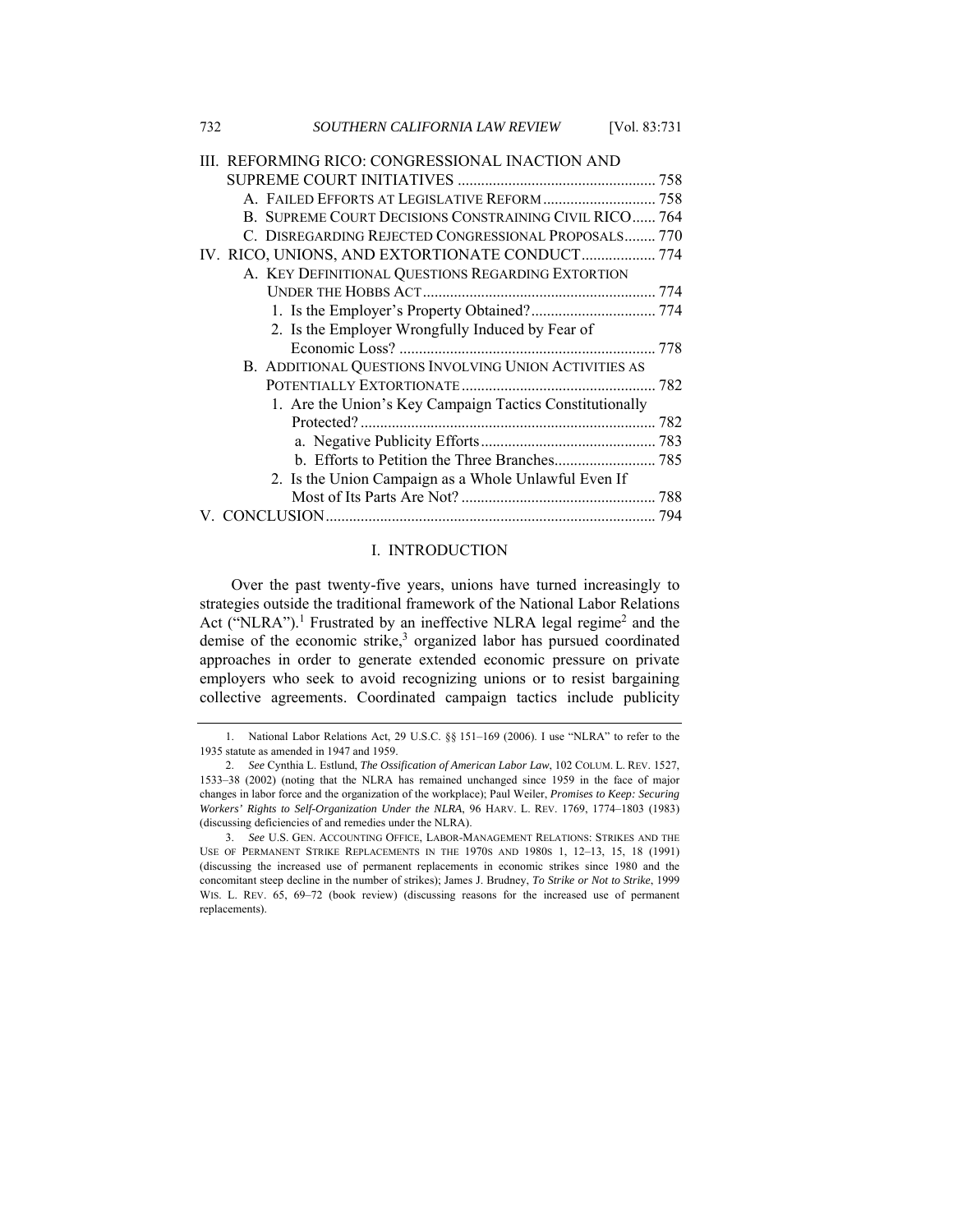III. REFORMING RICO: CONGRESSIONAL INACTION AND SUPREME COURT INITIATIVES .................................................. 758

A. FAILED EFFORTS AT LEGISLATIVE REFORM ............................ 758

B. SUPREME COURT DECISIONS CONSTRAINING CIVIL RICO...... 764

C. DISREGARDING REJECTED CONGRESSIONAL PROPOSALS........ 770

IV. RICO, UNIONS, AND EXTORTIONATE CONDUCT.................. 774

A. KEY DEFINITIONAL QUESTIONS REGARDING EXTORTION UNDER THE HOBBS ACT........................................................... 774

1. Is the Employer's Property Obtained?................................ 774

2. Is the Employer Wrongfully Induced by Fear of Economic Loss? ................................................................. 778

B. ADDITIONAL QUESTIONS INVOLVING UNION ACTIVITIES AS POTENTIALLY EXTORTIONATE................................................. 782

1. Are the Union's Key Campaign Tactics Constitutionally Protected? ........................................................................... 782

a. Negative Publicity Efforts............................................ 783

b. Efforts to Petition the Three Branches......................... 785

2. Is the Union Campaign as a Whole Unlawful Even If Most of Its Parts Are Not? ................................................. 788

V. CONCLUSION................................................................................... 794

# I. INTRODUCTION

Over the past twenty-five years, unions have turned increasingly to strategies outside the traditional framework of the National Labor Relations Act ("NLRA").[1] Frustrated by an ineffective NLRA legal regime[2] and the demise of the economic strike,[3] organized labor has pursued coordinated approaches in order to generate extended economic pressure on private employers who seek to avoid recognizing unions or to resist bargaining collective agreements. Coordinated campaign tactics include publicity

---

1. National Labor Relations Act, 29 U.S.C. §§ 151–169 (2006). I use "NLRA" to refer to the 1935 statute as amended in 1947 and 1959.

2. *See* Cynthia L. Estlund, *The Ossification of American Labor Law*, 102 COLUM. L. REV. 1527, 1533–38 (2002) (noting that the NLRA has remained unchanged since 1959 in the face of major changes in labor force and the organization of the workplace); Paul Weiler, *Promises to Keep: Securing Workers' Rights to Self-Organization Under the NLRA*, 96 HARV. L. REV. 1769, 1774–1803 (1983) (discussing deficiencies of and remedies under the NLRA).

3. *See* U.S. GEN. ACCOUNTING OFFICE, LABOR-MANAGEMENT RELATIONS: STRIKES AND THE USE OF PERMANENT STRIKE REPLACEMENTS IN THE 1970S AND 1980S 1, 12–13, 15, 18 (1991) (discussing the increased use of permanent replacements in economic strikes since 1980 and the concomitant steep decline in the number of strikes); James J. Brudney, *To Strike or Not to Strike*, 1999 WIS. L. REV. 65, 69–72 (book review) (discussing reasons for the increased use of permanent replacements).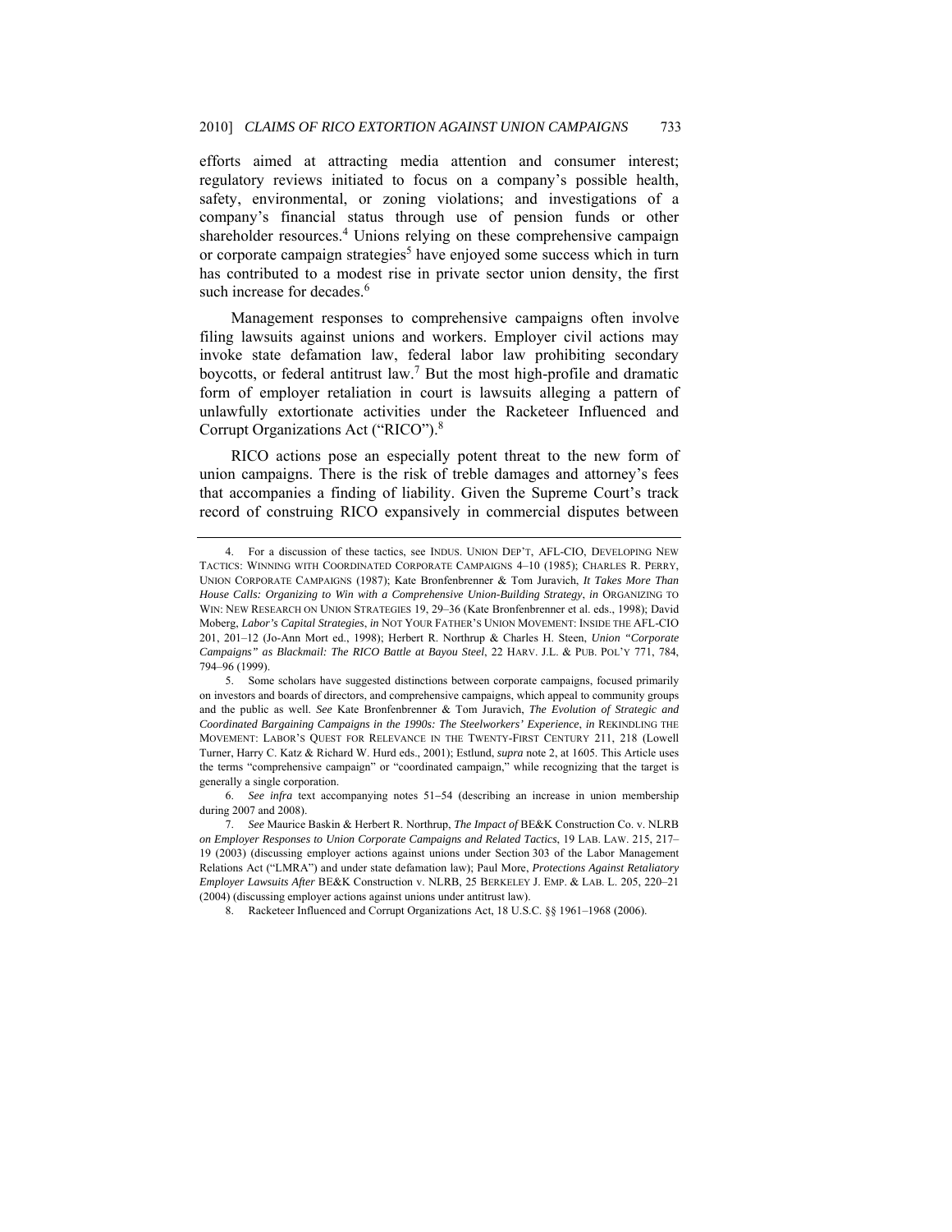efforts aimed at attracting media attention and consumer interest; regulatory reviews initiated to focus on a company's possible health, safety, environmental, or zoning violations; and investigations of a company's financial status through use of pension funds or other shareholder resources.[4] Unions relying on these comprehensive campaign or corporate campaign strategies[5] have enjoyed some success which in turn has contributed to a modest rise in private sector union density, the first such increase for decades.[6]

Management responses to comprehensive campaigns often involve filing lawsuits against unions and workers. Employer civil actions may invoke state defamation law, federal labor law prohibiting secondary boycotts, or federal antitrust law.[7] But the most high-profile and dramatic form of employer retaliation in court is lawsuits alleging a pattern of unlawfully extortionate activities under the Racketeer Influenced and Corrupt Organizations Act ("RICO").[8]

RICO actions pose an especially potent threat to the new form of union campaigns. There is the risk of treble damages and attorney's fees that accompanies a finding of liability. Given the Supreme Court's track record of construing RICO expansively in commercial disputes between

---

4. For a discussion of these tactics, see INDUS. UNION DEP'T, AFL-CIO, DEVELOPING NEW TACTICS: WINNING WITH COORDINATED CORPORATE CAMPAIGNS 4–10 (1985); CHARLES R. PERRY, UNION CORPORATE CAMPAIGNS (1987); Kate Bronfenbrenner & Tom Juravich, *It Takes More Than House Calls: Organizing to Win with a Comprehensive Union-Building Strategy*, *in* ORGANIZING TO WIN: NEW RESEARCH ON UNION STRATEGIES 19, 29–36 (Kate Bronfenbrenner et al. eds., 1998); David Moberg, *Labor's Capital Strategies*, *in* NOT YOUR FATHER'S UNION MOVEMENT: INSIDE THE AFL-CIO 201, 201–12 (Jo-Ann Mort ed., 1998); Herbert R. Northrup & Charles H. Steen, *Union "Corporate Campaigns" as Blackmail: The RICO Battle at Bayou Steel*, 22 HARV. J.L. & PUB. POL'Y 771, 784, 794–96 (1999).

5. Some scholars have suggested distinctions between corporate campaigns, focused primarily on investors and boards of directors, and comprehensive campaigns, which appeal to community groups and the public as well. *See* Kate Bronfenbrenner & Tom Juravich, *The Evolution of Strategic and Coordinated Bargaining Campaigns in the 1990s: The Steelworkers' Experience*, *in* REKINDLING THE MOVEMENT: LABOR'S QUEST FOR RELEVANCE IN THE TWENTY-FIRST CENTURY 211, 218 (Lowell Turner, Harry C. Katz & Richard W. Hurd eds., 2001); Estlund, *supra* note 2, at 1605. This Article uses the terms "comprehensive campaign" or "coordinated campaign," while recognizing that the target is generally a single corporation.

6. *See infra* text accompanying notes 51–54 (describing an increase in union membership during 2007 and 2008).

7. *See* Maurice Baskin & Herbert R. Northrup, *The Impact of* BE&K Construction Co. v. NLRB *on Employer Responses to Union Corporate Campaigns and Related Tactics*, 19 LAB. LAW. 215, 217–19 (2003) (discussing employer actions against unions under Section 303 of the Labor Management Relations Act ("LMRA") and under state defamation law); Paul More, *Protections Against Retaliatory Employer Lawsuits After* BE&K Construction v. NLRB, 25 BERKELEY J. EMP. & LAB. L. 205, 220–21 (2004) (discussing employer actions against unions under antitrust law).

8. Racketeer Influenced and Corrupt Organizations Act, 18 U.S.C. §§ 1961–1968 (2006).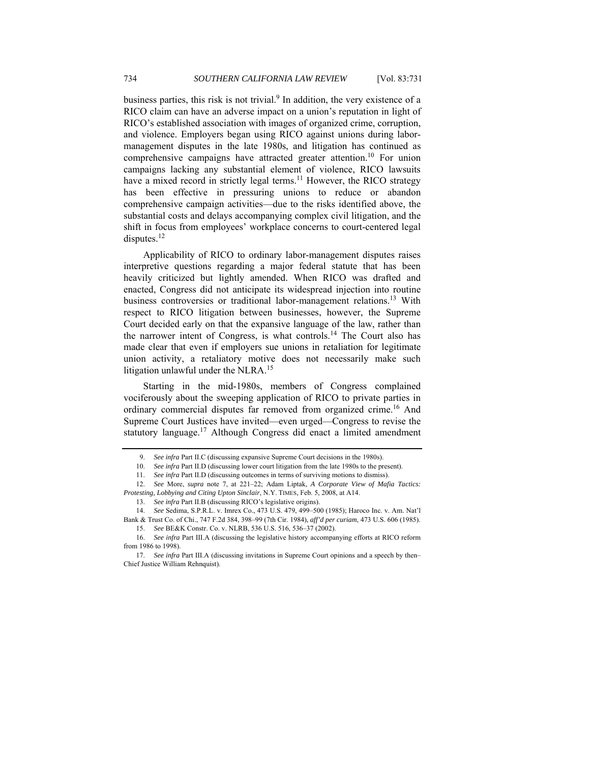business parties, this risk is not trivial.[9] In addition, the very existence of a RICO claim can have an adverse impact on a union's reputation in light of RICO's established association with images of organized crime, corruption, and violence. Employers began using RICO against unions during labor-management disputes in the late 1980s, and litigation has continued as comprehensive campaigns have attracted greater attention.[10] For union campaigns lacking any substantial element of violence, RICO lawsuits have a mixed record in strictly legal terms.[11] However, the RICO strategy has been effective in pressuring unions to reduce or abandon comprehensive campaign activities—due to the risks identified above, the substantial costs and delays accompanying complex civil litigation, and the shift in focus from employees' workplace concerns to court-centered legal disputes.[12]

Applicability of RICO to ordinary labor-management disputes raises interpretive questions regarding a major federal statute that has been heavily criticized but lightly amended. When RICO was drafted and enacted, Congress did not anticipate its widespread injection into routine business controversies or traditional labor-management relations.[13] With respect to RICO litigation between businesses, however, the Supreme Court decided early on that the expansive language of the law, rather than the narrower intent of Congress, is what controls.[14] The Court also has made clear that even if employers sue unions in retaliation for legitimate union activity, a retaliatory motive does not necessarily make such litigation unlawful under the NLRA.[15]

Starting in the mid-1980s, members of Congress complained vociferously about the sweeping application of RICO to private parties in ordinary commercial disputes far removed from organized crime.[16] And Supreme Court Justices have invited—even urged—Congress to revise the statutory language.[17] Although Congress did enact a limited amendment

---

9. *See infra* Part II.C (discussing expansive Supreme Court decisions in the 1980s).

10. *See infra* Part II.D (discussing lower court litigation from the late 1980s to the present).

11. *See infra* Part II.D (discussing outcomes in terms of surviving motions to dismiss).

12. *See* More, *supra* note 7, at 221–22; Adam Liptak, *A Corporate View of Mafia Tactics: Protesting, Lobbying and Citing Upton Sinclair*, N.Y. TIMES, Feb. 5, 2008, at A14.

13. *See infra* Part II.B (discussing RICO's legislative origins).

14. *See* Sedima, S.P.R.L. v. Imrex Co., 473 U.S. 479, 499–500 (1985); Haroco Inc. v. Am. Nat'l Bank & Trust Co. of Chi., 747 F.2d 384, 398–99 (7th Cir. 1984), *aff'd per curiam*, 473 U.S. 606 (1985).

15. *See* BE&K Constr. Co. v. NLRB, 536 U.S. 516, 536–37 (2002).

16. *See infra* Part III.A (discussing the legislative history accompanying efforts at RICO reform from 1986 to 1998).

17. *See infra* Part III.A (discussing invitations in Supreme Court opinions and a speech by then–Chief Justice William Rehnquist).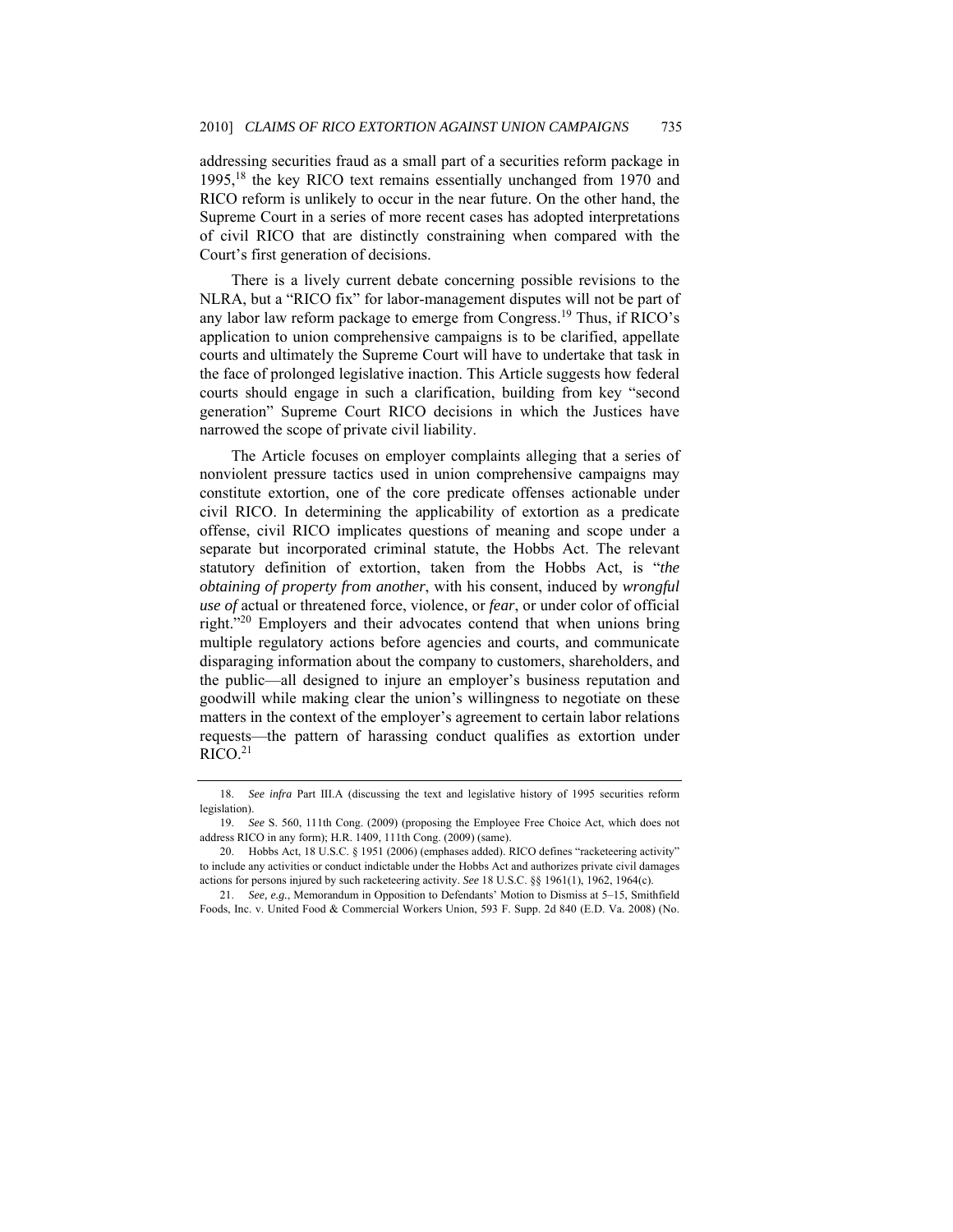addressing securities fraud as a small part of a securities reform package in 1995,[18] the key RICO text remains essentially unchanged from 1970 and RICO reform is unlikely to occur in the near future. On the other hand, the Supreme Court in a series of more recent cases has adopted interpretations of civil RICO that are distinctly constraining when compared with the Court's first generation of decisions.

There is a lively current debate concerning possible revisions to the NLRA, but a "RICO fix" for labor-management disputes will not be part of any labor law reform package to emerge from Congress.[19] Thus, if RICO's application to union comprehensive campaigns is to be clarified, appellate courts and ultimately the Supreme Court will have to undertake that task in the face of prolonged legislative inaction. This Article suggests how federal courts should engage in such a clarification, building from key "second generation" Supreme Court RICO decisions in which the Justices have narrowed the scope of private civil liability.

The Article focuses on employer complaints alleging that a series of nonviolent pressure tactics used in union comprehensive campaigns may constitute extortion, one of the core predicate offenses actionable under civil RICO. In determining the applicability of extortion as a predicate offense, civil RICO implicates questions of meaning and scope under a separate but incorporated criminal statute, the Hobbs Act. The relevant statutory definition of extortion, taken from the Hobbs Act, is "*the obtaining of property from another*, with his consent, induced by *wrongful use of* actual or threatened force, violence, or *fear*, or under color of official right."[20] Employers and their advocates contend that when unions bring multiple regulatory actions before agencies and courts, and communicate disparaging information about the company to customers, shareholders, and the public—all designed to injure an employer's business reputation and goodwill while making clear the union's willingness to negotiate on these matters in the context of the employer's agreement to certain labor relations requests—the pattern of harassing conduct qualifies as extortion under RICO.[21]

---

18. *See infra* Part III.A (discussing the text and legislative history of 1995 securities reform legislation).

19. *See* S. 560, 111th Cong. (2009) (proposing the Employee Free Choice Act, which does not address RICO in any form); H.R. 1409, 111th Cong. (2009) (same).

20. Hobbs Act, 18 U.S.C. § 1951 (2006) (emphases added). RICO defines "racketeering activity" to include any activities or conduct indictable under the Hobbs Act and authorizes private civil damages actions for persons injured by such racketeering activity. *See* 18 U.S.C. §§ 1961(1), 1962, 1964(c).

21. *See, e.g.*, Memorandum in Opposition to Defendants' Motion to Dismiss at 5–15, Smithfield Foods, Inc. v. United Food & Commercial Workers Union, 593 F. Supp. 2d 840 (E.D. Va. 2008) (No.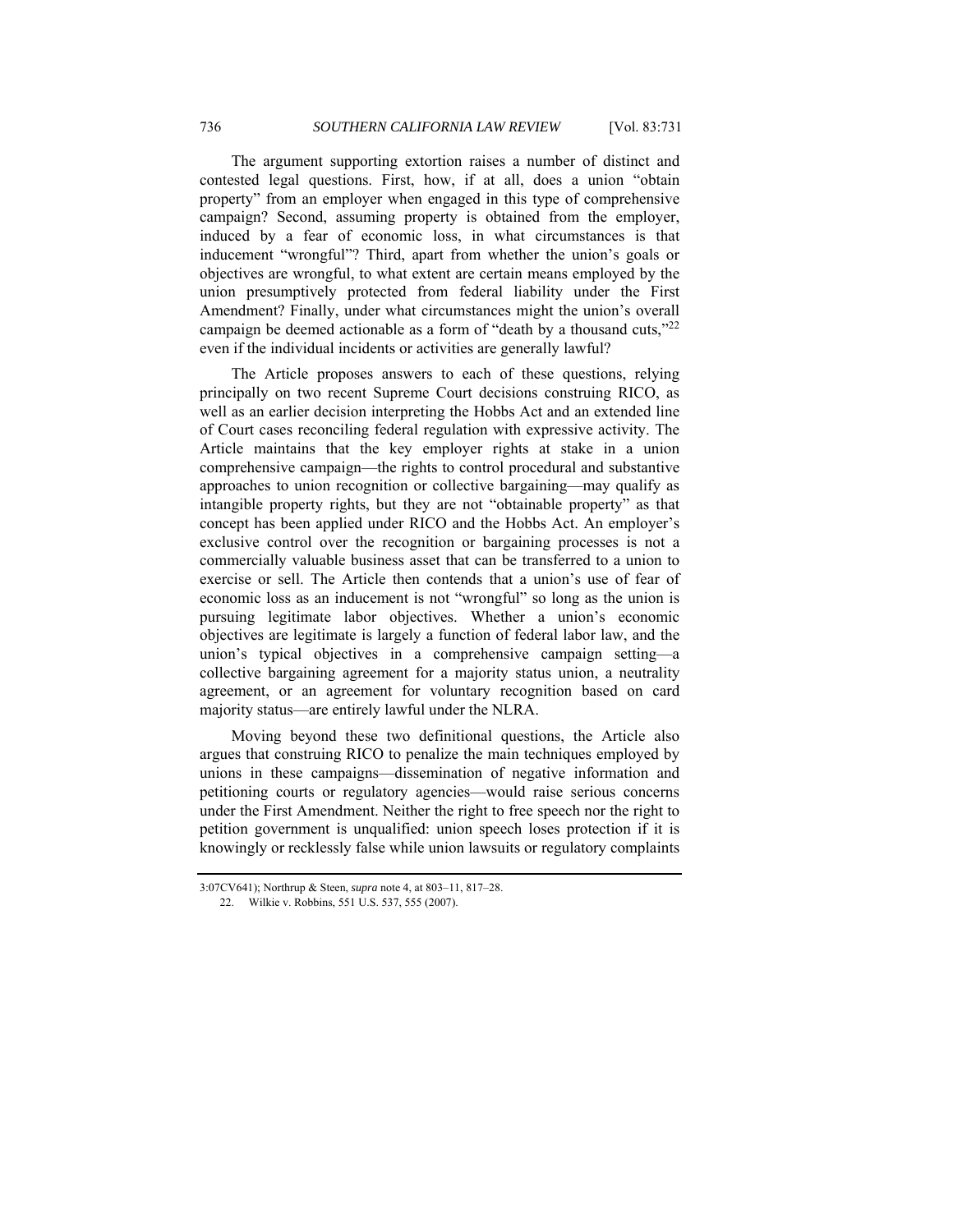The argument supporting extortion raises a number of distinct and contested legal questions. First, how, if at all, does a union "obtain property" from an employer when engaged in this type of comprehensive campaign? Second, assuming property is obtained from the employer, induced by a fear of economic loss, in what circumstances is that inducement "wrongful"? Third, apart from whether the union's goals or objectives are wrongful, to what extent are certain means employed by the union presumptively protected from federal liability under the First Amendment? Finally, under what circumstances might the union's overall campaign be deemed actionable as a form of "death by a thousand cuts,"[22] even if the individual incidents or activities are generally lawful?

The Article proposes answers to each of these questions, relying principally on two recent Supreme Court decisions construing RICO, as well as an earlier decision interpreting the Hobbs Act and an extended line of Court cases reconciling federal regulation with expressive activity. The Article maintains that the key employer rights at stake in a union comprehensive campaign—the rights to control procedural and substantive approaches to union recognition or collective bargaining—may qualify as intangible property rights, but they are not "obtainable property" as that concept has been applied under RICO and the Hobbs Act. An employer's exclusive control over the recognition or bargaining processes is not a commercially valuable business asset that can be transferred to a union to exercise or sell. The Article then contends that a union's use of fear of economic loss as an inducement is not "wrongful" so long as the union is pursuing legitimate labor objectives. Whether a union's economic objectives are legitimate is largely a function of federal labor law, and the union's typical objectives in a comprehensive campaign setting—a collective bargaining agreement for a majority status union, a neutrality agreement, or an agreement for voluntary recognition based on card majority status—are entirely lawful under the NLRA.

Moving beyond these two definitional questions, the Article also argues that construing RICO to penalize the main techniques employed by unions in these campaigns—dissemination of negative information and petitioning courts or regulatory agencies—would raise serious concerns under the First Amendment. Neither the right to free speech nor the right to petition government is unqualified: union speech loses protection if it is knowingly or recklessly false while union lawsuits or regulatory complaints

3:07CV641); Northrup & Steen, *supra* note 4, at 803–11, 817–28.

22. Wilkie v. Robbins, 551 U.S. 537, 555 (2007).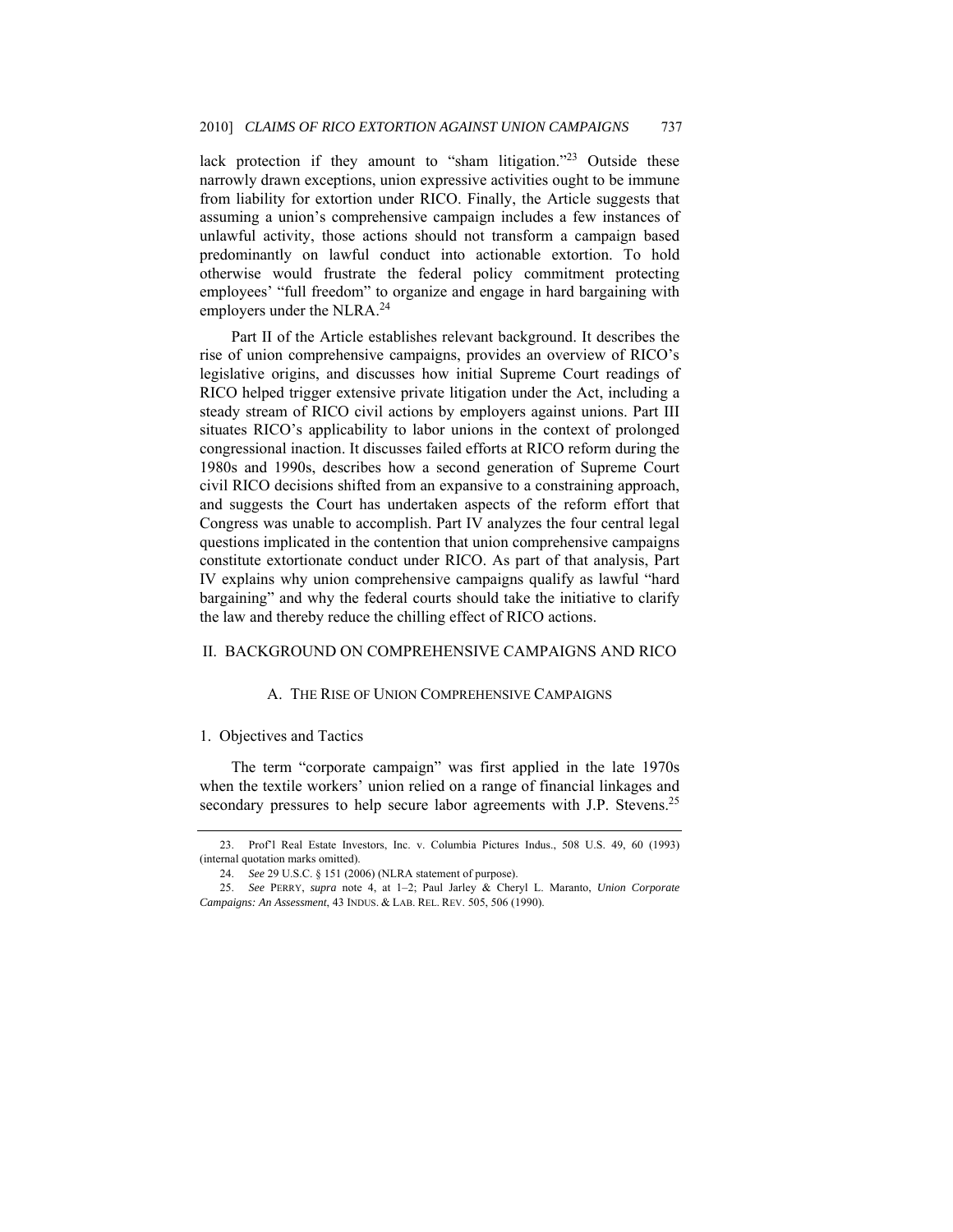lack protection if they amount to "sham litigation."[23] Outside these narrowly drawn exceptions, union expressive activities ought to be immune from liability for extortion under RICO. Finally, the Article suggests that assuming a union's comprehensive campaign includes a few instances of unlawful activity, those actions should not transform a campaign based predominantly on lawful conduct into actionable extortion. To hold otherwise would frustrate the federal policy commitment protecting employees' "full freedom" to organize and engage in hard bargaining with employers under the NLRA.[24]

Part II of the Article establishes relevant background. It describes the rise of union comprehensive campaigns, provides an overview of RICO's legislative origins, and discusses how initial Supreme Court readings of RICO helped trigger extensive private litigation under the Act, including a steady stream of RICO civil actions by employers against unions. Part III situates RICO's applicability to labor unions in the context of prolonged congressional inaction. It discusses failed efforts at RICO reform during the 1980s and 1990s, describes how a second generation of Supreme Court civil RICO decisions shifted from an expansive to a constraining approach, and suggests the Court has undertaken aspects of the reform effort that Congress was unable to accomplish. Part IV analyzes the four central legal questions implicated in the contention that union comprehensive campaigns constitute extortionate conduct under RICO. As part of that analysis, Part IV explains why union comprehensive campaigns qualify as lawful "hard bargaining" and why the federal courts should take the initiative to clarify the law and thereby reduce the chilling effect of RICO actions.

## II. BACKGROUND ON COMPREHENSIVE CAMPAIGNS AND RICO

### A. THE RISE OF UNION COMPREHENSIVE CAMPAIGNS

#### 1. Objectives and Tactics

The term "corporate campaign" was first applied in the late 1970s when the textile workers' union relied on a range of financial linkages and secondary pressures to help secure labor agreements with J.P. Stevens.[25]

---

23. Prof'l Real Estate Investors, Inc. v. Columbia Pictures Indus., 508 U.S. 49, 60 (1993) (internal quotation marks omitted).

24. *See* 29 U.S.C. § 151 (2006) (NLRA statement of purpose).

25. *See* PERRY, *supra* note 4, at 1–2; Paul Jarley & Cheryl L. Maranto, *Union Corporate Campaigns: An Assessment*, 43 INDUS. & LAB. REL. REV. 505, 506 (1990).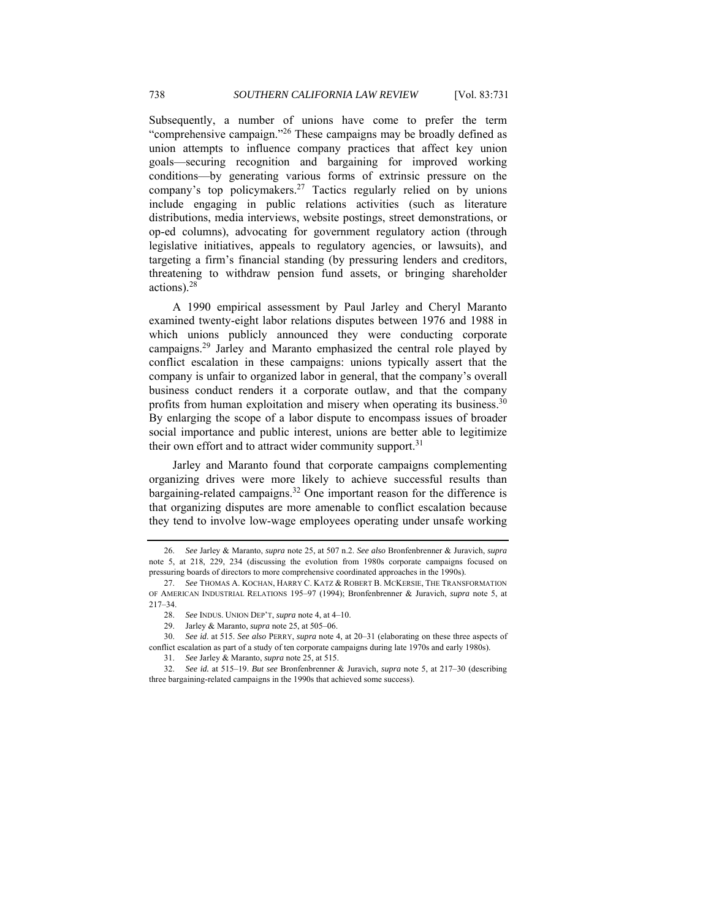Subsequently, a number of unions have come to prefer the term "comprehensive campaign."[26] These campaigns may be broadly defined as union attempts to influence company practices that affect key union goals—securing recognition and bargaining for improved working conditions—by generating various forms of extrinsic pressure on the company's top policymakers.[27] Tactics regularly relied on by unions include engaging in public relations activities (such as literature distributions, media interviews, website postings, street demonstrations, or op-ed columns), advocating for government regulatory action (through legislative initiatives, appeals to regulatory agencies, or lawsuits), and targeting a firm's financial standing (by pressuring lenders and creditors, threatening to withdraw pension fund assets, or bringing shareholder actions).[28]

A 1990 empirical assessment by Paul Jarley and Cheryl Maranto examined twenty-eight labor relations disputes between 1976 and 1988 in which unions publicly announced they were conducting corporate campaigns.[29] Jarley and Maranto emphasized the central role played by conflict escalation in these campaigns: unions typically assert that the company is unfair to organized labor in general, that the company's overall business conduct renders it a corporate outlaw, and that the company profits from human exploitation and misery when operating its business.[30] By enlarging the scope of a labor dispute to encompass issues of broader social importance and public interest, unions are better able to legitimize their own effort and to attract wider community support.[31]

Jarley and Maranto found that corporate campaigns complementing organizing drives were more likely to achieve successful results than bargaining-related campaigns.[32] One important reason for the difference is that organizing disputes are more amenable to conflict escalation because they tend to involve low-wage employees operating under unsafe working

---

26. *See* Jarley & Maranto, *supra* note 25, at 507 n.2. *See also* Bronfenbrenner & Juravich, *supra* note 5, at 218, 229, 234 (discussing the evolution from 1980s corporate campaigns focused on pressuring boards of directors to more comprehensive coordinated approaches in the 1990s).

27. *See* THOMAS A. KOCHAN, HARRY C. KATZ & ROBERT B. MCKERSIE, THE TRANSFORMATION OF AMERICAN INDUSTRIAL RELATIONS 195–97 (1994); Bronfenbrenner & Juravich, *supra* note 5, at 217–34.

28. *See* INDUS. UNION DEP'T, *supra* note 4, at 4–10.

29. Jarley & Maranto, *supra* note 25, at 505–06.

30. *See id.* at 515. *See also* PERRY, *supra* note 4, at 20–31 (elaborating on these three aspects of conflict escalation as part of a study of ten corporate campaigns during late 1970s and early 1980s).

31. *See* Jarley & Maranto, *supra* note 25, at 515.

32. *See id.* at 515–19. *But see* Bronfenbrenner & Juravich, *supra* note 5, at 217–30 (describing three bargaining-related campaigns in the 1990s that achieved some success).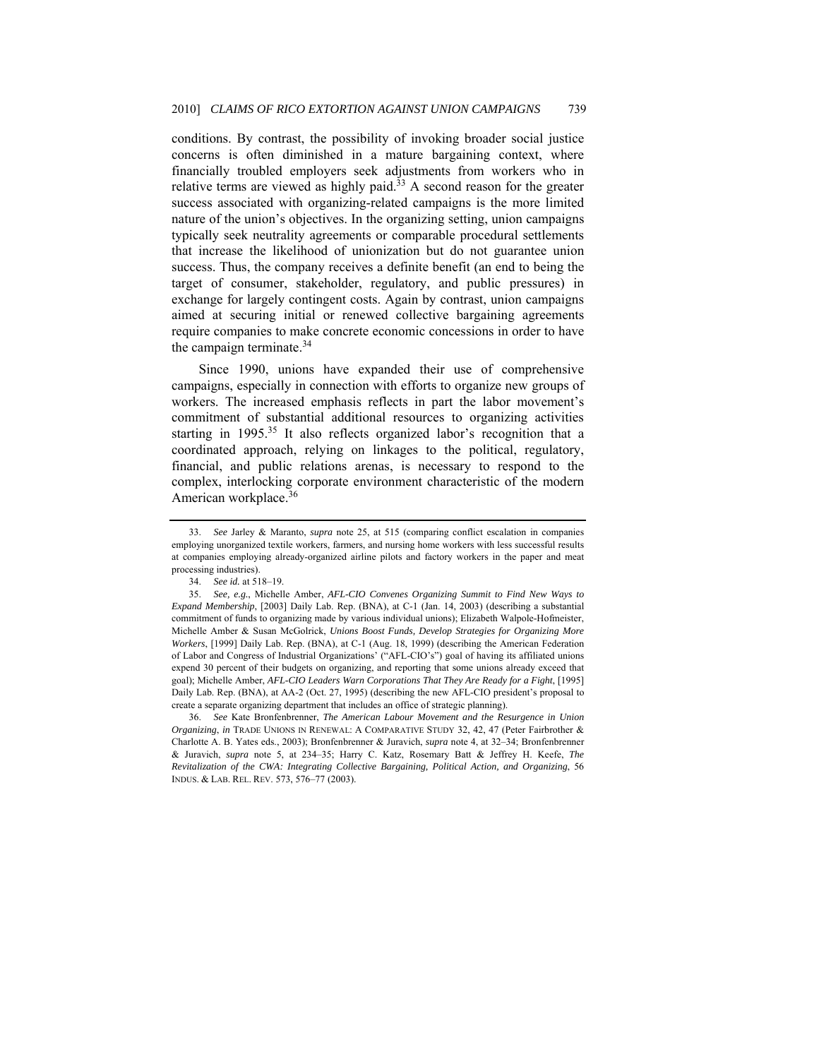conditions. By contrast, the possibility of invoking broader social justice concerns is often diminished in a mature bargaining context, where financially troubled employers seek adjustments from workers who in relative terms are viewed as highly paid.[33] A second reason for the greater success associated with organizing-related campaigns is the more limited nature of the union's objectives. In the organizing setting, union campaigns typically seek neutrality agreements or comparable procedural settlements that increase the likelihood of unionization but do not guarantee union success. Thus, the company receives a definite benefit (an end to being the target of consumer, stakeholder, regulatory, and public pressures) in exchange for largely contingent costs. Again by contrast, union campaigns aimed at securing initial or renewed collective bargaining agreements require companies to make concrete economic concessions in order to have the campaign terminate.[34]

Since 1990, unions have expanded their use of comprehensive campaigns, especially in connection with efforts to organize new groups of workers. The increased emphasis reflects in part the labor movement's commitment of substantial additional resources to organizing activities starting in 1995.[35] It also reflects organized labor's recognition that a coordinated approach, relying on linkages to the political, regulatory, financial, and public relations arenas, is necessary to respond to the complex, interlocking corporate environment characteristic of the modern American workplace.[36]

---

33. *See* Jarley & Maranto, *supra* note 25, at 515 (comparing conflict escalation in companies employing unorganized textile workers, farmers, and nursing home workers with less successful results at companies employing already-organized airline pilots and factory workers in the paper and meat processing industries).

34. *See id.* at 518–19.

35. *See, e.g.*, Michelle Amber, *AFL-CIO Convenes Organizing Summit to Find New Ways to Expand Membership*, [2003] Daily Lab. Rep. (BNA), at C-1 (Jan. 14, 2003) (describing a substantial commitment of funds to organizing made by various individual unions); Elizabeth Walpole-Hofmeister, Michelle Amber & Susan McGolrick, *Unions Boost Funds, Develop Strategies for Organizing More Workers*, [1999] Daily Lab. Rep. (BNA), at C-1 (Aug. 18, 1999) (describing the American Federation of Labor and Congress of Industrial Organizations' ("AFL-CIO's") goal of having its affiliated unions expend 30 percent of their budgets on organizing, and reporting that some unions already exceed that goal); Michelle Amber, *AFL-CIO Leaders Warn Corporations That They Are Ready for a Fight*, [1995] Daily Lab. Rep. (BNA), at AA-2 (Oct. 27, 1995) (describing the new AFL-CIO president's proposal to create a separate organizing department that includes an office of strategic planning).

36. *See* Kate Bronfenbrenner, *The American Labour Movement and the Resurgence in Union Organizing*, *in* TRADE UNIONS IN RENEWAL: A COMPARATIVE STUDY 32, 42, 47 (Peter Fairbrother & Charlotte A. B. Yates eds., 2003); Bronfenbrenner & Juravich, *supra* note 4, at 32–34; Bronfenbrenner & Juravich, *supra* note 5, at 234–35; Harry C. Katz, Rosemary Batt & Jeffrey H. Keefe, *The Revitalization of the CWA: Integrating Collective Bargaining, Political Action, and Organizing*, 56 INDUS. & LAB. REL. REV. 573, 576–77 (2003).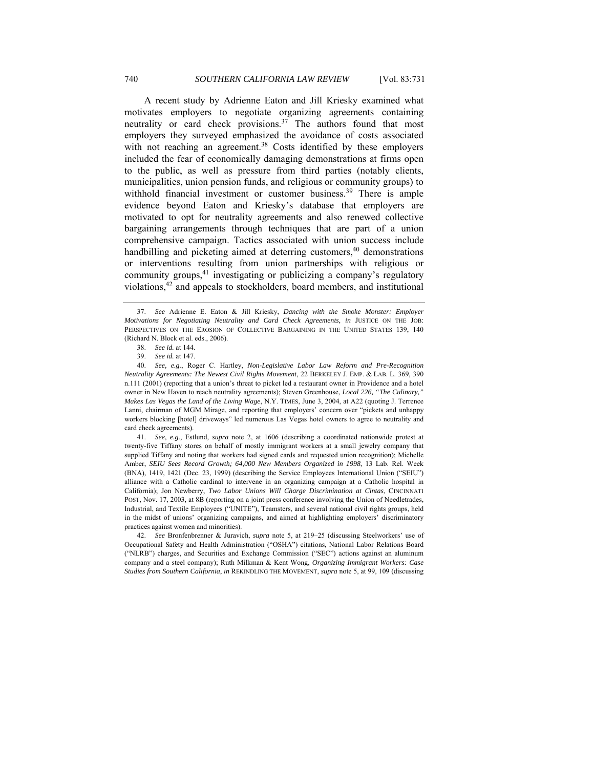A recent study by Adrienne Eaton and Jill Kriesky examined what motivates employers to negotiate organizing agreements containing neutrality or card check provisions.[37] The authors found that most employers they surveyed emphasized the avoidance of costs associated with not reaching an agreement.[38] Costs identified by these employers included the fear of economically damaging demonstrations at firms open to the public, as well as pressure from third parties (notably clients, municipalities, union pension funds, and religious or community groups) to withhold financial investment or customer business.[39] There is ample evidence beyond Eaton and Kriesky's database that employers are motivated to opt for neutrality agreements and also renewed collective bargaining arrangements through techniques that are part of a union comprehensive campaign. Tactics associated with union success include handbilling and picketing aimed at deterring customers,[40] demonstrations or interventions resulting from union partnerships with religious or community groups,[41] investigating or publicizing a company's regulatory violations,[42] and appeals to stockholders, board members, and institutional

---

37. *See* Adrienne E. Eaton & Jill Kriesky, *Dancing with the Smoke Monster: Employer Motivations for Negotiating Neutrality and Card Check Agreements*, *in* JUSTICE ON THE JOB: PERSPECTIVES ON THE EROSION OF COLLECTIVE BARGAINING IN THE UNITED STATES 139, 140 (Richard N. Block et al. eds., 2006).

38. *See id.* at 144.

39. *See id.* at 147.

40. *See, e.g.*, Roger C. Hartley, *Non-Legislative Labor Law Reform and Pre-Recognition Neutrality Agreements: The Newest Civil Rights Movement*, 22 BERKELEY J. EMP. & LAB. L. 369, 390 n.111 (2001) (reporting that a union's threat to picket led a restaurant owner in Providence and a hotel owner in New Haven to reach neutrality agreements); Steven Greenhouse, *Local 226, "The Culinary," Makes Las Vegas the Land of the Living Wage*, N.Y. TIMES, June 3, 2004, at A22 (quoting J. Terrence Lanni, chairman of MGM Mirage, and reporting that employers' concern over "pickets and unhappy workers blocking [hotel] driveways" led numerous Las Vegas hotel owners to agree to neutrality and card check agreements).

41. *See, e.g.*, Estlund, *supra* note 2, at 1606 (describing a coordinated nationwide protest at twenty-five Tiffany stores on behalf of mostly immigrant workers at a small jewelry company that supplied Tiffany and noting that workers had signed cards and requested union recognition); Michelle Amber, *SEIU Sees Record Growth; 64,000 New Members Organized in 1998*, 13 Lab. Rel. Week (BNA), 1419, 1421 (Dec. 23, 1999) (describing the Service Employees International Union ("SEIU") alliance with a Catholic cardinal to intervene in an organizing campaign at a Catholic hospital in California); Jon Newberry, *Two Labor Unions Will Charge Discrimination at Cintas*, CINCINNATI POST, Nov. 17, 2003, at 8B (reporting on a joint press conference involving the Union of Needletrades, Industrial, and Textile Employees ("UNITE"), Teamsters, and several national civil rights groups, held in the midst of unions' organizing campaigns, and aimed at highlighting employers' discriminatory practices against women and minorities).

42. *See* Bronfenbrenner & Juravich, *supra* note 5, at 219–25 (discussing Steelworkers' use of Occupational Safety and Health Administration ("OSHA") citations, National Labor Relations Board ("NLRB") charges, and Securities and Exchange Commission ("SEC") actions against an aluminum company and a steel company); Ruth Milkman & Kent Wong, *Organizing Immigrant Workers: Case Studies from Southern California*, *in* REKINDLING THE MOVEMENT, *supra* note 5, at 99, 109 (discussing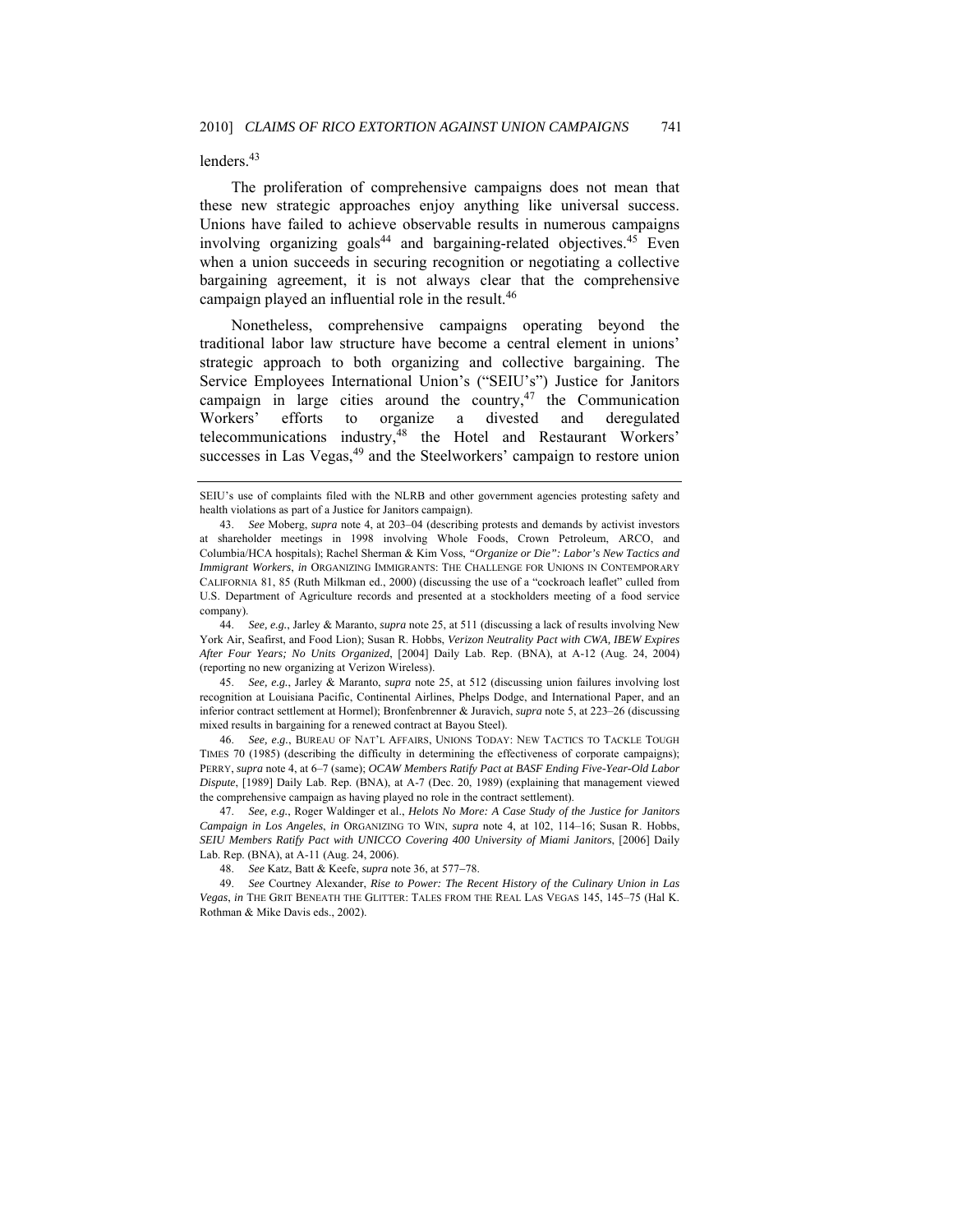lenders.[43]

The proliferation of comprehensive campaigns does not mean that these new strategic approaches enjoy anything like universal success. Unions have failed to achieve observable results in numerous campaigns involving organizing goals[44] and bargaining-related objectives.[45] Even when a union succeeds in securing recognition or negotiating a collective bargaining agreement, it is not always clear that the comprehensive campaign played an influential role in the result.[46]

Nonetheless, comprehensive campaigns operating beyond the traditional labor law structure have become a central element in unions' strategic approach to both organizing and collective bargaining. The Service Employees International Union's ("SEIU's") Justice for Janitors campaign in large cities around the country,[47] the Communication Workers' efforts to organize a divested and deregulated telecommunications industry,[48] the Hotel and Restaurant Workers' successes in Las Vegas,[49] and the Steelworkers' campaign to restore union

---

SEIU's use of complaints filed with the NLRB and other government agencies protesting safety and health violations as part of a Justice for Janitors campaign).

43. *See* Moberg, *supra* note 4, at 203–04 (describing protests and demands by activist investors at shareholder meetings in 1998 involving Whole Foods, Crown Petroleum, ARCO, and Columbia/HCA hospitals); Rachel Sherman & Kim Voss, *"Organize or Die": Labor's New Tactics and Immigrant Workers*, *in* ORGANIZING IMMIGRANTS: THE CHALLENGE FOR UNIONS IN CONTEMPORARY CALIFORNIA 81, 85 (Ruth Milkman ed., 2000) (discussing the use of a "cockroach leaflet" culled from U.S. Department of Agriculture records and presented at a stockholders meeting of a food service company).

44. *See, e.g.*, Jarley & Maranto, *supra* note 25, at 511 (discussing a lack of results involving New York Air, Seafirst, and Food Lion); Susan R. Hobbs, *Verizon Neutrality Pact with CWA, IBEW Expires After Four Years; No Units Organized*, [2004] Daily Lab. Rep. (BNA), at A-12 (Aug. 24, 2004) (reporting no new organizing at Verizon Wireless).

45. *See, e.g.*, Jarley & Maranto, *supra* note 25, at 512 (discussing union failures involving lost recognition at Louisiana Pacific, Continental Airlines, Phelps Dodge, and International Paper, and an inferior contract settlement at Hormel); Bronfenbrenner & Juravich, *supra* note 5, at 223–26 (discussing mixed results in bargaining for a renewed contract at Bayou Steel).

46. *See, e.g.*, BUREAU OF NAT'L AFFAIRS, UNIONS TODAY: NEW TACTICS TO TACKLE TOUGH TIMES 70 (1985) (describing the difficulty in determining the effectiveness of corporate campaigns); PERRY, *supra* note 4, at 6–7 (same); *OCAW Members Ratify Pact at BASF Ending Five-Year-Old Labor Dispute*, [1989] Daily Lab. Rep. (BNA), at A-7 (Dec. 20, 1989) (explaining that management viewed the comprehensive campaign as having played no role in the contract settlement).

47. *See, e.g.*, Roger Waldinger et al., *Helots No More: A Case Study of the Justice for Janitors Campaign in Los Angeles*, *in* ORGANIZING TO WIN, *supra* note 4, at 102, 114–16; Susan R. Hobbs, *SEIU Members Ratify Pact with UNICCO Covering 400 University of Miami Janitors*, [2006] Daily Lab. Rep. (BNA), at A-11 (Aug. 24, 2006).

48. *See* Katz, Batt & Keefe, *supra* note 36, at 577–78.

49. *See* Courtney Alexander, *Rise to Power: The Recent History of the Culinary Union in Las Vegas*, *in* THE GRIT BENEATH THE GLITTER: TALES FROM THE REAL LAS VEGAS 145, 145–75 (Hal K. Rothman & Mike Davis eds., 2002).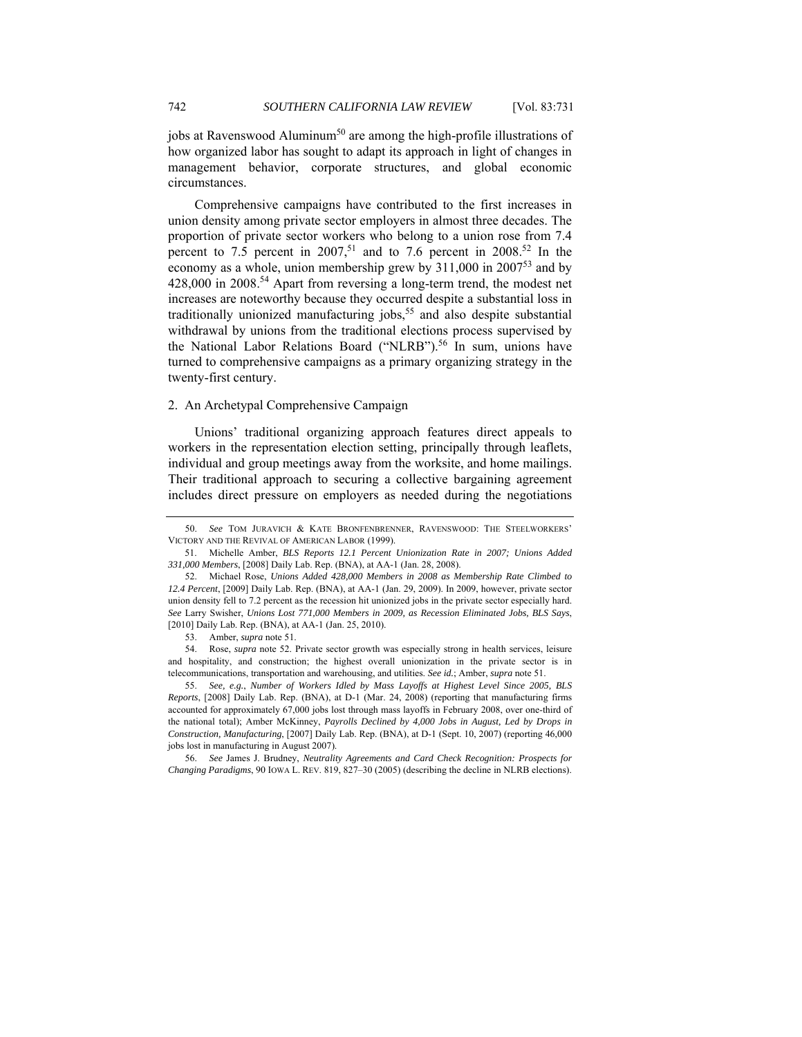jobs at Ravenswood Aluminum[50] are among the high-profile illustrations of how organized labor has sought to adapt its approach in light of changes in management behavior, corporate structures, and global economic circumstances.

Comprehensive campaigns have contributed to the first increases in union density among private sector employers in almost three decades. The proportion of private sector workers who belong to a union rose from 7.4 percent to 7.5 percent in 2007,[51] and to 7.6 percent in 2008.[52] In the economy as a whole, union membership grew by 311,000 in 2007[53] and by 428,000 in 2008.[54] Apart from reversing a long-term trend, the modest net increases are noteworthy because they occurred despite a substantial loss in traditionally unionized manufacturing jobs,[55] and also despite substantial withdrawal by unions from the traditional elections process supervised by the National Labor Relations Board ("NLRB").[56] In sum, unions have turned to comprehensive campaigns as a primary organizing strategy in the twenty-first century.

### 2. An Archetypal Comprehensive Campaign

Unions' traditional organizing approach features direct appeals to workers in the representation election setting, principally through leaflets, individual and group meetings away from the worksite, and home mailings. Their traditional approach to securing a collective bargaining agreement includes direct pressure on employers as needed during the negotiations

---

50. *See* TOM JURAVICH & KATE BRONFENBRENNER, RAVENSWOOD: THE STEELWORKERS' VICTORY AND THE REVIVAL OF AMERICAN LABOR (1999).

51. Michelle Amber, *BLS Reports 12.1 Percent Unionization Rate in 2007; Unions Added 331,000 Members*, [2008] Daily Lab. Rep. (BNA), at AA-1 (Jan. 28, 2008).

52. Michael Rose, *Unions Added 428,000 Members in 2008 as Membership Rate Climbed to 12.4 Percent*, [2009] Daily Lab. Rep. (BNA), at AA-1 (Jan. 29, 2009). In 2009, however, private sector union density fell to 7.2 percent as the recession hit unionized jobs in the private sector especially hard. *See* Larry Swisher, *Unions Lost 771,000 Members in 2009, as Recession Eliminated Jobs, BLS Says*, [2010] Daily Lab. Rep. (BNA), at AA-1 (Jan. 25, 2010).

53. Amber, *supra* note 51.

54. Rose, *supra* note 52. Private sector growth was especially strong in health services, leisure and hospitality, and construction; the highest overall unionization in the private sector is in telecommunications, transportation and warehousing, and utilities. *See id.*; Amber, *supra* note 51.

55. *See, e.g.*, *Number of Workers Idled by Mass Layoffs at Highest Level Since 2005, BLS Reports*, [2008] Daily Lab. Rep. (BNA), at D-1 (Mar. 24, 2008) (reporting that manufacturing firms accounted for approximately 67,000 jobs lost through mass layoffs in February 2008, over one-third of the national total); Amber McKinney, *Payrolls Declined by 4,000 Jobs in August, Led by Drops in Construction, Manufacturing*, [2007] Daily Lab. Rep. (BNA), at D-1 (Sept. 10, 2007) (reporting 46,000 jobs lost in manufacturing in August 2007).

56. *See* James J. Brudney, *Neutrality Agreements and Card Check Recognition: Prospects for Changing Paradigms*, 90 IOWA L. REV. 819, 827–30 (2005) (describing the decline in NLRB elections).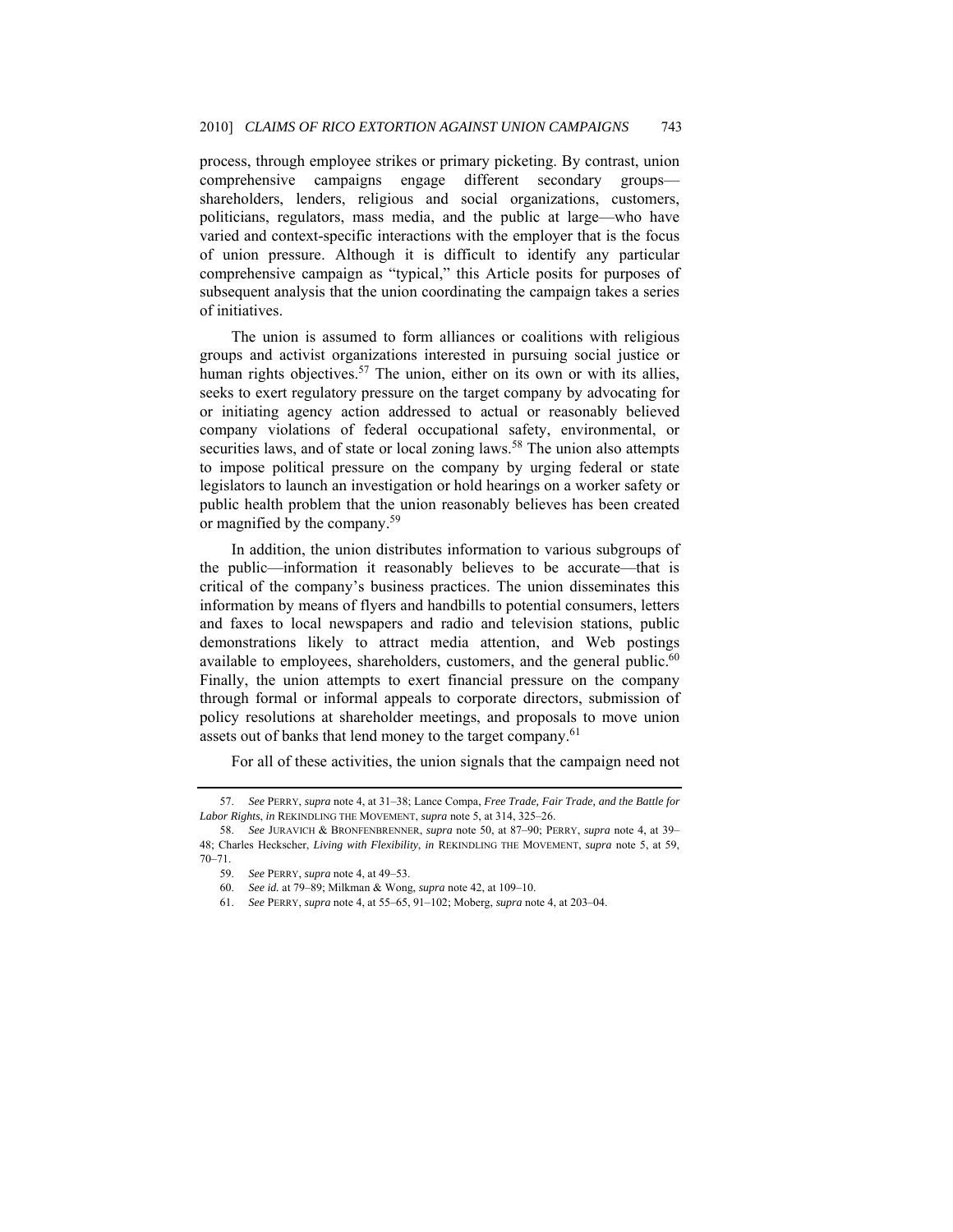process, through employee strikes or primary picketing. By contrast, union comprehensive campaigns engage different secondary groups—shareholders, lenders, religious and social organizations, customers, politicians, regulators, mass media, and the public at large—who have varied and context-specific interactions with the employer that is the focus of union pressure. Although it is difficult to identify any particular comprehensive campaign as "typical," this Article posits for purposes of subsequent analysis that the union coordinating the campaign takes a series of initiatives.

The union is assumed to form alliances or coalitions with religious groups and activist organizations interested in pursuing social justice or human rights objectives.[57] The union, either on its own or with its allies, seeks to exert regulatory pressure on the target company by advocating for or initiating agency action addressed to actual or reasonably believed company violations of federal occupational safety, environmental, or securities laws, and of state or local zoning laws.[58] The union also attempts to impose political pressure on the company by urging federal or state legislators to launch an investigation or hold hearings on a worker safety or public health problem that the union reasonably believes has been created or magnified by the company.[59]

In addition, the union distributes information to various subgroups of the public—information it reasonably believes to be accurate—that is critical of the company's business practices. The union disseminates this information by means of flyers and handbills to potential consumers, letters and faxes to local newspapers and radio and television stations, public demonstrations likely to attract media attention, and Web postings available to employees, shareholders, customers, and the general public.[60] Finally, the union attempts to exert financial pressure on the company through formal or informal appeals to corporate directors, submission of policy resolutions at shareholder meetings, and proposals to move union assets out of banks that lend money to the target company.[61]

For all of these activities, the union signals that the campaign need not

---

57. *See* PERRY, *supra* note 4, at 31–38; Lance Compa, *Free Trade, Fair Trade, and the Battle for Labor Rights*, *in* REKINDLING THE MOVEMENT, *supra* note 5, at 314, 325–26.

58. *See* JURAVICH & BRONFENBRENNER, *supra* note 50, at 87–90; PERRY, *supra* note 4, at 39–48; Charles Heckscher, *Living with Flexibility*, *in* REKINDLING THE MOVEMENT, *supra* note 5, at 59, 70–71.

59. *See* PERRY, *supra* note 4, at 49–53.

60. *See id.* at 79–89; Milkman & Wong, *supra* note 42, at 109–10.

61. *See* PERRY, *supra* note 4, at 55–65, 91–102; Moberg, *supra* note 4, at 203–04.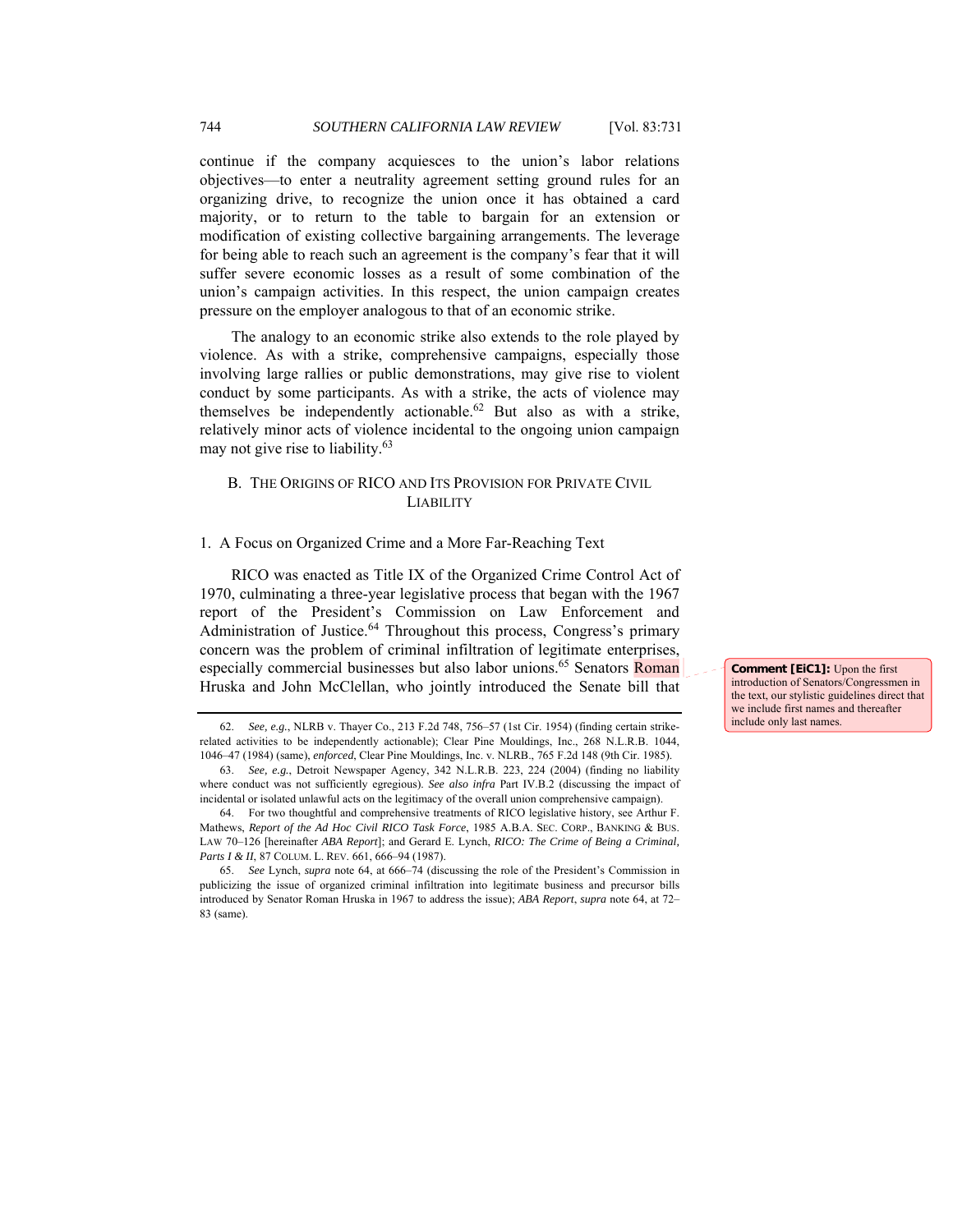continue if the company acquiesces to the union's labor relations objectives—to enter a neutrality agreement setting ground rules for an organizing drive, to recognize the union once it has obtained a card majority, or to return to the table to bargain for an extension or modification of existing collective bargaining arrangements. The leverage for being able to reach such an agreement is the company's fear that it will suffer severe economic losses as a result of some combination of the union's campaign activities. In this respect, the union campaign creates pressure on the employer analogous to that of an economic strike.

The analogy to an economic strike also extends to the role played by violence. As with a strike, comprehensive campaigns, especially those involving large rallies or public demonstrations, may give rise to violent conduct by some participants. As with a strike, the acts of violence may themselves be independently actionable.[62] But also as with a strike, relatively minor acts of violence incidental to the ongoing union campaign may not give rise to liability.[63]

## B. THE ORIGINS OF RICO AND ITS PROVISION FOR PRIVATE CIVIL LIABILITY

### 1. A Focus on Organized Crime and a More Far-Reaching Text

RICO was enacted as Title IX of the Organized Crime Control Act of 1970, culminating a three-year legislative process that began with the 1967 report of the President's Commission on Law Enforcement and Administration of Justice.[64] Throughout this process, Congress's primary concern was the problem of criminal infiltration of legitimate enterprises, especially commercial businesses but also labor unions.[65] Senators Roman Hruska and John McClellan, who jointly introduced the Senate bill that

**Comment [EiC1]:** Upon the first introduction of Senators/Congressmen in the text, our stylistic guidelines direct that we include first names and thereafter include only last names.

---

62. *See, e.g.*, NLRB v. Thayer Co., 213 F.2d 748, 756–57 (1st Cir. 1954) (finding certain strike-related activities to be independently actionable); Clear Pine Mouldings, Inc., 268 N.L.R.B. 1044, 1046–47 (1984) (same), *enforced*, Clear Pine Mouldings, Inc. v. NLRB., 765 F.2d 148 (9th Cir. 1985).

63. *See, e.g.*, Detroit Newspaper Agency, 342 N.L.R.B. 223, 224 (2004) (finding no liability where conduct was not sufficiently egregious). *See also infra* Part IV.B.2 (discussing the impact of incidental or isolated unlawful acts on the legitimacy of the overall union comprehensive campaign).

64. For two thoughtful and comprehensive treatments of RICO legislative history, see Arthur F. Mathews, *Report of the Ad Hoc Civil RICO Task Force*, 1985 A.B.A. SEC. CORP., BANKING & BUS. LAW 70–126 [hereinafter *ABA Report*]; and Gerard E. Lynch, *RICO: The Crime of Being a Criminal, Parts I & II*, 87 COLUM. L. REV. 661, 666–94 (1987).

65. *See* Lynch, *supra* note 64, at 666–74 (discussing the role of the President's Commission in publicizing the issue of organized criminal infiltration into legitimate business and precursor bills introduced by Senator Roman Hruska in 1967 to address the issue); *ABA Report*, *supra* note 64, at 72–83 (same).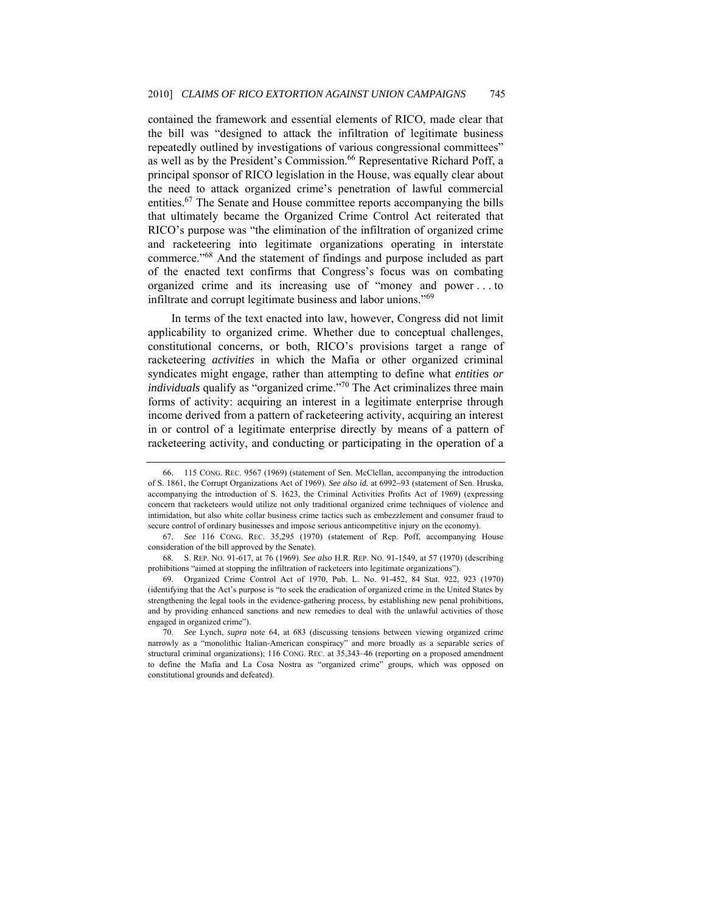contained the framework and essential elements of RICO, made clear that the bill was "designed to attack the infiltration of legitimate business repeatedly outlined by investigations of various congressional committees" as well as by the President's Commission.[66] Representative Richard Poff, a principal sponsor of RICO legislation in the House, was equally clear about the need to attack organized crime's penetration of lawful commercial entities.[67] The Senate and House committee reports accompanying the bills that ultimately became the Organized Crime Control Act reiterated that RICO's purpose was "the elimination of the infiltration of organized crime and racketeering into legitimate organizations operating in interstate commerce."[68] And the statement of findings and purpose included as part of the enacted text confirms that Congress's focus was on combating organized crime and its increasing use of "money and power . . . to infiltrate and corrupt legitimate business and labor unions."[69]

In terms of the text enacted into law, however, Congress did not limit applicability to organized crime. Whether due to conceptual challenges, constitutional concerns, or both, RICO's provisions target a range of racketeering *activities* in which the Mafia or other organized criminal syndicates might engage, rather than attempting to define what *entities or individuals* qualify as "organized crime."[70] The Act criminalizes three main forms of activity: acquiring an interest in a legitimate enterprise through income derived from a pattern of racketeering activity, acquiring an interest in or control of a legitimate enterprise directly by means of a pattern of racketeering activity, and conducting or participating in the operation of a

---

66. 115 CONG. REC. 9567 (1969) (statement of Sen. McClellan, accompanying the introduction of S. 1861, the Corrupt Organizations Act of 1969). *See also id.* at 6992–93 (statement of Sen. Hruska, accompanying the introduction of S. 1623, the Criminal Activities Profits Act of 1969) (expressing concern that racketeers would utilize not only traditional organized crime techniques of violence and intimidation, but also white collar business crime tactics such as embezzlement and consumer fraud to secure control of ordinary businesses and impose serious anticompetitive injury on the economy).

67. *See* 116 CONG. REC. 35,295 (1970) (statement of Rep. Poff, accompanying House consideration of the bill approved by the Senate).

68. S. REP. NO. 91-617, at 76 (1969). *See also* H.R. REP. NO. 91-1549, at 57 (1970) (describing prohibitions "aimed at stopping the infiltration of racketeers into legitimate organizations").

69. Organized Crime Control Act of 1970, Pub. L. No. 91-452, 84 Stat. 922, 923 (1970) (identifying that the Act's purpose is "to seek the eradication of organized crime in the United States by strengthening the legal tools in the evidence-gathering process, by establishing new penal prohibitions, and by providing enhanced sanctions and new remedies to deal with the unlawful activities of those engaged in organized crime").

70. *See* Lynch, *supra* note 64, at 683 (discussing tensions between viewing organized crime narrowly as a "monolithic Italian-American conspiracy" and more broadly as a separable series of structural criminal organizations); 116 CONG. REC. at 35,343–46 (reporting on a proposed amendment to define the Mafia and La Cosa Nostra as "organized crime" groups, which was opposed on constitutional grounds and defeated).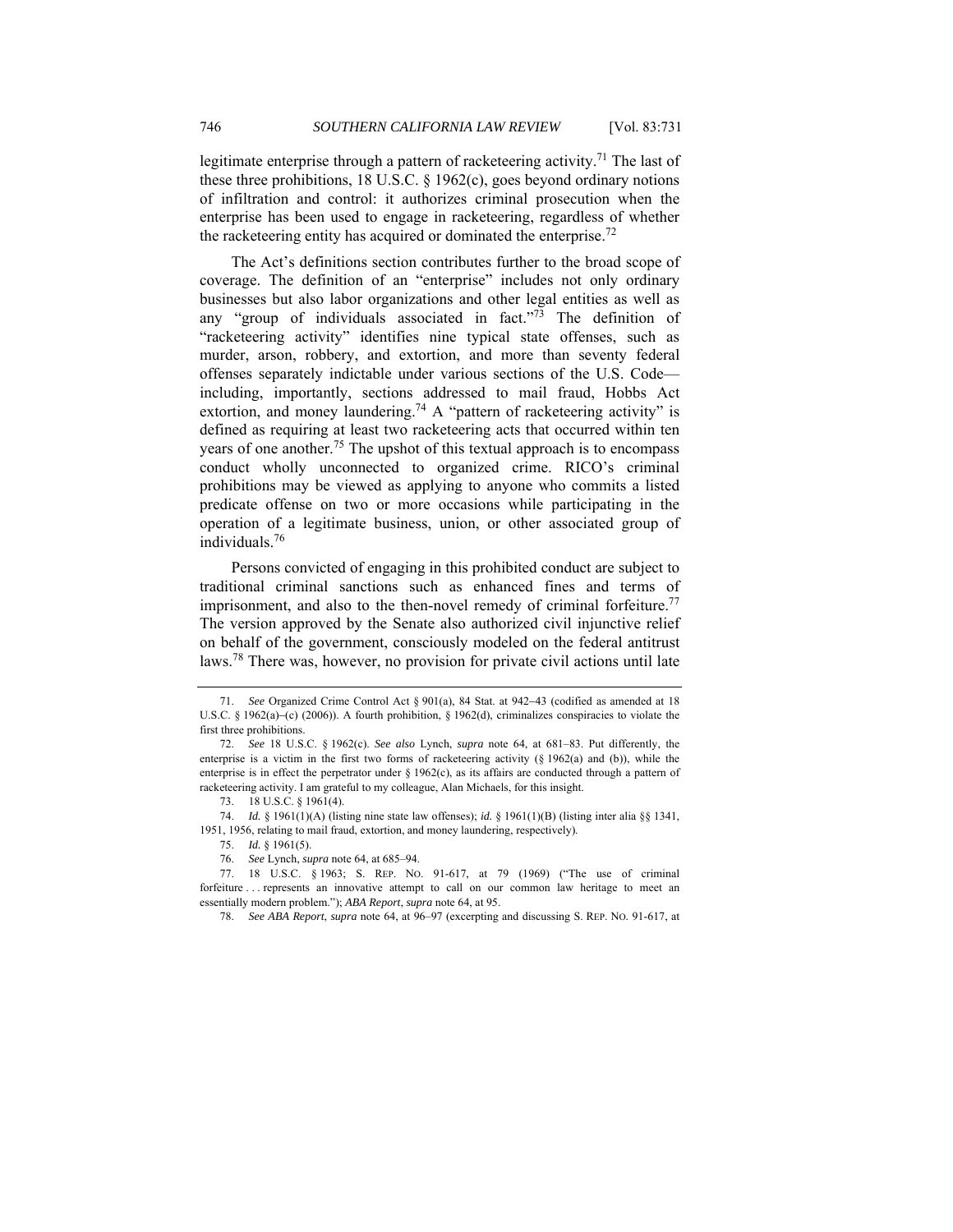legitimate enterprise through a pattern of racketeering activity.[71] The last of these three prohibitions, 18 U.S.C. § 1962(c), goes beyond ordinary notions of infiltration and control: it authorizes criminal prosecution when the enterprise has been used to engage in racketeering, regardless of whether the racketeering entity has acquired or dominated the enterprise.[72]

The Act's definitions section contributes further to the broad scope of coverage. The definition of an "enterprise" includes not only ordinary businesses but also labor organizations and other legal entities as well as any "group of individuals associated in fact."[73] The definition of "racketeering activity" identifies nine typical state offenses, such as murder, arson, robbery, and extortion, and more than seventy federal offenses separately indictable under various sections of the U.S. Code—including, importantly, sections addressed to mail fraud, Hobbs Act extortion, and money laundering.[74] A "pattern of racketeering activity" is defined as requiring at least two racketeering acts that occurred within ten years of one another.[75] The upshot of this textual approach is to encompass conduct wholly unconnected to organized crime. RICO's criminal prohibitions may be viewed as applying to anyone who commits a listed predicate offense on two or more occasions while participating in the operation of a legitimate business, union, or other associated group of individuals.[76]

Persons convicted of engaging in this prohibited conduct are subject to traditional criminal sanctions such as enhanced fines and terms of imprisonment, and also to the then-novel remedy of criminal forfeiture.[77] The version approved by the Senate also authorized civil injunctive relief on behalf of the government, consciously modeled on the federal antitrust laws.[78] There was, however, no provision for private civil actions until late

---

71. *See* Organized Crime Control Act § 901(a), 84 Stat. at 942–43 (codified as amended at 18 U.S.C. § 1962(a)–(c) (2006)). A fourth prohibition, § 1962(d), criminalizes conspiracies to violate the first three prohibitions.

72. *See* 18 U.S.C. § 1962(c). *See also* Lynch, *supra* note 64, at 681–83. Put differently, the enterprise is a victim in the first two forms of racketeering activity (§ 1962(a) and (b)), while the enterprise is in effect the perpetrator under § 1962(c), as its affairs are conducted through a pattern of racketeering activity. I am grateful to my colleague, Alan Michaels, for this insight.

73. 18 U.S.C. § 1961(4).

74. *Id.* § 1961(1)(A) (listing nine state law offenses); *id.* § 1961(1)(B) (listing inter alia §§ 1341, 1951, 1956, relating to mail fraud, extortion, and money laundering, respectively).

75. *Id.* § 1961(5).

76. *See* Lynch, *supra* note 64, at 685–94.

77. 18 U.S.C. § 1963; S. REP. NO. 91-617, at 79 (1969) ("The use of criminal forfeiture . . . represents an innovative attempt to call on our common law heritage to meet an essentially modern problem."); *ABA Report*, *supra* note 64, at 95.

78. *See ABA Report*, *supra* note 64, at 96–97 (excerpting and discussing S. REP. NO. 91-617, at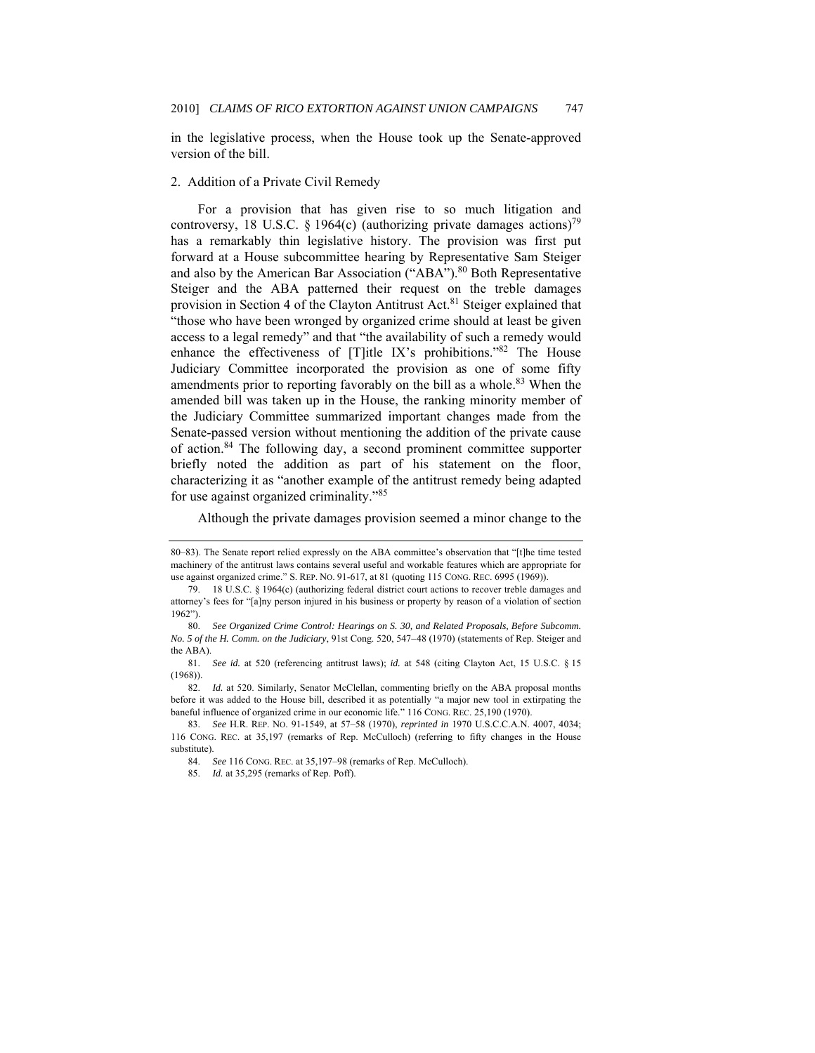in the legislative process, when the House took up the Senate-approved version of the bill.

### 2. Addition of a Private Civil Remedy

For a provision that has given rise to so much litigation and controversy, 18 U.S.C. § 1964(c) (authorizing private damages actions)[79] has a remarkably thin legislative history. The provision was first put forward at a House subcommittee hearing by Representative Sam Steiger and also by the American Bar Association ("ABA").[80] Both Representative Steiger and the ABA patterned their request on the treble damages provision in Section 4 of the Clayton Antitrust Act.[81] Steiger explained that "those who have been wronged by organized crime should at least be given access to a legal remedy" and that "the availability of such a remedy would enhance the effectiveness of [T]itle IX's prohibitions."[82] The House Judiciary Committee incorporated the provision as one of some fifty amendments prior to reporting favorably on the bill as a whole.[83] When the amended bill was taken up in the House, the ranking minority member of the Judiciary Committee summarized important changes made from the Senate-passed version without mentioning the addition of the private cause of action.[84] The following day, a second prominent committee supporter briefly noted the addition as part of his statement on the floor, characterizing it as "another example of the antitrust remedy being adapted for use against organized criminality."[85]

Although the private damages provision seemed a minor change to the

---

80–83). The Senate report relied expressly on the ABA committee's observation that "[t]he time tested machinery of the antitrust laws contains several useful and workable features which are appropriate for use against organized crime." S. REP. NO. 91-617, at 81 (quoting 115 CONG. REC. 6995 (1969)).

79. 18 U.S.C. § 1964(c) (authorizing federal district court actions to recover treble damages and attorney's fees for "[a]ny person injured in his business or property by reason of a violation of section 1962").

80. *See Organized Crime Control: Hearings on S. 30, and Related Proposals, Before Subcomm. No. 5 of the H. Comm. on the Judiciary*, 91st Cong. 520, 547–48 (1970) (statements of Rep. Steiger and the ABA).

81. *See id.* at 520 (referencing antitrust laws); *id.* at 548 (citing Clayton Act, 15 U.S.C. § 15 (1968)).

82. *Id.* at 520. Similarly, Senator McClellan, commenting briefly on the ABA proposal months before it was added to the House bill, described it as potentially "a major new tool in extirpating the baneful influence of organized crime in our economic life." 116 CONG. REC. 25,190 (1970).

83. *See* H.R. REP. NO. 91-1549, at 57–58 (1970), *reprinted in* 1970 U.S.C.C.A.N. 4007, 4034; 116 CONG. REC. at 35,197 (remarks of Rep. McCulloch) (referring to fifty changes in the House substitute).

84. *See* 116 CONG. REC. at 35,197–98 (remarks of Rep. McCulloch).

85. *Id.* at 35,295 (remarks of Rep. Poff).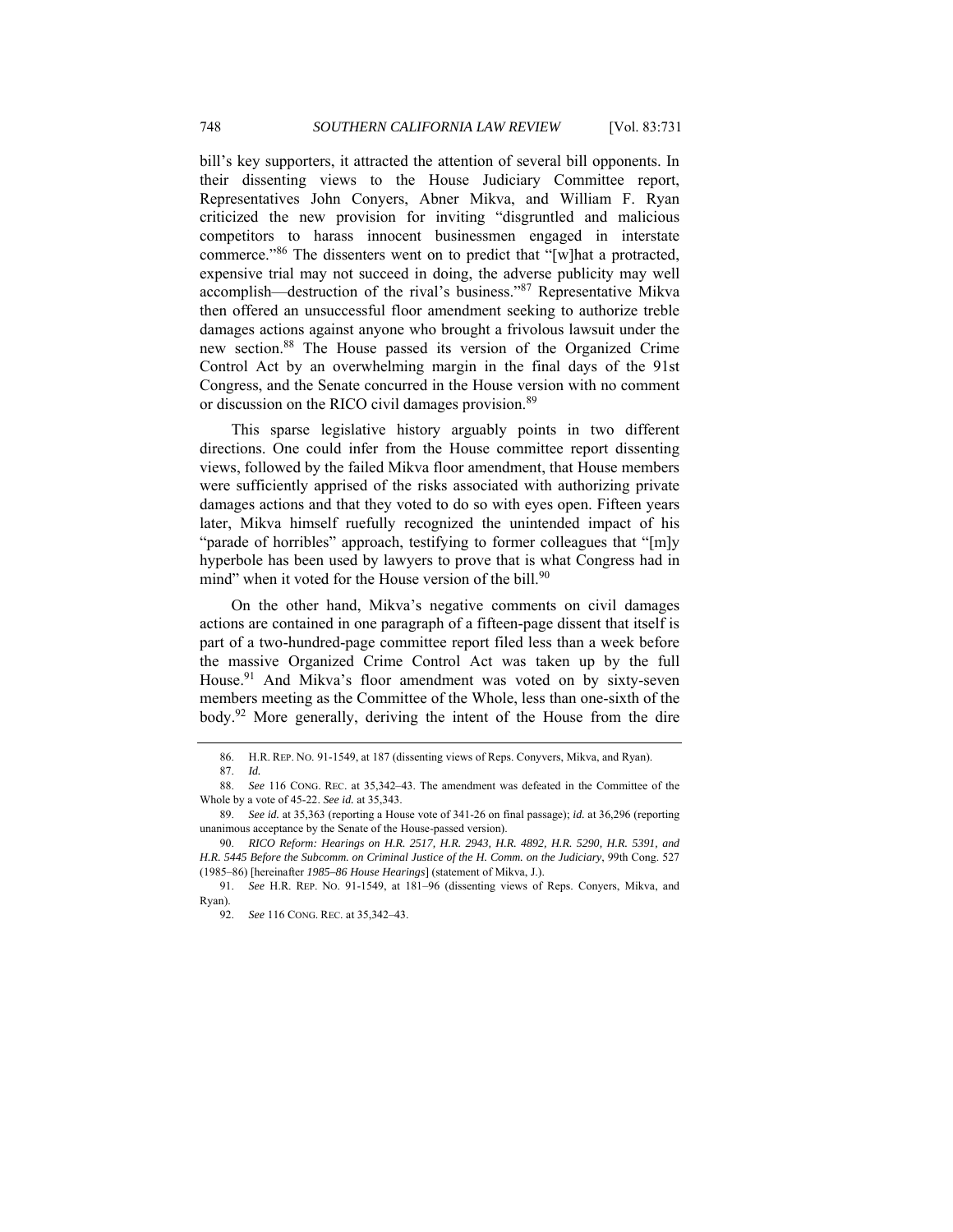bill's key supporters, it attracted the attention of several bill opponents. In their dissenting views to the House Judiciary Committee report, Representatives John Conyers, Abner Mikva, and William F. Ryan criticized the new provision for inviting "disgruntled and malicious competitors to harass innocent businessmen engaged in interstate commerce."[86] The dissenters went on to predict that "[w]hat a protracted, expensive trial may not succeed in doing, the adverse publicity may well accomplish—destruction of the rival's business."[87] Representative Mikva then offered an unsuccessful floor amendment seeking to authorize treble damages actions against anyone who brought a frivolous lawsuit under the new section.[88] The House passed its version of the Organized Crime Control Act by an overwhelming margin in the final days of the 91st Congress, and the Senate concurred in the House version with no comment or discussion on the RICO civil damages provision.[89]

This sparse legislative history arguably points in two different directions. One could infer from the House committee report dissenting views, followed by the failed Mikva floor amendment, that House members were sufficiently apprised of the risks associated with authorizing private damages actions and that they voted to do so with eyes open. Fifteen years later, Mikva himself ruefully recognized the unintended impact of his "parade of horribles" approach, testifying to former colleagues that "[m]y hyperbole has been used by lawyers to prove that is what Congress had in mind" when it voted for the House version of the bill.[90]

On the other hand, Mikva's negative comments on civil damages actions are contained in one paragraph of a fifteen-page dissent that itself is part of a two-hundred-page committee report filed less than a week before the massive Organized Crime Control Act was taken up by the full House.[91] And Mikva's floor amendment was voted on by sixty-seven members meeting as the Committee of the Whole, less than one-sixth of the body.[92] More generally, deriving the intent of the House from the dire

86. H.R. REP. NO. 91-1549, at 187 (dissenting views of Reps. Conyvers, Mikva, and Ryan).

87. *Id.*

88. *See* 116 CONG. REC. at 35,342–43. The amendment was defeated in the Committee of the Whole by a vote of 45-22. *See id.* at 35,343.

89. *See id.* at 35,363 (reporting a House vote of 341-26 on final passage); *id.* at 36,296 (reporting unanimous acceptance by the Senate of the House-passed version).

90. *RICO Reform: Hearings on H.R. 2517, H.R. 2943, H.R. 4892, H.R. 5290, H.R. 5391, and H.R. 5445 Before the Subcomm. on Criminal Justice of the H. Comm. on the Judiciary*, 99th Cong. 527 (1985–86) [hereinafter *1985–86 House Hearings*] (statement of Mikva, J.).

91. *See* H.R. REP. NO. 91-1549, at 181–96 (dissenting views of Reps. Conyers, Mikva, and Ryan).

92. *See* 116 CONG. REC. at 35,342–43.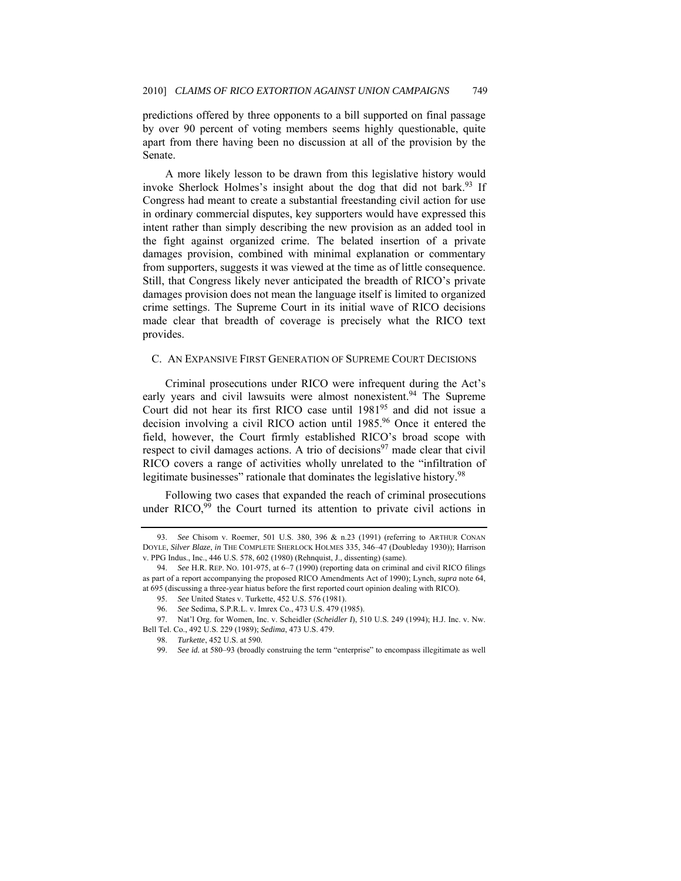predictions offered by three opponents to a bill supported on final passage by over 90 percent of voting members seems highly questionable, quite apart from there having been no discussion at all of the provision by the Senate.

A more likely lesson to be drawn from this legislative history would invoke Sherlock Holmes's insight about the dog that did not bark.[93] If Congress had meant to create a substantial freestanding civil action for use in ordinary commercial disputes, key supporters would have expressed this intent rather than simply describing the new provision as an added tool in the fight against organized crime. The belated insertion of a private damages provision, combined with minimal explanation or commentary from supporters, suggests it was viewed at the time as of little consequence. Still, that Congress likely never anticipated the breadth of RICO's private damages provision does not mean the language itself is limited to organized crime settings. The Supreme Court in its initial wave of RICO decisions made clear that breadth of coverage is precisely what the RICO text provides.

### C. AN EXPANSIVE FIRST GENERATION OF SUPREME COURT DECISIONS

Criminal prosecutions under RICO were infrequent during the Act's early years and civil lawsuits were almost nonexistent.[94] The Supreme Court did not hear its first RICO case until 1981[95] and did not issue a decision involving a civil RICO action until 1985.[96] Once it entered the field, however, the Court firmly established RICO's broad scope with respect to civil damages actions. A trio of decisions[97] made clear that civil RICO covers a range of activities wholly unrelated to the "infiltration of legitimate businesses" rationale that dominates the legislative history.[98]

Following two cases that expanded the reach of criminal prosecutions under RICO,[99] the Court turned its attention to private civil actions in

---

93. *See* Chisom v. Roemer, 501 U.S. 380, 396 & n.23 (1991) (referring to ARTHUR CONAN DOYLE, *Silver Blaze*, *in* THE COMPLETE SHERLOCK HOLMES 335, 346–47 (Doubleday 1930)); Harrison v. PPG Indus., Inc., 446 U.S. 578, 602 (1980) (Rehnquist, J., dissenting) (same).

94. *See* H.R. REP. NO. 101-975, at 6–7 (1990) (reporting data on criminal and civil RICO filings as part of a report accompanying the proposed RICO Amendments Act of 1990); Lynch, *supra* note 64, at 695 (discussing a three-year hiatus before the first reported court opinion dealing with RICO).

95. *See* United States v. Turkette, 452 U.S. 576 (1981).

96. *See* Sedima, S.P.R.L. v. Imrex Co., 473 U.S. 479 (1985).

97. Nat'l Org. for Women, Inc. v. Scheidler (*Scheidler I*), 510 U.S. 249 (1994); H.J. Inc. v. Nw. Bell Tel. Co., 492 U.S. 229 (1989); *Sedima*, 473 U.S. 479.

98. *Turkette*, 452 U.S. at 590.

99. *See id.* at 580–93 (broadly construing the term "enterprise" to encompass illegitimate as well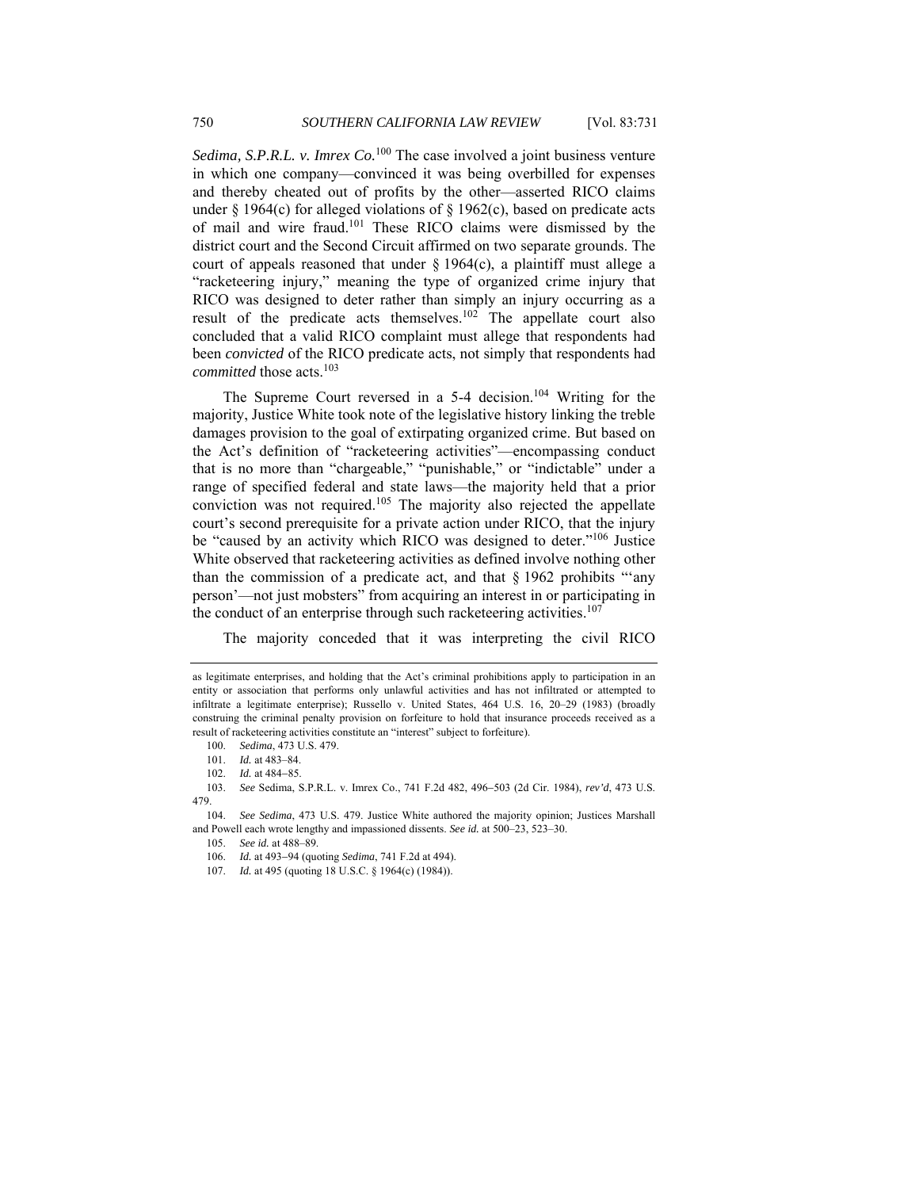*Sedima, S.P.R.L. v. Imrex Co.*[100] The case involved a joint business venture in which one company—convinced it was being overbilled for expenses and thereby cheated out of profits by the other—asserted RICO claims under § 1964(c) for alleged violations of § 1962(c), based on predicate acts of mail and wire fraud.[101] These RICO claims were dismissed by the district court and the Second Circuit affirmed on two separate grounds. The court of appeals reasoned that under § 1964(c), a plaintiff must allege a "racketeering injury," meaning the type of organized crime injury that RICO was designed to deter rather than simply an injury occurring as a result of the predicate acts themselves.[102] The appellate court also concluded that a valid RICO complaint must allege that respondents had been *convicted* of the RICO predicate acts, not simply that respondents had *committed* those acts.[103]

The Supreme Court reversed in a 5-4 decision.[104] Writing for the majority, Justice White took note of the legislative history linking the treble damages provision to the goal of extirpating organized crime. But based on the Act's definition of "racketeering activities"—encompassing conduct that is no more than "chargeable," "punishable," or "indictable" under a range of specified federal and state laws—the majority held that a prior conviction was not required.[105] The majority also rejected the appellate court's second prerequisite for a private action under RICO, that the injury be "caused by an activity which RICO was designed to deter."[106] Justice White observed that racketeering activities as defined involve nothing other than the commission of a predicate act, and that § 1962 prohibits "'any person'—not just mobsters" from acquiring an interest in or participating in the conduct of an enterprise through such racketeering activities.[107]

The majority conceded that it was interpreting the civil RICO

---

as legitimate enterprises, and holding that the Act's criminal prohibitions apply to participation in an entity or association that performs only unlawful activities and has not infiltrated or attempted to infiltrate a legitimate enterprise); Russello v. United States, 464 U.S. 16, 20–29 (1983) (broadly construing the criminal penalty provision on forfeiture to hold that insurance proceeds received as a result of racketeering activities constitute an "interest" subject to forfeiture).

100. *Sedima*, 473 U.S. 479.

101. *Id.* at 483–84.

102. *Id.* at 484–85.

103. *See* Sedima, S.P.R.L. v. Imrex Co., 741 F.2d 482, 496–503 (2d Cir. 1984), *rev'd*, 473 U.S. 479.

104. *See Sedima*, 473 U.S. 479. Justice White authored the majority opinion; Justices Marshall and Powell each wrote lengthy and impassioned dissents. *See id.* at 500–23, 523–30.

105. *See id.* at 488–89.

106. *Id.* at 493–94 (quoting *Sedima*, 741 F.2d at 494).

107. *Id.* at 495 (quoting 18 U.S.C. § 1964(c) (1984)).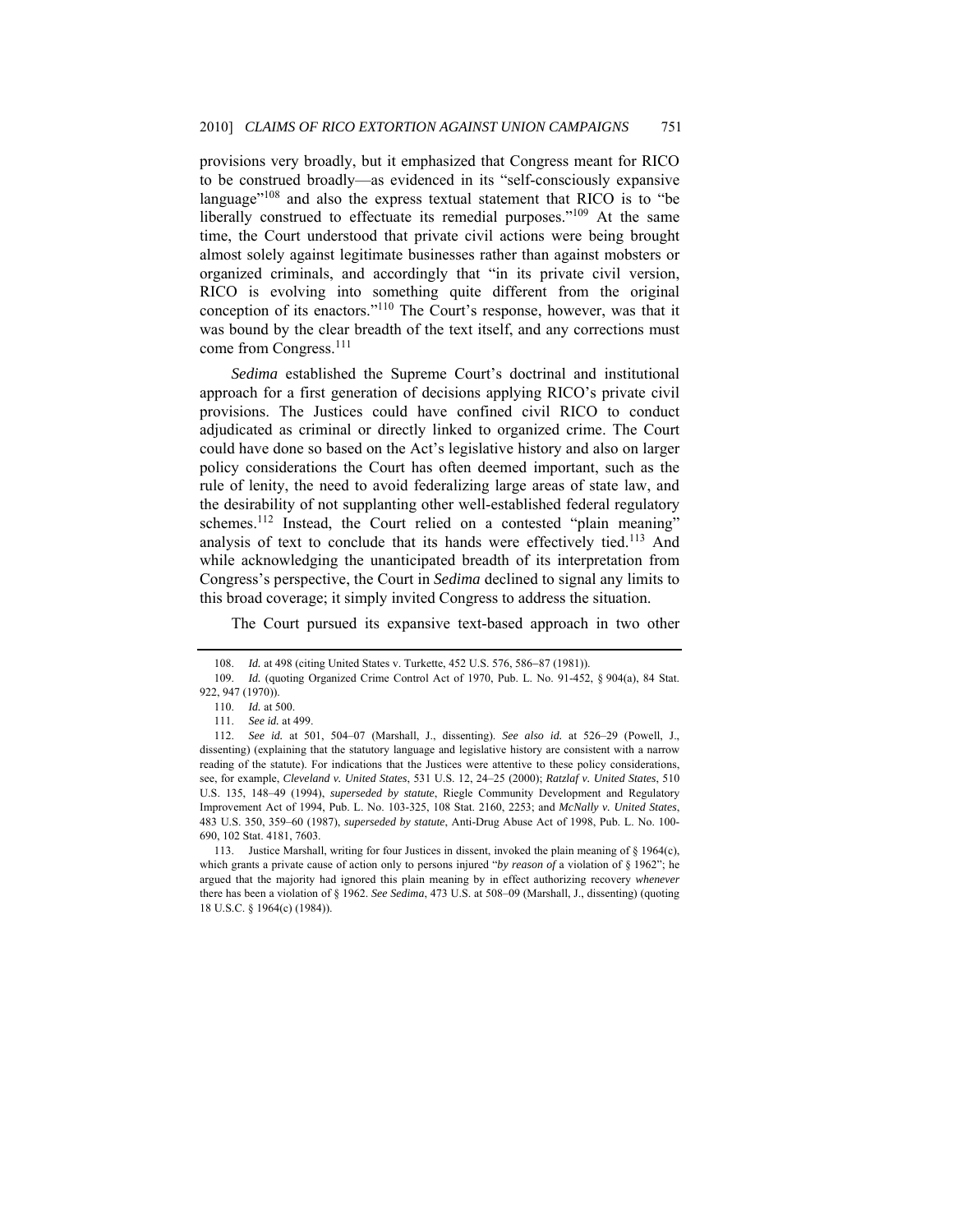provisions very broadly, but it emphasized that Congress meant for RICO to be construed broadly—as evidenced in its "self-consciously expansive language"[108] and also the express textual statement that RICO is to "be liberally construed to effectuate its remedial purposes."[109] At the same time, the Court understood that private civil actions were being brought almost solely against legitimate businesses rather than against mobsters or organized criminals, and accordingly that "in its private civil version, RICO is evolving into something quite different from the original conception of its enactors."[110] The Court's response, however, was that it was bound by the clear breadth of the text itself, and any corrections must come from Congress.[111]

*Sedima* established the Supreme Court's doctrinal and institutional approach for a first generation of decisions applying RICO's private civil provisions. The Justices could have confined civil RICO to conduct adjudicated as criminal or directly linked to organized crime. The Court could have done so based on the Act's legislative history and also on larger policy considerations the Court has often deemed important, such as the rule of lenity, the need to avoid federalizing large areas of state law, and the desirability of not supplanting other well-established federal regulatory schemes.[112] Instead, the Court relied on a contested "plain meaning" analysis of text to conclude that its hands were effectively tied.[113] And while acknowledging the unanticipated breadth of its interpretation from Congress's perspective, the Court in *Sedima* declined to signal any limits to this broad coverage; it simply invited Congress to address the situation.

The Court pursued its expansive text-based approach in two other

---

108. *Id.* at 498 (citing United States v. Turkette, 452 U.S. 576, 586–87 (1981)).

109. *Id.* (quoting Organized Crime Control Act of 1970, Pub. L. No. 91-452, § 904(a), 84 Stat. 922, 947 (1970)).

110. *Id.* at 500.

111. *See id.* at 499.

112. *See id.* at 501, 504–07 (Marshall, J., dissenting). *See also id.* at 526–29 (Powell, J., dissenting) (explaining that the statutory language and legislative history are consistent with a narrow reading of the statute). For indications that the Justices were attentive to these policy considerations, see, for example, *Cleveland v. United States*, 531 U.S. 12, 24–25 (2000); *Ratzlaf v. United States*, 510 U.S. 135, 148–49 (1994), *superseded by statute*, Riegle Community Development and Regulatory Improvement Act of 1994, Pub. L. No. 103-325, 108 Stat. 2160, 2253; and *McNally v. United States*, 483 U.S. 350, 359–60 (1987), *superseded by statute*, Anti-Drug Abuse Act of 1998, Pub. L. No. 100-690, 102 Stat. 4181, 7603.

113. Justice Marshall, writing for four Justices in dissent, invoked the plain meaning of § 1964(c), which grants a private cause of action only to persons injured "*by reason of* a violation of § 1962"; he argued that the majority had ignored this plain meaning by in effect authorizing recovery *whenever* there has been a violation of § 1962. *See Sedima*, 473 U.S. at 508–09 (Marshall, J., dissenting) (quoting 18 U.S.C. § 1964(c) (1984)).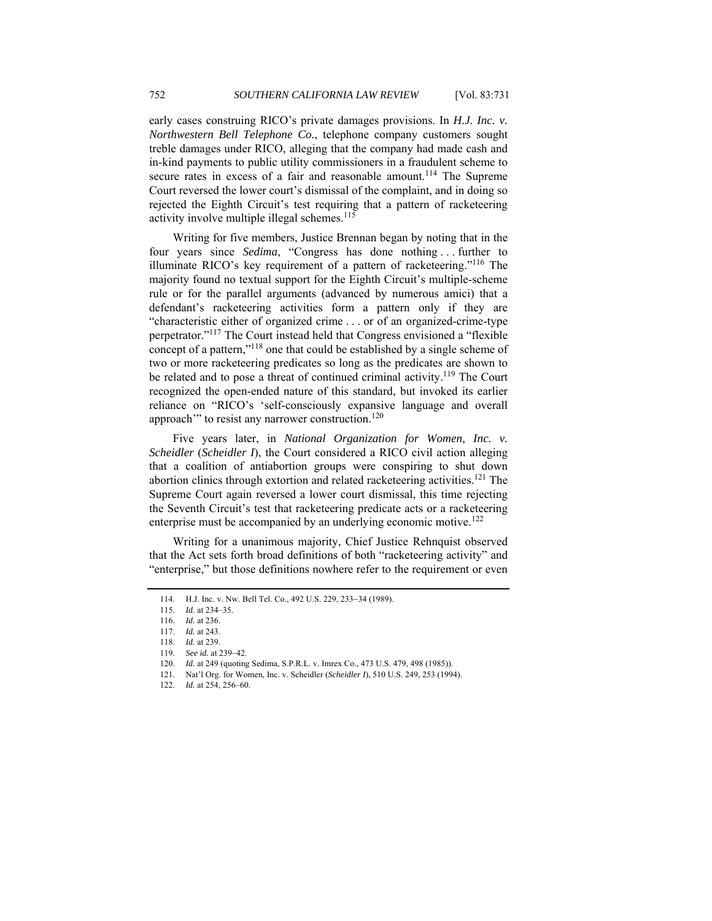early cases construing RICO's private damages provisions. In *H.J. Inc. v. Northwestern Bell Telephone Co.*, telephone company customers sought treble damages under RICO, alleging that the company had made cash and in-kind payments to public utility commissioners in a fraudulent scheme to secure rates in excess of a fair and reasonable amount.[114] The Supreme Court reversed the lower court's dismissal of the complaint, and in doing so rejected the Eighth Circuit's test requiring that a pattern of racketeering activity involve multiple illegal schemes.[115]

Writing for five members, Justice Brennan began by noting that in the four years since *Sedima*, "Congress has done nothing . . . further to illuminate RICO's key requirement of a pattern of racketeering."[116] The majority found no textual support for the Eighth Circuit's multiple-scheme rule or for the parallel arguments (advanced by numerous amici) that a defendant's racketeering activities form a pattern only if they are "characteristic either of organized crime . . . or of an organized-crime-type perpetrator."[117] The Court instead held that Congress envisioned a "flexible concept of a pattern,"[118] one that could be established by a single scheme of two or more racketeering predicates so long as the predicates are shown to be related and to pose a threat of continued criminal activity.[119] The Court recognized the open-ended nature of this standard, but invoked its earlier reliance on "RICO's 'self-consciously expansive language and overall approach'" to resist any narrower construction.[120]

Five years later, in *National Organization for Women, Inc. v. Scheidler* (*Scheidler I*), the Court considered a RICO civil action alleging that a coalition of antiabortion groups were conspiring to shut down abortion clinics through extortion and related racketeering activities.[121] The Supreme Court again reversed a lower court dismissal, this time rejecting the Seventh Circuit's test that racketeering predicate acts or a racketeering enterprise must be accompanied by an underlying economic motive.[122]

Writing for a unanimous majority, Chief Justice Rehnquist observed that the Act sets forth broad definitions of both "racketeering activity" and "enterprise," but those definitions nowhere refer to the requirement or even

---

114. H.J. Inc. v. Nw. Bell Tel. Co., 492 U.S. 229, 233–34 (1989).

115. *Id.* at 234–35.

116. *Id.* at 236.

117. *Id.* at 243.

118. *Id.* at 239.

119. *See id.* at 239–42.

120. *Id.* at 249 (quoting Sedima, S.P.R.L. v. Imrex Co., 473 U.S. 479, 498 (1985)).

121. Nat'l Org. for Women, Inc. v. Scheidler (*Scheidler I*), 510 U.S. 249, 253 (1994).

122. *Id.* at 254, 256–60.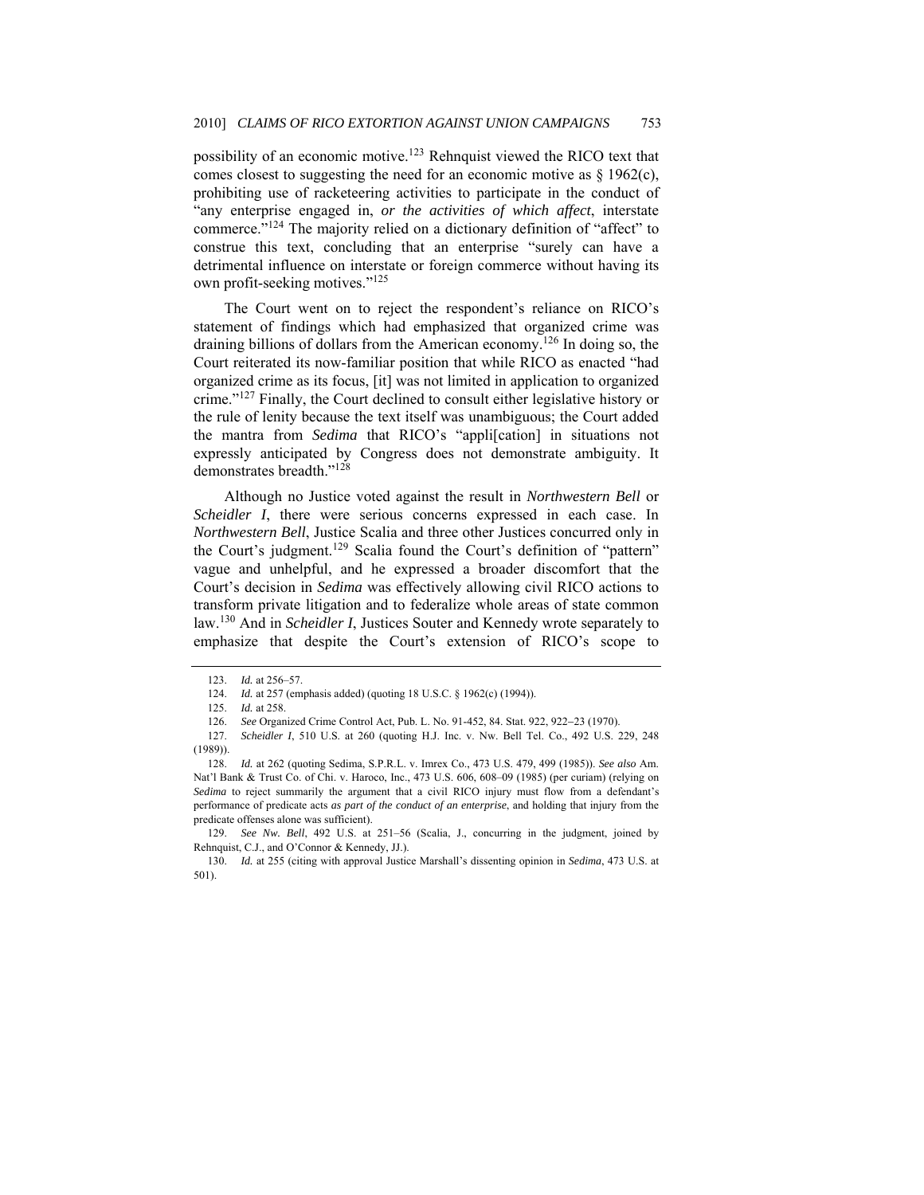possibility of an economic motive.[123] Rehnquist viewed the RICO text that comes closest to suggesting the need for an economic motive as § 1962(c), prohibiting use of racketeering activities to participate in the conduct of "any enterprise engaged in, *or the activities of which affect*, interstate commerce."[124] The majority relied on a dictionary definition of "affect" to construe this text, concluding that an enterprise "surely can have a detrimental influence on interstate or foreign commerce without having its own profit-seeking motives."[125]

The Court went on to reject the respondent's reliance on RICO's statement of findings which had emphasized that organized crime was draining billions of dollars from the American economy.[126] In doing so, the Court reiterated its now-familiar position that while RICO as enacted "had organized crime as its focus, [it] was not limited in application to organized crime."[127] Finally, the Court declined to consult either legislative history or the rule of lenity because the text itself was unambiguous; the Court added the mantra from *Sedima* that RICO's "appli[cation] in situations not expressly anticipated by Congress does not demonstrate ambiguity. It demonstrates breadth."[128]

Although no Justice voted against the result in *Northwestern Bell* or *Scheidler I*, there were serious concerns expressed in each case. In *Northwestern Bell*, Justice Scalia and three other Justices concurred only in the Court's judgment.[129] Scalia found the Court's definition of "pattern" vague and unhelpful, and he expressed a broader discomfort that the Court's decision in *Sedima* was effectively allowing civil RICO actions to transform private litigation and to federalize whole areas of state common law.[130] And in *Scheidler I*, Justices Souter and Kennedy wrote separately to emphasize that despite the Court's extension of RICO's scope to

---

123. *Id.* at 256–57.

124. *Id.* at 257 (emphasis added) (quoting 18 U.S.C. § 1962(c) (1994)).

125. *Id.* at 258.

126. *See* Organized Crime Control Act, Pub. L. No. 91-452, 84. Stat. 922, 922–23 (1970).

127. *Scheidler I*, 510 U.S. at 260 (quoting H.J. Inc. v. Nw. Bell Tel. Co., 492 U.S. 229, 248 (1989)).

128. *Id.* at 262 (quoting Sedima, S.P.R.L. v. Imrex Co., 473 U.S. 479, 499 (1985)). *See also* Am. Nat'l Bank & Trust Co. of Chi. v. Haroco, Inc., 473 U.S. 606, 608–09 (1985) (per curiam) (relying on *Sedima* to reject summarily the argument that a civil RICO injury must flow from a defendant's performance of predicate acts *as part of the conduct of an enterprise*, and holding that injury from the predicate offenses alone was sufficient).

129. *See Nw. Bell*, 492 U.S. at 251–56 (Scalia, J., concurring in the judgment, joined by Rehnquist, C.J., and O'Connor & Kennedy, JJ.).

130. *Id.* at 255 (citing with approval Justice Marshall's dissenting opinion in *Sedima*, 473 U.S. at 501).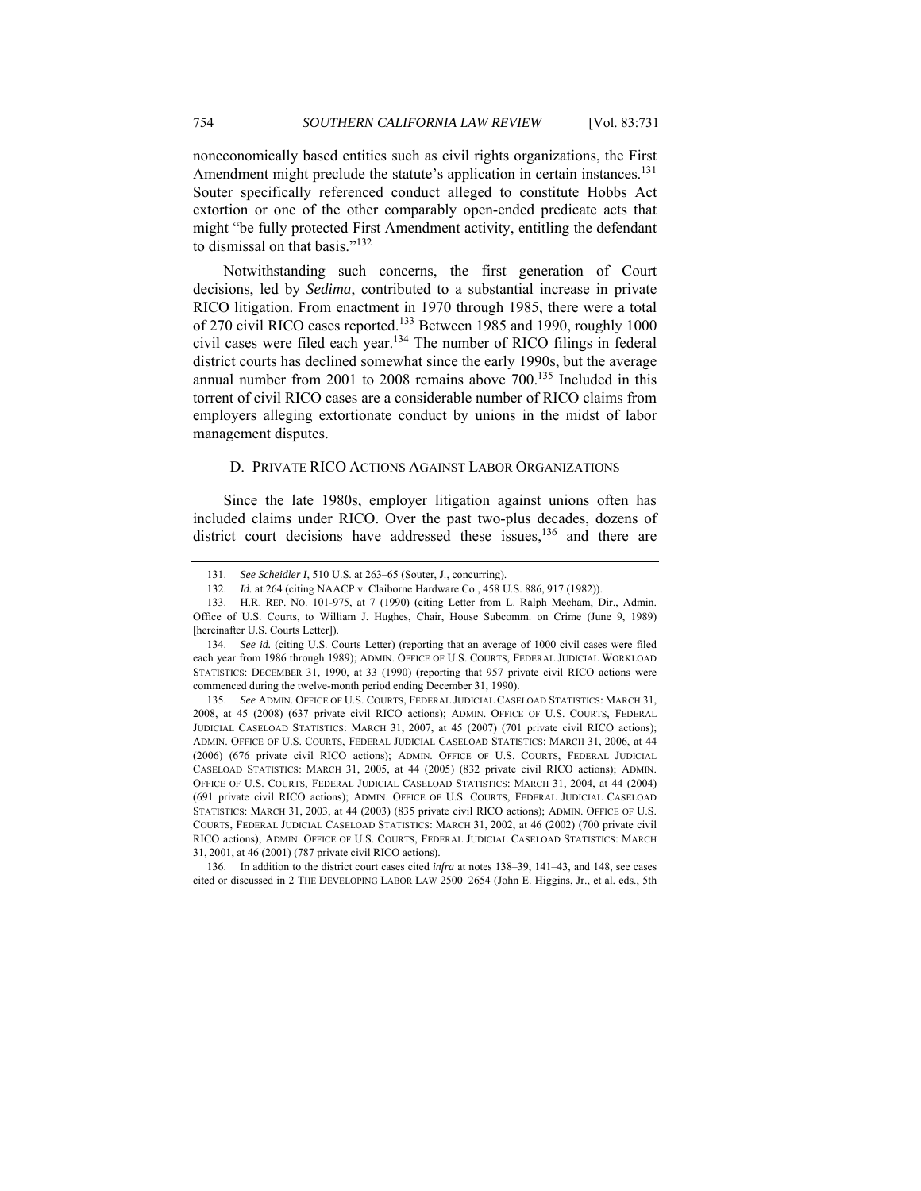noneconomically based entities such as civil rights organizations, the First Amendment might preclude the statute's application in certain instances.[131] Souter specifically referenced conduct alleged to constitute Hobbs Act extortion or one of the other comparably open-ended predicate acts that might "be fully protected First Amendment activity, entitling the defendant to dismissal on that basis."[132]

Notwithstanding such concerns, the first generation of Court decisions, led by *Sedima*, contributed to a substantial increase in private RICO litigation. From enactment in 1970 through 1985, there were a total of 270 civil RICO cases reported.[133] Between 1985 and 1990, roughly 1000 civil cases were filed each year.[134] The number of RICO filings in federal district courts has declined somewhat since the early 1990s, but the average annual number from 2001 to 2008 remains above 700.[135] Included in this torrent of civil RICO cases are a considerable number of RICO claims from employers alleging extortionate conduct by unions in the midst of labor management disputes.

### D. PRIVATE RICO ACTIONS AGAINST LABOR ORGANIZATIONS

Since the late 1980s, employer litigation against unions often has included claims under RICO. Over the past two-plus decades, dozens of district court decisions have addressed these issues,[136] and there are

---

131. *See Scheidler I*, 510 U.S. at 263–65 (Souter, J., concurring).

132. *Id.* at 264 (citing NAACP v. Claiborne Hardware Co., 458 U.S. 886, 917 (1982)).

133. H.R. REP. NO. 101-975, at 7 (1990) (citing Letter from L. Ralph Mecham, Dir., Admin. Office of U.S. Courts, to William J. Hughes, Chair, House Subcomm. on Crime (June 9, 1989) [hereinafter U.S. Courts Letter]).

134. *See id.* (citing U.S. Courts Letter) (reporting that an average of 1000 civil cases were filed each year from 1986 through 1989); ADMIN. OFFICE OF U.S. COURTS, FEDERAL JUDICIAL WORKLOAD STATISTICS: DECEMBER 31, 1990, at 33 (1990) (reporting that 957 private civil RICO actions were commenced during the twelve-month period ending December 31, 1990).

135. *See* ADMIN. OFFICE OF U.S. COURTS, FEDERAL JUDICIAL CASELOAD STATISTICS: MARCH 31, 2008, at 45 (2008) (637 private civil RICO actions); ADMIN. OFFICE OF U.S. COURTS, FEDERAL JUDICIAL CASELOAD STATISTICS: MARCH 31, 2007, at 45 (2007) (701 private civil RICO actions); ADMIN. OFFICE OF U.S. COURTS, FEDERAL JUDICIAL CASELOAD STATISTICS: MARCH 31, 2006, at 44 (2006) (676 private civil RICO actions); ADMIN. OFFICE OF U.S. COURTS, FEDERAL JUDICIAL CASELOAD STATISTICS: MARCH 31, 2005, at 44 (2005) (832 private civil RICO actions); ADMIN. OFFICE OF U.S. COURTS, FEDERAL JUDICIAL CASELOAD STATISTICS: MARCH 31, 2004, at 44 (2004) (691 private civil RICO actions); ADMIN. OFFICE OF U.S. COURTS, FEDERAL JUDICIAL CASELOAD STATISTICS: MARCH 31, 2003, at 44 (2003) (835 private civil RICO actions); ADMIN. OFFICE OF U.S. COURTS, FEDERAL JUDICIAL CASELOAD STATISTICS: MARCH 31, 2002, at 46 (2002) (700 private civil RICO actions); ADMIN. OFFICE OF U.S. COURTS, FEDERAL JUDICIAL CASELOAD STATISTICS: MARCH 31, 2001, at 46 (2001) (787 private civil RICO actions).

136. In addition to the district court cases cited *infra* at notes 138–39, 141–43, and 148, see cases cited or discussed in 2 THE DEVELOPING LABOR LAW 2500–2654 (John E. Higgins, Jr., et al. eds., 5th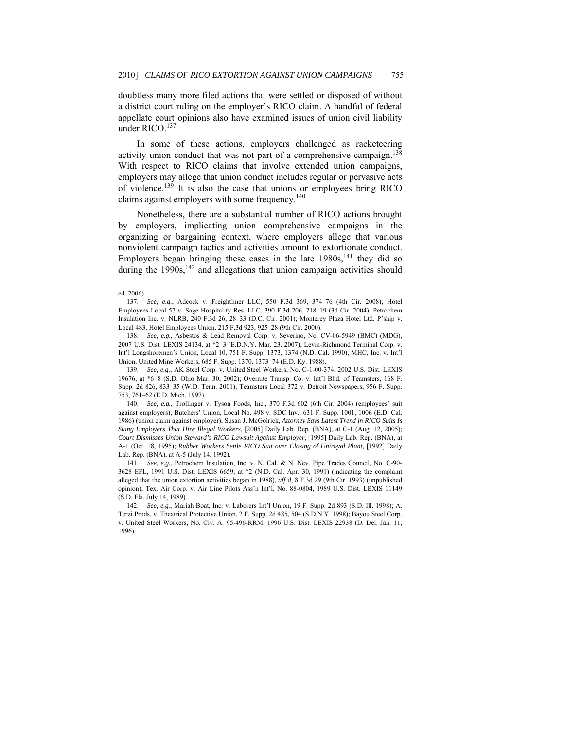doubtless many more filed actions that were settled or disposed of without a district court ruling on the employer's RICO claim. A handful of federal appellate court opinions also have examined issues of union civil liability under RICO.[137]

In some of these actions, employers challenged as racketeering activity union conduct that was not part of a comprehensive campaign.[138] With respect to RICO claims that involve extended union campaigns, employers may allege that union conduct includes regular or pervasive acts of violence.[139] It is also the case that unions or employees bring RICO claims against employers with some frequency.[140]

Nonetheless, there are a substantial number of RICO actions brought by employers, implicating union comprehensive campaigns in the organizing or bargaining context, where employers allege that various nonviolent campaign tactics and activities amount to extortionate conduct. Employers began bringing these cases in the late 1980s,[141] they did so during the 1990s,[142] and allegations that union campaign activities should

---

ed. 2006).

137. *See, e.g.*, Adcock v. Freightliner LLC, 550 F.3d 369, 374–76 (4th Cir. 2008); Hotel Employees Local 57 v. Sage Hospitality Res. LLC, 390 F.3d 206, 218–19 (3d Cir. 2004); Petrochem Insulation Inc. v. NLRB, 240 F.3d 26, 28–33 (D.C. Cir. 2001); Monterey Plaza Hotel Ltd. P'ship v. Local 483, Hotel Employees Union, 215 F.3d 923, 925–28 (9th Cir. 2000).

138. *See, e.g.*, Asbestos & Lead Removal Corp. v. Severino, No. CV-06-5949 (BMC) (MDG), 2007 U.S. Dist. LEXIS 24134, at *2–3 (E.D.N.Y. Mar. 23, 2007); Levin-Richmond Terminal Corp. v. Int'l Longshoremen's Union, Local 10, 751 F. Supp. 1373, 1374 (N.D. Cal. 1990); MHC, Inc. v. Int'l Union, United Mine Workers, 685 F. Supp. 1370, 1373–74 (E.D. Ky. 1988).

139. *See, e.g.*, AK Steel Corp. v. United Steel Workers, No. C-1-00-374, 2002 U.S. Dist. LEXIS 19676, at *6–8 (S.D. Ohio Mar. 30, 2002); Overnite Transp. Co. v. Int'l Bhd. of Teamsters, 168 F. Supp. 2d 826, 833–35 (W.D. Tenn. 2001); Teamsters Local 372 v. Detroit Newspapers, 956 F. Supp. 753, 761–62 (E.D. Mich. 1997).

140. *See, e.g.*, Trollinger v. Tyson Foods, Inc., 370 F.3d 602 (6th Cir. 2004) (employees' suit against employers); Butchers' Union, Local No. 498 v. SDC Inv., 631 F. Supp. 1001, 1006 (E.D. Cal. 1986) (union claim against employer); Susan J. McGolrick, *Attorney Says Latest Trend in RICO Suits Is Suing Employers That Hire Illegal Workers*, [2005] Daily Lab. Rep. (BNA), at C-1 (Aug. 12, 2005); *Court Dismisses Union Steward's RICO Lawsuit Against Employer*, [1995] Daily Lab. Rep. (BNA), at A-1 (Oct. 18, 1995); *Rubber Workers Settle RICO Suit over Closing of Uniroyal Plant*, [1992] Daily Lab. Rep. (BNA), at A-5 (July 14, 1992).

141. *See, e.g.*, Petrochem Insulation, Inc. v. N. Cal. & N. Nev. Pipe Trades Council, No. C-90-3628 EFL, 1991 U.S. Dist. LEXIS 6659, at *2 (N.D. Cal. Apr. 30, 1991) (indicating the complaint alleged that the union extortion activities began in 1988), *aff'd*, 8 F.3d 29 (9th Cir. 1993) (unpublished opinion); Tex. Air Corp. v. Air Line Pilots Ass'n Int'l, No. 88-0804, 1989 U.S. Dist. LEXIS 11149 (S.D. Fla. July 14, 1989).

142. *See, e.g.*, Mariah Boat, Inc. v. Laborers Int'l Union, 19 F. Supp. 2d 893 (S.D. Ill. 1998); A. Terzi Prods. v. Theatrical Protective Union, 2 F. Supp. 2d 485, 504 (S.D.N.Y. 1998); Bayou Steel Corp. v. United Steel Workers, No. Civ. A. 95-496-RRM, 1996 U.S. Dist. LEXIS 22938 (D. Del. Jan. 11, 1996).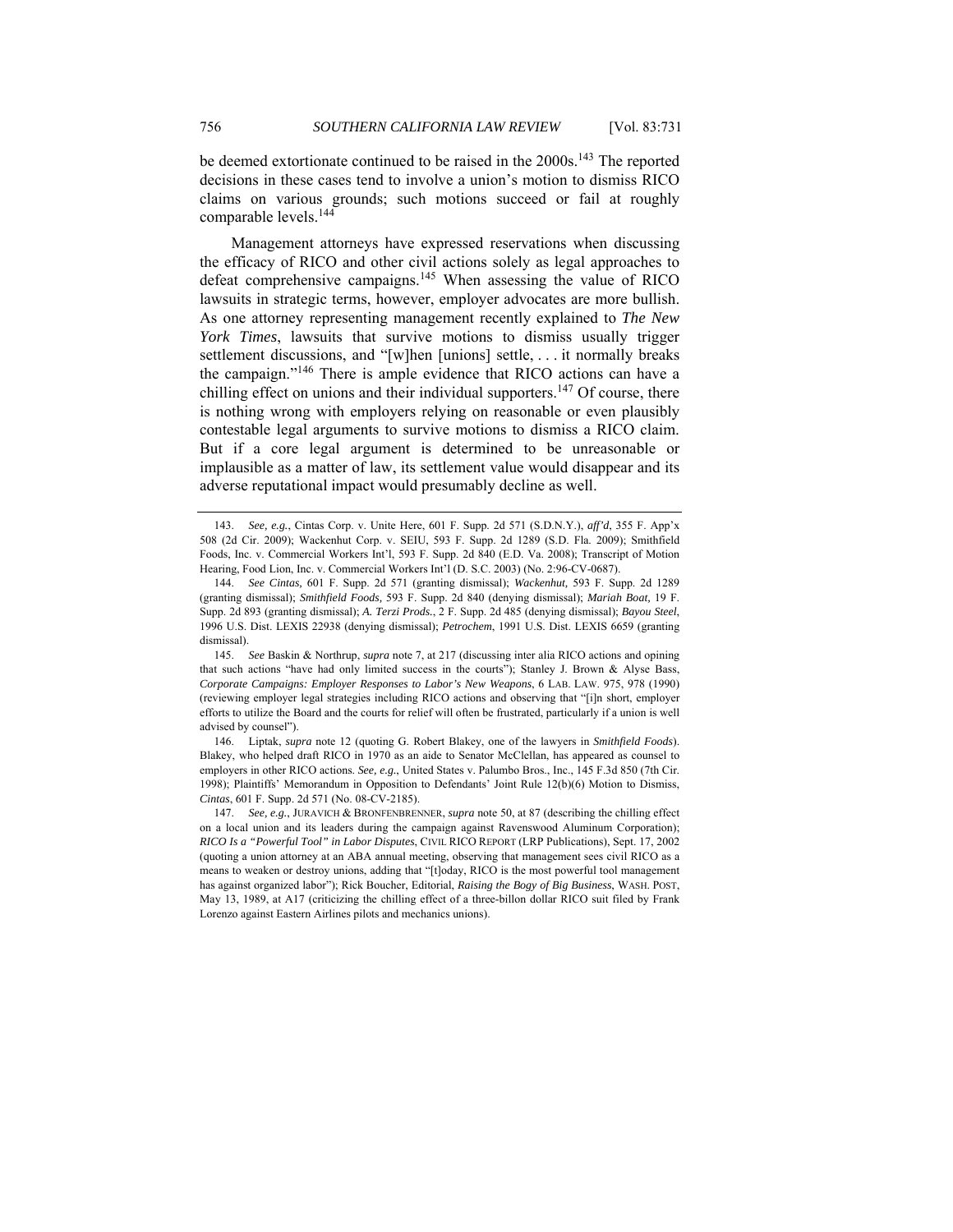be deemed extortionate continued to be raised in the 2000s.[143] The reported decisions in these cases tend to involve a union's motion to dismiss RICO claims on various grounds; such motions succeed or fail at roughly comparable levels.[144]

Management attorneys have expressed reservations when discussing the efficacy of RICO and other civil actions solely as legal approaches to defeat comprehensive campaigns.[145] When assessing the value of RICO lawsuits in strategic terms, however, employer advocates are more bullish. As one attorney representing management recently explained to *The New York Times*, lawsuits that survive motions to dismiss usually trigger settlement discussions, and "[w]hen [unions] settle, . . . it normally breaks the campaign."[146] There is ample evidence that RICO actions can have a chilling effect on unions and their individual supporters.[147] Of course, there is nothing wrong with employers relying on reasonable or even plausibly contestable legal arguments to survive motions to dismiss a RICO claim. But if a core legal argument is determined to be unreasonable or implausible as a matter of law, its settlement value would disappear and its adverse reputational impact would presumably decline as well.

---

143. *See, e.g.*, Cintas Corp. v. Unite Here, 601 F. Supp. 2d 571 (S.D.N.Y.), *aff'd*, 355 F. App'x 508 (2d Cir. 2009); Wackenhut Corp. v. SEIU, 593 F. Supp. 2d 1289 (S.D. Fla. 2009); Smithfield Foods, Inc. v. Commercial Workers Int'l, 593 F. Supp. 2d 840 (E.D. Va. 2008); Transcript of Motion Hearing, Food Lion, Inc. v. Commercial Workers Int'l (D. S.C. 2003) (No. 2:96-CV-0687).

144. *See Cintas,* 601 F. Supp. 2d 571 (granting dismissal); *Wackenhut,* 593 F. Supp. 2d 1289 (granting dismissal); *Smithfield Foods,* 593 F. Supp. 2d 840 (denying dismissal); *Mariah Boat,* 19 F. Supp. 2d 893 (granting dismissal); *A. Terzi Prods.*, 2 F. Supp. 2d 485 (denying dismissal); *Bayou Steel*, 1996 U.S. Dist. LEXIS 22938 (denying dismissal); *Petrochem*, 1991 U.S. Dist. LEXIS 6659 (granting dismissal).

145. *See* Baskin & Northrup, *supra* note 7, at 217 (discussing inter alia RICO actions and opining that such actions "have had only limited success in the courts"); Stanley J. Brown & Alyse Bass, *Corporate Campaigns: Employer Responses to Labor's New Weapons*, 6 LAB. LAW. 975, 978 (1990) (reviewing employer legal strategies including RICO actions and observing that "[i]n short, employer efforts to utilize the Board and the courts for relief will often be frustrated, particularly if a union is well advised by counsel").

146. Liptak, *supra* note 12 (quoting G. Robert Blakey, one of the lawyers in *Smithfield Foods*). Blakey, who helped draft RICO in 1970 as an aide to Senator McClellan, has appeared as counsel to employers in other RICO actions. *See, e.g.*, United States v. Palumbo Bros., Inc., 145 F.3d 850 (7th Cir. 1998); Plaintiffs' Memorandum in Opposition to Defendants' Joint Rule 12(b)(6) Motion to Dismiss, *Cintas*, 601 F. Supp. 2d 571 (No. 08-CV-2185).

147. *See, e.g.*, JURAVICH & BRONFENBRENNER, *supra* note 50, at 87 (describing the chilling effect on a local union and its leaders during the campaign against Ravenswood Aluminum Corporation); *RICO Is a "Powerful Tool" in Labor Disputes*, CIVIL RICO REPORT (LRP Publications), Sept. 17, 2002 (quoting a union attorney at an ABA annual meeting, observing that management sees civil RICO as a means to weaken or destroy unions, adding that "[t]oday, RICO is the most powerful tool management has against organized labor"); Rick Boucher, Editorial, *Raising the Bogy of Big Business*, WASH. POST, May 13, 1989, at A17 (criticizing the chilling effect of a three-billon dollar RICO suit filed by Frank Lorenzo against Eastern Airlines pilots and mechanics unions).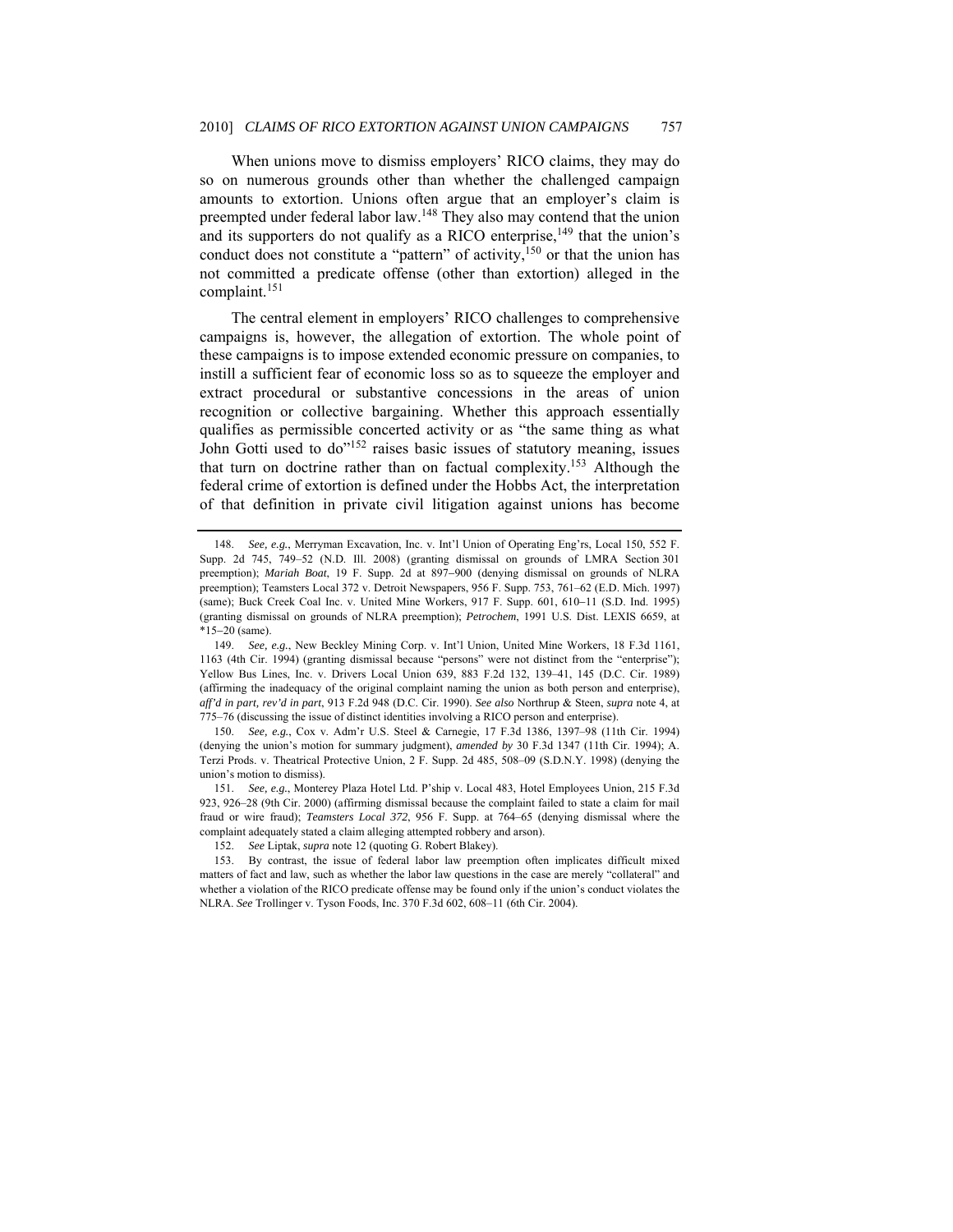When unions move to dismiss employers' RICO claims, they may do so on numerous grounds other than whether the challenged campaign amounts to extortion. Unions often argue that an employer's claim is preempted under federal labor law.[148] They also may contend that the union and its supporters do not qualify as a RICO enterprise,[149] that the union's conduct does not constitute a "pattern" of activity,[150] or that the union has not committed a predicate offense (other than extortion) alleged in the complaint.[151]

The central element in employers' RICO challenges to comprehensive campaigns is, however, the allegation of extortion. The whole point of these campaigns is to impose extended economic pressure on companies, to instill a sufficient fear of economic loss so as to squeeze the employer and extract procedural or substantive concessions in the areas of union recognition or collective bargaining. Whether this approach essentially qualifies as permissible concerted activity or as "the same thing as what John Gotti used to do"[152] raises basic issues of statutory meaning, issues that turn on doctrine rather than on factual complexity.[153] Although the federal crime of extortion is defined under the Hobbs Act, the interpretation of that definition in private civil litigation against unions has become

---

148. *See, e.g.*, Merryman Excavation, Inc. v. Int'l Union of Operating Eng'rs, Local 150, 552 F. Supp. 2d 745, 749–52 (N.D. Ill. 2008) (granting dismissal on grounds of LMRA Section 301 preemption); *Mariah Boat*, 19 F. Supp. 2d at 897–900 (denying dismissal on grounds of NLRA preemption); Teamsters Local 372 v. Detroit Newspapers, 956 F. Supp. 753, 761–62 (E.D. Mich. 1997) (same); Buck Creek Coal Inc. v. United Mine Workers, 917 F. Supp. 601, 610–11 (S.D. Ind. 1995) (granting dismissal on grounds of NLRA preemption); *Petrochem*, 1991 U.S. Dist. LEXIS 6659, at *15–20 (same).

149. *See, e.g.*, New Beckley Mining Corp. v. Int'l Union, United Mine Workers, 18 F.3d 1161, 1163 (4th Cir. 1994) (granting dismissal because "persons" were not distinct from the "enterprise"); Yellow Bus Lines, Inc. v. Drivers Local Union 639, 883 F.2d 132, 139–41, 145 (D.C. Cir. 1989) (affirming the inadequacy of the original complaint naming the union as both person and enterprise), *aff'd in part, rev'd in part*, 913 F.2d 948 (D.C. Cir. 1990). *See also* Northrup & Steen, *supra* note 4, at 775–76 (discussing the issue of distinct identities involving a RICO person and enterprise).

150. *See, e.g.*, Cox v. Adm'r U.S. Steel & Carnegie, 17 F.3d 1386, 1397–98 (11th Cir. 1994) (denying the union's motion for summary judgment), *amended by* 30 F.3d 1347 (11th Cir. 1994); A. Terzi Prods. v. Theatrical Protective Union, 2 F. Supp. 2d 485, 508–09 (S.D.N.Y. 1998) (denying the union's motion to dismiss).

151. *See, e.g.*, Monterey Plaza Hotel Ltd. P'ship v. Local 483, Hotel Employees Union, 215 F.3d 923, 926–28 (9th Cir. 2000) (affirming dismissal because the complaint failed to state a claim for mail fraud or wire fraud); *Teamsters Local 372*, 956 F. Supp. at 764–65 (denying dismissal where the complaint adequately stated a claim alleging attempted robbery and arson).

152. *See* Liptak, *supra* note 12 (quoting G. Robert Blakey).

153. By contrast, the issue of federal labor law preemption often implicates difficult mixed matters of fact and law, such as whether the labor law questions in the case are merely "collateral" and whether a violation of the RICO predicate offense may be found only if the union's conduct violates the NLRA. *See* Trollinger v. Tyson Foods, Inc. 370 F.3d 602, 608–11 (6th Cir. 2004).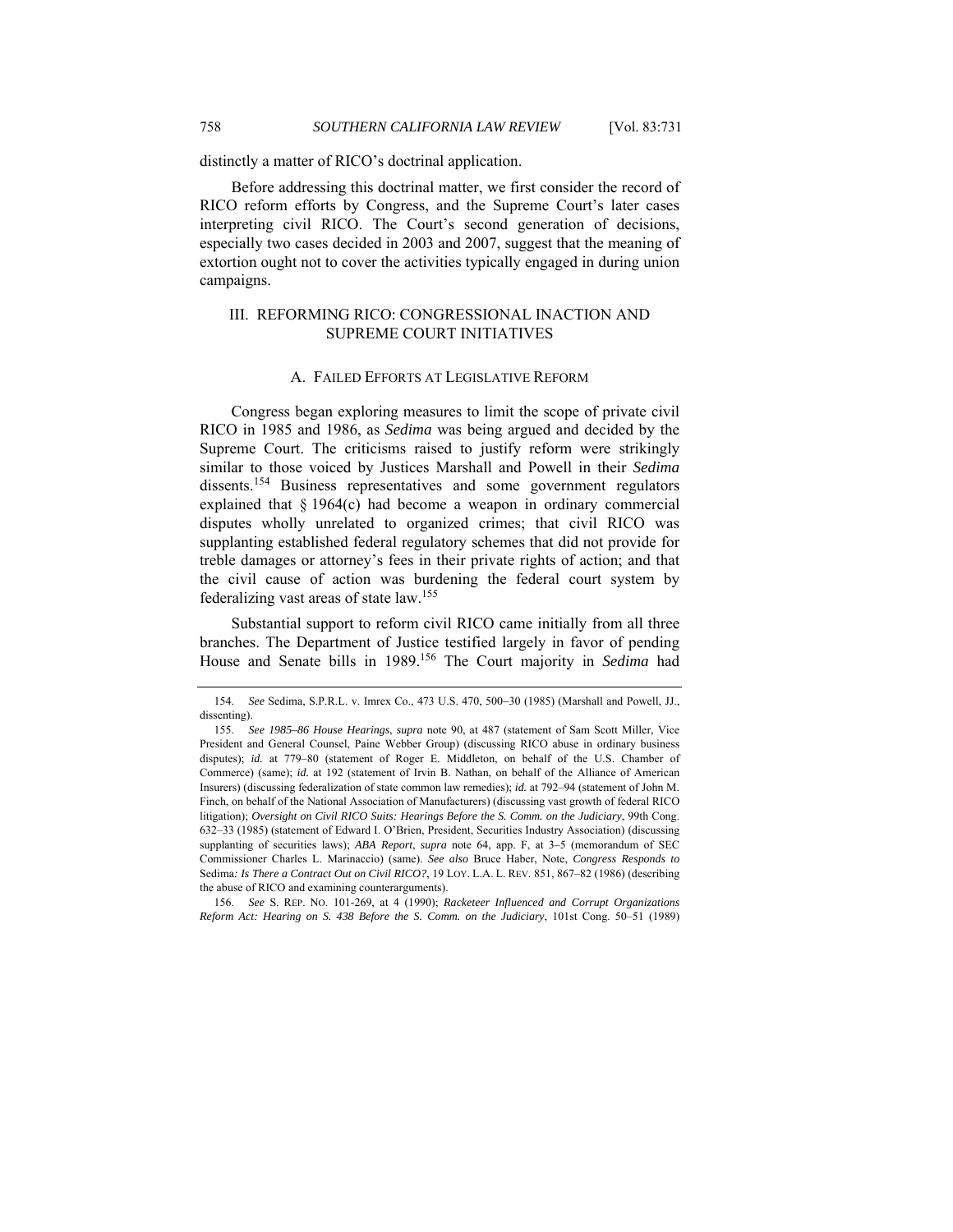distinctly a matter of RICO's doctrinal application.

Before addressing this doctrinal matter, we first consider the record of RICO reform efforts by Congress, and the Supreme Court's later cases interpreting civil RICO. The Court's second generation of decisions, especially two cases decided in 2003 and 2007, suggest that the meaning of extortion ought not to cover the activities typically engaged in during union campaigns.

## III. REFORMING RICO: CONGRESSIONAL INACTION AND SUPREME COURT INITIATIVES

### A. FAILED EFFORTS AT LEGISLATIVE REFORM

Congress began exploring measures to limit the scope of private civil RICO in 1985 and 1986, as *Sedima* was being argued and decided by the Supreme Court. The criticisms raised to justify reform were strikingly similar to those voiced by Justices Marshall and Powell in their *Sedima* dissents.[154] Business representatives and some government regulators explained that § 1964(c) had become a weapon in ordinary commercial disputes wholly unrelated to organized crimes; that civil RICO was supplanting established federal regulatory schemes that did not provide for treble damages or attorney's fees in their private rights of action; and that the civil cause of action was burdening the federal court system by federalizing vast areas of state law.[155]

Substantial support to reform civil RICO came initially from all three branches. The Department of Justice testified largely in favor of pending House and Senate bills in 1989.[156] The Court majority in *Sedima* had

---

154. *See* Sedima, S.P.R.L. v. Imrex Co., 473 U.S. 470, 500–30 (1985) (Marshall and Powell, JJ., dissenting).

155. *See 1985–86 House Hearings*, *supra* note 90, at 487 (statement of Sam Scott Miller, Vice President and General Counsel, Paine Webber Group) (discussing RICO abuse in ordinary business disputes); *id.* at 779–80 (statement of Roger E. Middleton, on behalf of the U.S. Chamber of Commerce) (same); *id.* at 192 (statement of Irvin B. Nathan, on behalf of the Alliance of American Insurers) (discussing federalization of state common law remedies); *id.* at 792–94 (statement of John M. Finch, on behalf of the National Association of Manufacturers) (discussing vast growth of federal RICO litigation); *Oversight on Civil RICO Suits: Hearings Before the S. Comm. on the Judiciary*, 99th Cong. 632–33 (1985) (statement of Edward I. O'Brien, President, Securities Industry Association) (discussing supplanting of securities laws); *ABA Report*, *supra* note 64, app. F, at 3–5 (memorandum of SEC Commissioner Charles L. Marinaccio) (same). *See also* Bruce Haber, Note, *Congress Responds to* Sedima*: Is There a Contract Out on Civil RICO?*, 19 LOY. L.A. L. REV. 851, 867–82 (1986) (describing the abuse of RICO and examining counterarguments).

156. *See* S. REP. NO. 101-269, at 4 (1990); *Racketeer Influenced and Corrupt Organizations Reform Act: Hearing on S. 438 Before the S. Comm. on the Judiciary*, 101st Cong. 50–51 (1989)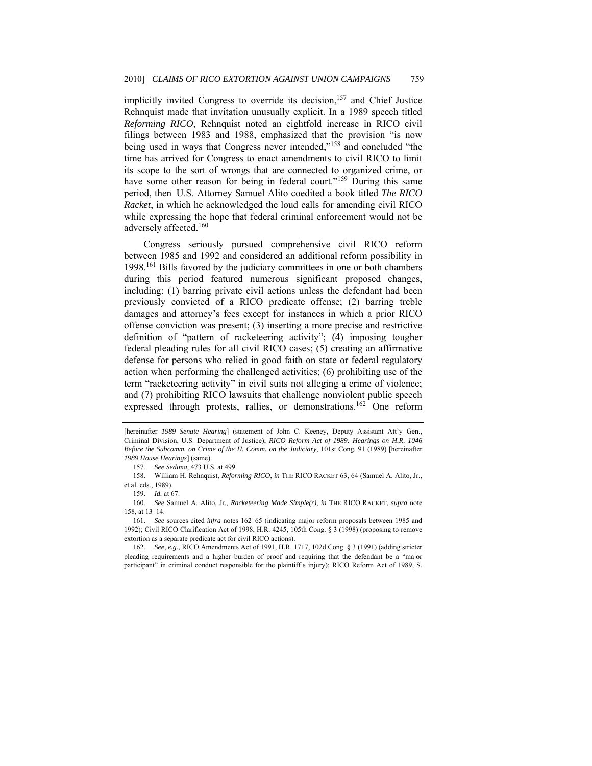implicitly invited Congress to override its decision,[157] and Chief Justice Rehnquist made that invitation unusually explicit. In a 1989 speech titled *Reforming RICO*, Rehnquist noted an eightfold increase in RICO civil filings between 1983 and 1988, emphasized that the provision "is now being used in ways that Congress never intended,"[158] and concluded "the time has arrived for Congress to enact amendments to civil RICO to limit its scope to the sort of wrongs that are connected to organized crime, or have some other reason for being in federal court."[159] During this same period, then–U.S. Attorney Samuel Alito coedited a book titled *The RICO Racket*, in which he acknowledged the loud calls for amending civil RICO while expressing the hope that federal criminal enforcement would not be adversely affected.[160]

Congress seriously pursued comprehensive civil RICO reform between 1985 and 1992 and considered an additional reform possibility in 1998.[161] Bills favored by the judiciary committees in one or both chambers during this period featured numerous significant proposed changes, including: (1) barring private civil actions unless the defendant had been previously convicted of a RICO predicate offense; (2) barring treble damages and attorney's fees except for instances in which a prior RICO offense conviction was present; (3) inserting a more precise and restrictive definition of "pattern of racketeering activity"; (4) imposing tougher federal pleading rules for all civil RICO cases; (5) creating an affirmative defense for persons who relied in good faith on state or federal regulatory action when performing the challenged activities; (6) prohibiting use of the term "racketeering activity" in civil suits not alleging a crime of violence; and (7) prohibiting RICO lawsuits that challenge nonviolent public speech expressed through protests, rallies, or demonstrations.[162] One reform

---

[hereinafter *1989 Senate Hearing*] (statement of John C. Keeney, Deputy Assistant Att'y Gen., Criminal Division, U.S. Department of Justice); *RICO Reform Act of 1989: Hearings on H.R. 1046 Before the Subcomm. on Crime of the H. Comm. on the Judiciary*, 101st Cong. 91 (1989) [hereinafter *1989 House Hearings*] (same).

157. *See Sedima*, 473 U.S. at 499.

158. William H. Rehnquist, *Reforming RICO*, *in* THE RICO RACKET 63, 64 (Samuel A. Alito, Jr., et al. eds., 1989).

159. *Id.* at 67.

160. *See* Samuel A. Alito, Jr., *Racketeering Made Simple(r)*, *in* THE RICO RACKET, *supra* note 158, at 13–14.

161. *See* sources cited *infra* notes 162–65 (indicating major reform proposals between 1985 and 1992); Civil RICO Clarification Act of 1998, H.R. 4245, 105th Cong. § 3 (1998) (proposing to remove extortion as a separate predicate act for civil RICO actions).

162. *See, e.g.*, RICO Amendments Act of 1991, H.R. 1717, 102d Cong. § 3 (1991) (adding stricter pleading requirements and a higher burden of proof and requiring that the defendant be a "major participant" in criminal conduct responsible for the plaintiff's injury); RICO Reform Act of 1989, S.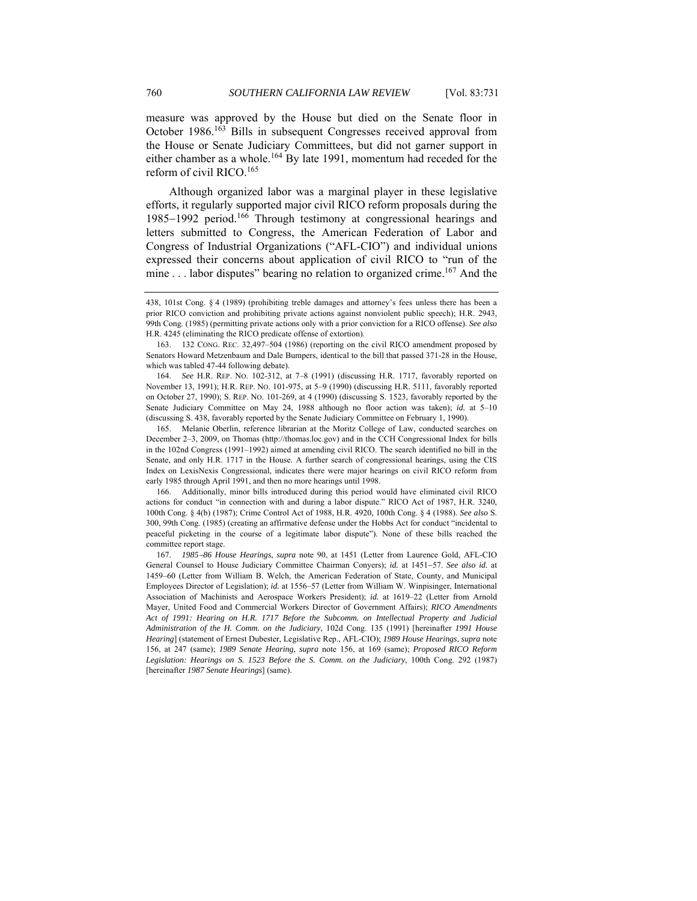measure was approved by the House but died on the Senate floor in October 1986.[163] Bills in subsequent Congresses received approval from the House or Senate Judiciary Committees, but did not garner support in either chamber as a whole.[164] By late 1991, momentum had receded for the reform of civil RICO.[165]

Although organized labor was a marginal player in these legislative efforts, it regularly supported major civil RICO reform proposals during the 1985–1992 period.[166] Through testimony at congressional hearings and letters submitted to Congress, the American Federation of Labor and Congress of Industrial Organizations ("AFL-CIO") and individual unions expressed their concerns about application of civil RICO to "run of the mine . . . labor disputes" bearing no relation to organized crime.[167] And the

---

438, 101st Cong. § 4 (1989) (prohibiting treble damages and attorney's fees unless there has been a prior RICO conviction and prohibiting private actions against nonviolent public speech); H.R. 2943, 99th Cong. (1985) (permitting private actions only with a prior conviction for a RICO offense). *See also* H.R. 4245 (eliminating the RICO predicate offense of extortion).

163. 132 CONG. REC. 32,497–504 (1986) (reporting on the civil RICO amendment proposed by Senators Howard Metzenbaum and Dale Bumpers, identical to the bill that passed 371-28 in the House, which was tabled 47-44 following debate).

164. *See* H.R. REP. NO. 102-312, at 7–8 (1991) (discussing H.R. 1717, favorably reported on November 13, 1991); H.R. REP. NO. 101-975, at 5–9 (1990) (discussing H.R. 5111, favorably reported on October 27, 1990); S. REP. NO. 101-269, at 4 (1990) (discussing S. 1523, favorably reported by the Senate Judiciary Committee on May 24, 1988 although no floor action was taken); *id.* at 5–10 (discussing S. 438, favorably reported by the Senate Judiciary Committee on February 1, 1990).

165. Melanie Oberlin, reference librarian at the Moritz College of Law, conducted searches on December 2–3, 2009, on Thomas (http://thomas.loc.gov) and in the CCH Congressional Index for bills in the 102nd Congress (1991–1992) aimed at amending civil RICO. The search identified no bill in the Senate, and only H.R. 1717 in the House. A further search of congressional hearings, using the CIS Index on LexisNexis Congressional, indicates there were major hearings on civil RICO reform from early 1985 through April 1991, and then no more hearings until 1998.

166. Additionally, minor bills introduced during this period would have eliminated civil RICO actions for conduct "in connection with and during a labor dispute." RICO Act of 1987, H.R. 3240, 100th Cong. § 4(b) (1987); Crime Control Act of 1988, H.R. 4920, 100th Cong. § 4 (1988). *See also* S. 300, 99th Cong. (1985) (creating an affirmative defense under the Hobbs Act for conduct "incidental to peaceful picketing in the course of a legitimate labor dispute"). None of these bills reached the committee report stage.

167. *1985–86 House Hearings*, *supra* note 90, at 1451 (Letter from Laurence Gold, AFL-CIO General Counsel to House Judiciary Committee Chairman Conyers); *id.* at 1451–57. *See also id.* at 1459–60 (Letter from William B. Welch, the American Federation of State, County, and Municipal Employees Director of Legislation); *id.* at 1556–57 (Letter from William W. Winpisinger, International Association of Machinists and Aerospace Workers President); *id.* at 1619–22 (Letter from Arnold Mayer, United Food and Commercial Workers Director of Government Affairs); *RICO Amendments Act of 1991: Hearing on H.R. 1717 Before the Subcomm. on Intellectual Property and Judicial Administration of the H. Comm. on the Judiciary*, 102d Cong. 135 (1991) [hereinafter *1991 House Hearing*] (statement of Ernest Dubester, Legislative Rep., AFL-CIO); *1989 House Hearings*, *supra* note 156, at 247 (same); *1989 Senate Hearing*, *supra* note 156, at 169 (same); *Proposed RICO Reform Legislation: Hearings on S. 1523 Before the S. Comm. on the Judiciary*, 100th Cong. 292 (1987) [hereinafter *1987 Senate Hearings*] (same).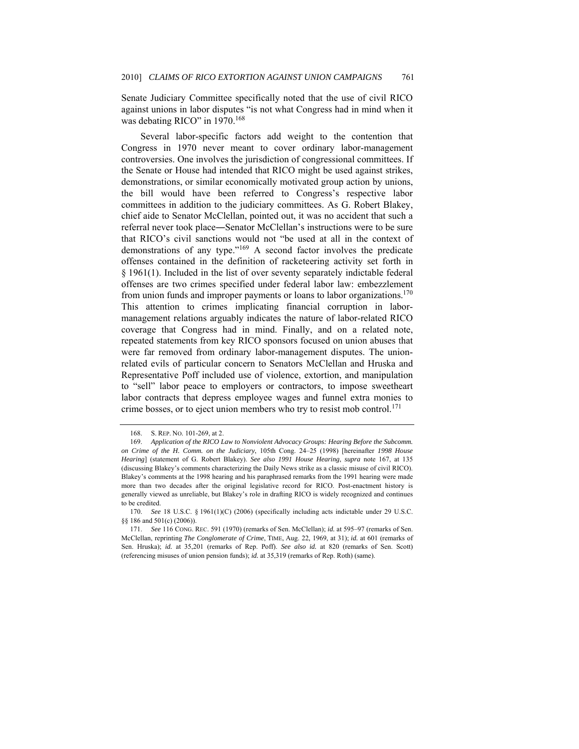Senate Judiciary Committee specifically noted that the use of civil RICO against unions in labor disputes "is not what Congress had in mind when it was debating RICO" in 1970.[168]

Several labor-specific factors add weight to the contention that Congress in 1970 never meant to cover ordinary labor-management controversies. One involves the jurisdiction of congressional committees. If the Senate or House had intended that RICO might be used against strikes, demonstrations, or similar economically motivated group action by unions, the bill would have been referred to Congress's respective labor committees in addition to the judiciary committees. As G. Robert Blakey, chief aide to Senator McClellan, pointed out, it was no accident that such a referral never took place―Senator McClellan's instructions were to be sure that RICO's civil sanctions would not "be used at all in the context of demonstrations of any type."[169] A second factor involves the predicate offenses contained in the definition of racketeering activity set forth in § 1961(1). Included in the list of over seventy separately indictable federal offenses are two crimes specified under federal labor law: embezzlement from union funds and improper payments or loans to labor organizations.[170] This attention to crimes implicating financial corruption in labor-management relations arguably indicates the nature of labor-related RICO coverage that Congress had in mind. Finally, and on a related note, repeated statements from key RICO sponsors focused on union abuses that were far removed from ordinary labor-management disputes. The union-related evils of particular concern to Senators McClellan and Hruska and Representative Poff included use of violence, extortion, and manipulation to "sell" labor peace to employers or contractors, to impose sweetheart labor contracts that depress employee wages and funnel extra monies to crime bosses, or to eject union members who try to resist mob control.[171]

---

168. S. REP. NO. 101-269, at 2.

169. *Application of the RICO Law to Nonviolent Advocacy Groups: Hearing Before the Subcomm. on Crime of the H. Comm. on the Judiciary*, 105th Cong. 24–25 (1998) [hereinafter *1998 House Hearing*] (statement of G. Robert Blakey). *See also 1991 House Hearing*, *supra* note 167, at 135 (discussing Blakey's comments characterizing the Daily News strike as a classic misuse of civil RICO). Blakey's comments at the 1998 hearing and his paraphrased remarks from the 1991 hearing were made more than two decades after the original legislative record for RICO. Post-enactment history is generally viewed as unreliable, but Blakey's role in drafting RICO is widely recognized and continues to be credited.

170. *See* 18 U.S.C. § 1961(1)(C) (2006) (specifically including acts indictable under 29 U.S.C. §§ 186 and 501(c) (2006)).

171. *See* 116 CONG. REC. 591 (1970) (remarks of Sen. McClellan); *id.* at 595–97 (remarks of Sen. McClellan, reprinting *The Conglomerate of Crime*, TIME, Aug. 22, 1969, at 31); *id.* at 601 (remarks of Sen. Hruska); *id.* at 35,201 (remarks of Rep. Poff). *See also id.* at 820 (remarks of Sen. Scott) (referencing misuses of union pension funds); *id.* at 35,319 (remarks of Rep. Roth) (same).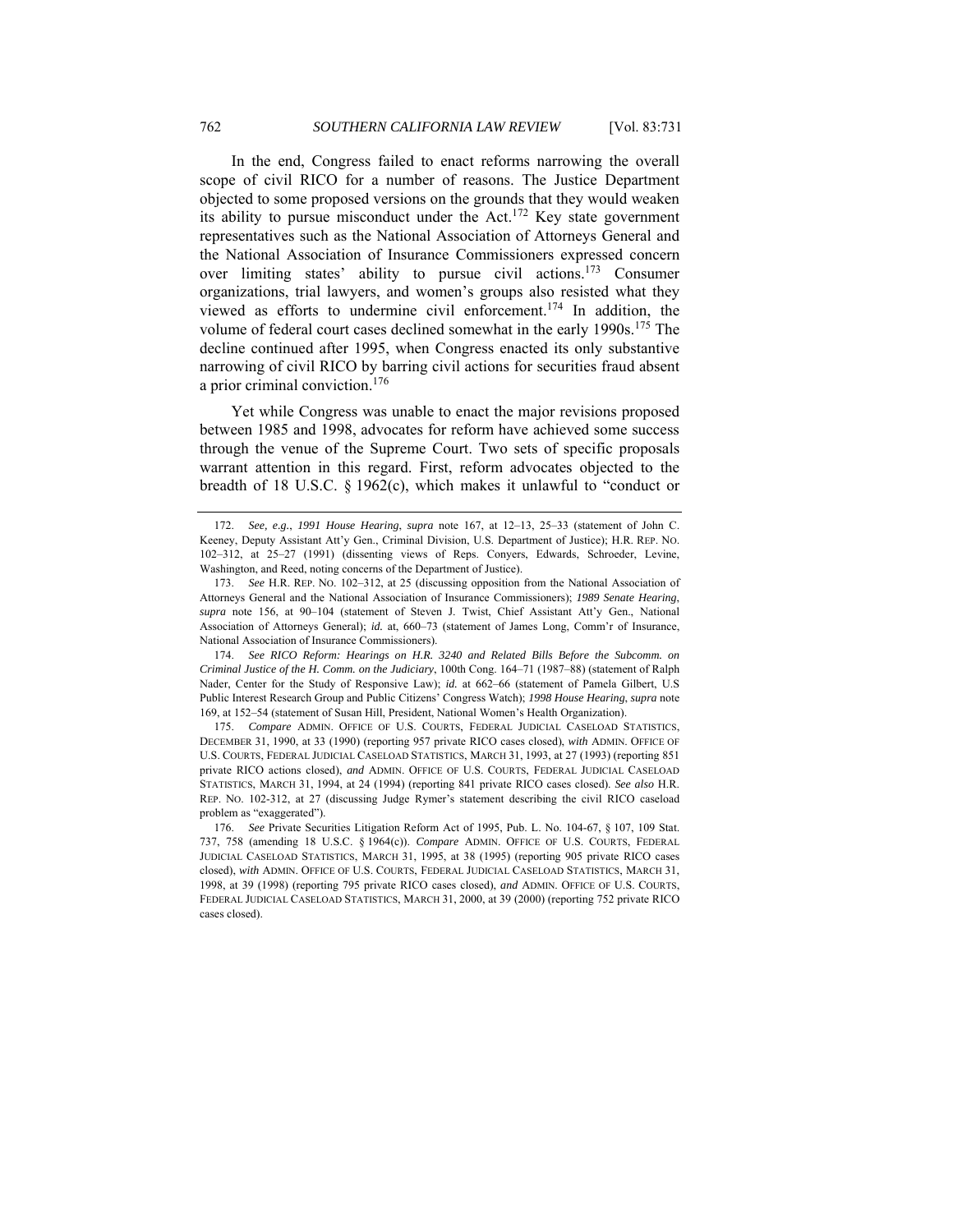In the end, Congress failed to enact reforms narrowing the overall scope of civil RICO for a number of reasons. The Justice Department objected to some proposed versions on the grounds that they would weaken its ability to pursue misconduct under the Act.[172] Key state government representatives such as the National Association of Attorneys General and the National Association of Insurance Commissioners expressed concern over limiting states' ability to pursue civil actions.[173] Consumer organizations, trial lawyers, and women's groups also resisted what they viewed as efforts to undermine civil enforcement.[174] In addition, the volume of federal court cases declined somewhat in the early 1990s.[175] The decline continued after 1995, when Congress enacted its only substantive narrowing of civil RICO by barring civil actions for securities fraud absent a prior criminal conviction.[176]

Yet while Congress was unable to enact the major revisions proposed between 1985 and 1998, advocates for reform have achieved some success through the venue of the Supreme Court. Two sets of specific proposals warrant attention in this regard. First, reform advocates objected to the breadth of 18 U.S.C. § 1962(c), which makes it unlawful to "conduct or

---

172. *See, e.g.*, *1991 House Hearing*, *supra* note 167, at 12–13, 25–33 (statement of John C. Keeney, Deputy Assistant Att'y Gen., Criminal Division, U.S. Department of Justice); H.R. REP. NO. 102–312, at 25–27 (1991) (dissenting views of Reps. Conyers, Edwards, Schroeder, Levine, Washington, and Reed, noting concerns of the Department of Justice).

173. *See* H.R. REP. NO. 102–312, at 25 (discussing opposition from the National Association of Attorneys General and the National Association of Insurance Commissioners); *1989 Senate Hearing*, *supra* note 156, at 90–104 (statement of Steven J. Twist, Chief Assistant Att'y Gen., National Association of Attorneys General); *id.* at, 660–73 (statement of James Long, Comm'r of Insurance, National Association of Insurance Commissioners).

174. *See RICO Reform: Hearings on H.R. 3240 and Related Bills Before the Subcomm. on Criminal Justice of the H. Comm. on the Judiciary*, 100th Cong. 164–71 (1987–88) (statement of Ralph Nader, Center for the Study of Responsive Law); *id.* at 662–66 (statement of Pamela Gilbert, U.S Public Interest Research Group and Public Citizens' Congress Watch); *1998 House Hearing*, *supra* note 169, at 152–54 (statement of Susan Hill, President, National Women's Health Organization).

175. *Compare* ADMIN. OFFICE OF U.S. COURTS, FEDERAL JUDICIAL CASELOAD STATISTICS, DECEMBER 31, 1990, at 33 (1990) (reporting 957 private RICO cases closed), *with* ADMIN. OFFICE OF U.S. COURTS, FEDERAL JUDICIAL CASELOAD STATISTICS, MARCH 31, 1993, at 27 (1993) (reporting 851 private RICO actions closed), *and* ADMIN. OFFICE OF U.S. COURTS, FEDERAL JUDICIAL CASELOAD STATISTICS, MARCH 31, 1994, at 24 (1994) (reporting 841 private RICO cases closed). *See also* H.R. REP. NO. 102-312, at 27 (discussing Judge Rymer's statement describing the civil RICO caseload problem as "exaggerated").

176. *See* Private Securities Litigation Reform Act of 1995, Pub. L. No. 104-67, § 107, 109 Stat. 737, 758 (amending 18 U.S.C. § 1964(c)). *Compare* ADMIN. OFFICE OF U.S. COURTS, FEDERAL JUDICIAL CASELOAD STATISTICS, MARCH 31, 1995, at 38 (1995) (reporting 905 private RICO cases closed), *with* ADMIN. OFFICE OF U.S. COURTS, FEDERAL JUDICIAL CASELOAD STATISTICS, MARCH 31, 1998, at 39 (1998) (reporting 795 private RICO cases closed), *and* ADMIN. OFFICE OF U.S. COURTS, FEDERAL JUDICIAL CASELOAD STATISTICS, MARCH 31, 2000, at 39 (2000) (reporting 752 private RICO cases closed).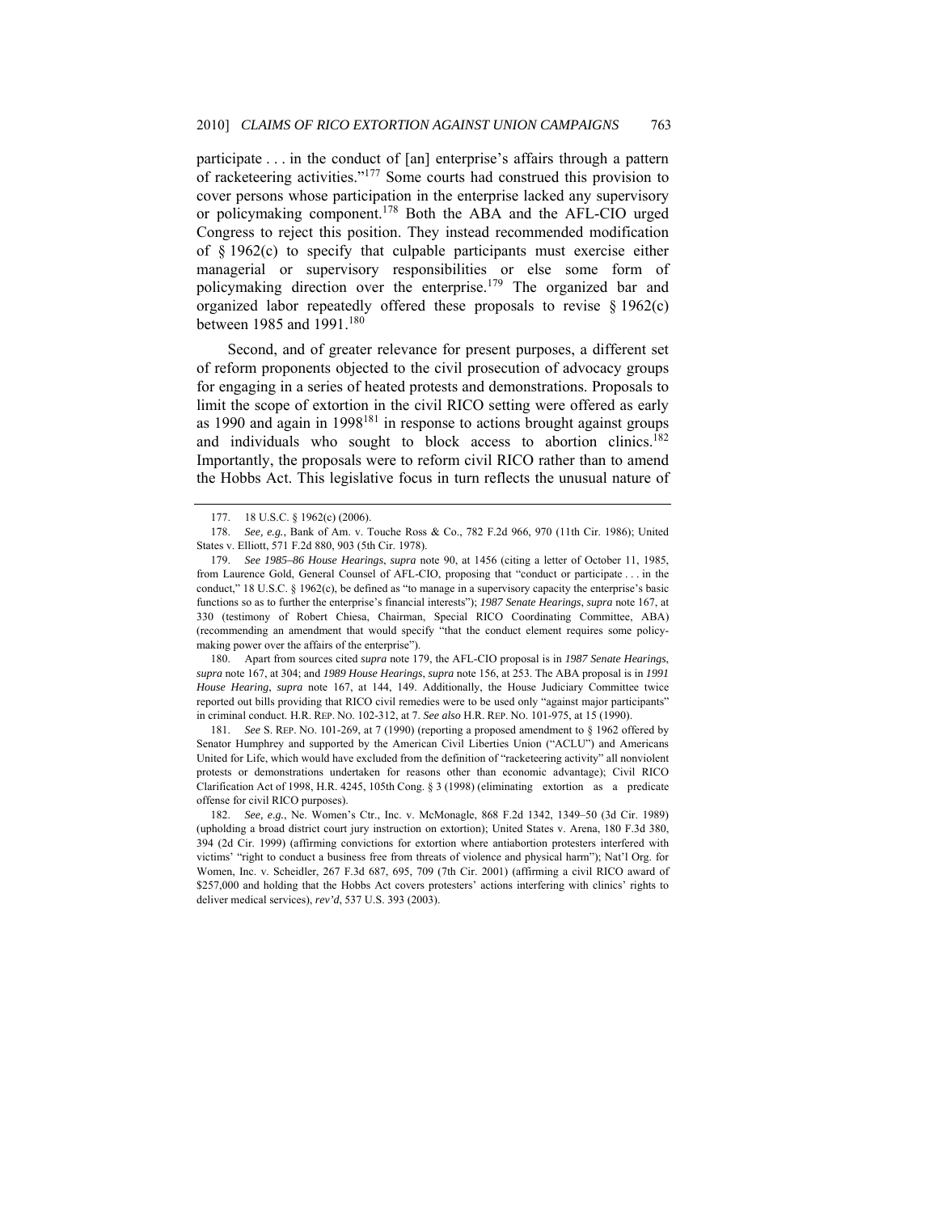participate . . . in the conduct of [an] enterprise's affairs through a pattern of racketeering activities."[177] Some courts had construed this provision to cover persons whose participation in the enterprise lacked any supervisory or policymaking component.[178] Both the ABA and the AFL-CIO urged Congress to reject this position. They instead recommended modification of § 1962(c) to specify that culpable participants must exercise either managerial or supervisory responsibilities or else some form of policymaking direction over the enterprise.[179] The organized bar and organized labor repeatedly offered these proposals to revise § 1962(c) between 1985 and 1991.[180]

Second, and of greater relevance for present purposes, a different set of reform proponents objected to the civil prosecution of advocacy groups for engaging in a series of heated protests and demonstrations. Proposals to limit the scope of extortion in the civil RICO setting were offered as early as 1990 and again in 1998[181] in response to actions brought against groups and individuals who sought to block access to abortion clinics.[182] Importantly, the proposals were to reform civil RICO rather than to amend the Hobbs Act. This legislative focus in turn reflects the unusual nature of

---

177. 18 U.S.C. § 1962(c) (2006).

178. *See, e.g.*, Bank of Am. v. Touche Ross & Co., 782 F.2d 966, 970 (11th Cir. 1986); United States v. Elliott, 571 F.2d 880, 903 (5th Cir. 1978).

179. *See 1985–86 House Hearings*, *supra* note 90, at 1456 (citing a letter of October 11, 1985, from Laurence Gold, General Counsel of AFL-CIO, proposing that "conduct or participate . . . in the conduct," 18 U.S.C. § 1962(c), be defined as "to manage in a supervisory capacity the enterprise's basic functions so as to further the enterprise's financial interests"); *1987 Senate Hearings*, *supra* note 167, at 330 (testimony of Robert Chiesa, Chairman, Special RICO Coordinating Committee, ABA) (recommending an amendment that would specify "that the conduct element requires some policy-making power over the affairs of the enterprise").

180. Apart from sources cited *supra* note 179, the AFL-CIO proposal is in *1987 Senate Hearings*, *supra* note 167, at 304; and *1989 House Hearings*, *supra* note 156, at 253. The ABA proposal is in *1991 House Hearing*, *supra* note 167, at 144, 149. Additionally, the House Judiciary Committee twice reported out bills providing that RICO civil remedies were to be used only "against major participants" in criminal conduct. H.R. REP. NO. 102-312, at 7. *See also* H.R. REP. NO. 101-975, at 15 (1990).

181. *See* S. REP. NO. 101-269, at 7 (1990) (reporting a proposed amendment to § 1962 offered by Senator Humphrey and supported by the American Civil Liberties Union ("ACLU") and Americans United for Life, which would have excluded from the definition of "racketeering activity" all nonviolent protests or demonstrations undertaken for reasons other than economic advantage); Civil RICO Clarification Act of 1998, H.R. 4245, 105th Cong. § 3 (1998) (eliminating extortion as a predicate offense for civil RICO purposes).

182. *See, e.g.*, Ne. Women's Ctr., Inc. v. McMonagle, 868 F.2d 1342, 1349–50 (3d Cir. 1989) (upholding a broad district court jury instruction on extortion); United States v. Arena, 180 F.3d 380, 394 (2d Cir. 1999) (affirming convictions for extortion where antiabortion protesters interfered with victims' "right to conduct a business free from threats of violence and physical harm"); Nat'l Org. for Women, Inc. v. Scheidler, 267 F.3d 687, 695, 709 (7th Cir. 2001) (affirming a civil RICO award of $257,000 and holding that the Hobbs Act covers protesters' actions interfering with clinics' rights to deliver medical services), *rev'd*, 537 U.S. 393 (2003).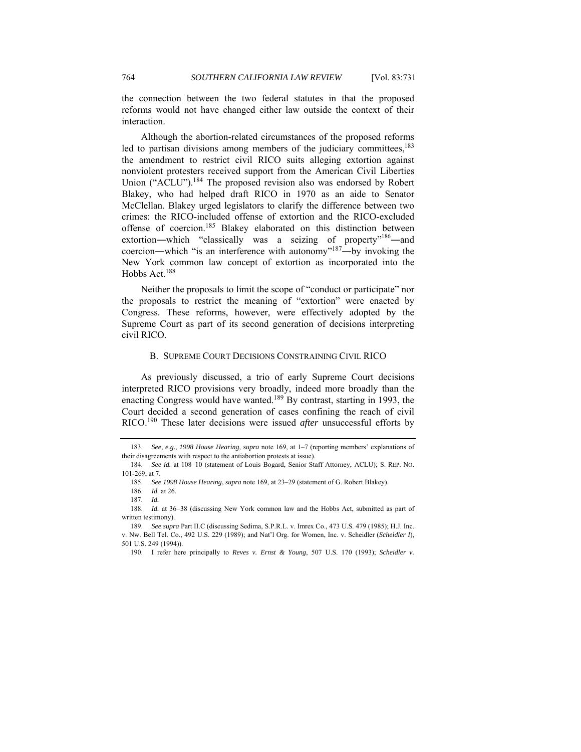the connection between the two federal statutes in that the proposed reforms would not have changed either law outside the context of their interaction.

Although the abortion-related circumstances of the proposed reforms led to partisan divisions among members of the judiciary committees,[183] the amendment to restrict civil RICO suits alleging extortion against nonviolent protesters received support from the American Civil Liberties Union ("ACLU").[184] The proposed revision also was endorsed by Robert Blakey, who had helped draft RICO in 1970 as an aide to Senator McClellan. Blakey urged legislators to clarify the difference between two crimes: the RICO-included offense of extortion and the RICO-excluded offense of coercion.[185] Blakey elaborated on this distinction between extortion—which "classically was a seizing of property"[186]—and coercion—which "is an interference with autonomy"[187]—by invoking the New York common law concept of extortion as incorporated into the Hobbs Act.[188]

Neither the proposals to limit the scope of "conduct or participate" nor the proposals to restrict the meaning of "extortion" were enacted by Congress. These reforms, however, were effectively adopted by the Supreme Court as part of its second generation of decisions interpreting civil RICO.

### B. Supreme Court Decisions Constraining Civil RICO

As previously discussed, a trio of early Supreme Court decisions interpreted RICO provisions very broadly, indeed more broadly than the enacting Congress would have wanted.[189] By contrast, starting in 1993, the Court decided a second generation of cases confining the reach of civil RICO.[190] These later decisions were issued *after* unsuccessful efforts by

---

183. *See, e.g.*, *1998 House Hearing*, *supra* note 169, at 1–7 (reporting members' explanations of their disagreements with respect to the antiabortion protests at issue).

184. *See id.* at 108–10 (statement of Louis Bogard, Senior Staff Attorney, ACLU); S. Rep. No. 101-269, at 7.

185. *See 1998 House Hearing*, *supra* note 169, at 23–29 (statement of G. Robert Blakey).

186. *Id.* at 26.

187. *Id.*

188. *Id.* at 36–38 (discussing New York common law and the Hobbs Act, submitted as part of written testimony).

189. *See supra* Part II.C (discussing Sedima, S.P.R.L. v. Imrex Co., 473 U.S. 479 (1985); H.J. Inc. v. Nw. Bell Tel. Co., 492 U.S. 229 (1989); and Nat'l Org. for Women, Inc. v. Scheidler (*Scheidler I*), 501 U.S. 249 (1994)).

190. I refer here principally to *Reves v. Ernst & Young*, 507 U.S. 170 (1993); *Scheidler v.*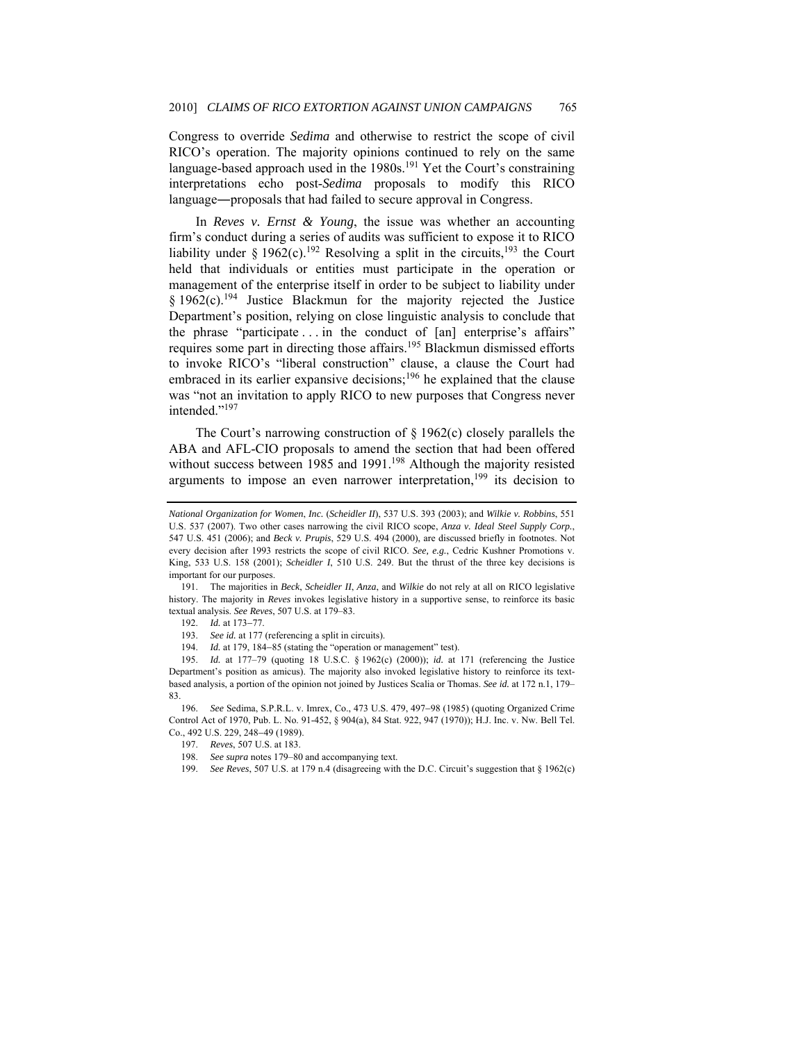Congress to override *Sedima* and otherwise to restrict the scope of civil RICO's operation. The majority opinions continued to rely on the same language-based approach used in the 1980s.[191] Yet the Court's constraining interpretations echo post-*Sedima* proposals to modify this RICO language—proposals that had failed to secure approval in Congress.

In *Reves v. Ernst & Young*, the issue was whether an accounting firm's conduct during a series of audits was sufficient to expose it to RICO liability under § 1962(c).[192] Resolving a split in the circuits,[193] the Court held that individuals or entities must participate in the operation or management of the enterprise itself in order to be subject to liability under § 1962(c).[194] Justice Blackmun for the majority rejected the Justice Department's position, relying on close linguistic analysis to conclude that the phrase "participate . . . in the conduct of [an] enterprise's affairs" requires some part in directing those affairs.[195] Blackmun dismissed efforts to invoke RICO's "liberal construction" clause, a clause the Court had embraced in its earlier expansive decisions;[196] he explained that the clause was "not an invitation to apply RICO to new purposes that Congress never intended."[197]

The Court's narrowing construction of § 1962(c) closely parallels the ABA and AFL-CIO proposals to amend the section that had been offered without success between 1985 and 1991.[198] Although the majority resisted arguments to impose an even narrower interpretation,[199] its decision to

---

*National Organization for Women, Inc.* (*Scheidler II*), 537 U.S. 393 (2003); and *Wilkie v. Robbins*, 551 U.S. 537 (2007). Two other cases narrowing the civil RICO scope, *Anza v. Ideal Steel Supply Corp.*, 547 U.S. 451 (2006); and *Beck v. Prupis*, 529 U.S. 494 (2000), are discussed briefly in footnotes. Not every decision after 1993 restricts the scope of civil RICO. *See, e.g.*, Cedric Kushner Promotions v. King, 533 U.S. 158 (2001); *Scheidler I*, 510 U.S. 249. But the thrust of the three key decisions is important for our purposes.

191. The majorities in *Beck*, *Scheidler II*, *Anza*, and *Wilkie* do not rely at all on RICO legislative history. The majority in *Reves* invokes legislative history in a supportive sense, to reinforce its basic textual analysis. *See Reves*, 507 U.S. at 179–83.

192. *Id.* at 173–77.

193. *See id.* at 177 (referencing a split in circuits).

194. *Id.* at 179, 184–85 (stating the "operation or management" test).

195. *Id.* at 177–79 (quoting 18 U.S.C. § 1962(c) (2000)); *id.* at 171 (referencing the Justice Department's position as amicus). The majority also invoked legislative history to reinforce its text-based analysis, a portion of the opinion not joined by Justices Scalia or Thomas. *See id.* at 172 n.1, 179–83.

196. *See* Sedima, S.P.R.L. v. Imrex, Co., 473 U.S. 479, 497–98 (1985) (quoting Organized Crime Control Act of 1970, Pub. L. No. 91-452, § 904(a), 84 Stat. 922, 947 (1970)); H.J. Inc. v. Nw. Bell Tel. Co., 492 U.S. 229, 248–49 (1989).

197. *Reves*, 507 U.S. at 183.

198. *See supra* notes 179–80 and accompanying text.

199. *See Reves*, 507 U.S. at 179 n.4 (disagreeing with the D.C. Circuit's suggestion that § 1962(c)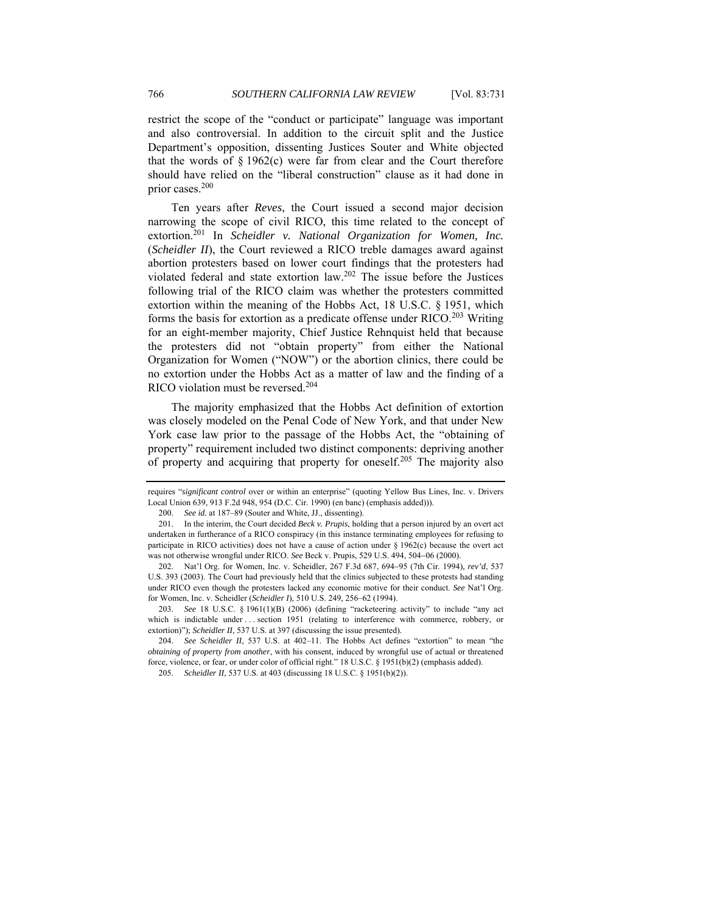restrict the scope of the "conduct or participate" language was important and also controversial. In addition to the circuit split and the Justice Department's opposition, dissenting Justices Souter and White objected that the words of § 1962(c) were far from clear and the Court therefore should have relied on the "liberal construction" clause as it had done in prior cases.[200]

Ten years after *Reves*, the Court issued a second major decision narrowing the scope of civil RICO, this time related to the concept of extortion.[201] In *Scheidler v. National Organization for Women, Inc.* (*Scheidler II*), the Court reviewed a RICO treble damages award against abortion protesters based on lower court findings that the protesters had violated federal and state extortion law.[202] The issue before the Justices following trial of the RICO claim was whether the protesters committed extortion within the meaning of the Hobbs Act, 18 U.S.C. § 1951, which forms the basis for extortion as a predicate offense under RICO.[203] Writing for an eight-member majority, Chief Justice Rehnquist held that because the protesters did not "obtain property" from either the National Organization for Women ("NOW") or the abortion clinics, there could be no extortion under the Hobbs Act as a matter of law and the finding of a RICO violation must be reversed.[204]

The majority emphasized that the Hobbs Act definition of extortion was closely modeled on the Penal Code of New York, and that under New York case law prior to the passage of the Hobbs Act, the "obtaining of property" requirement included two distinct components: depriving another of property and acquiring that property for oneself.[205] The majority also

---

requires "*significant control* over or within an enterprise" (quoting Yellow Bus Lines, Inc. v. Drivers Local Union 639, 913 F.2d 948, 954 (D.C. Cir. 1990) (en banc) (emphasis added))).

200. *See id.* at 187–89 (Souter and White, JJ., dissenting).

201. In the interim, the Court decided *Beck v. Prupis*, holding that a person injured by an overt act undertaken in furtherance of a RICO conspiracy (in this instance terminating employees for refusing to participate in RICO activities) does not have a cause of action under § 1962(c) because the overt act was not otherwise wrongful under RICO. *See* Beck v. Prupis, 529 U.S. 494, 504–06 (2000).

202. Nat'l Org. for Women, Inc. v. Scheidler, 267 F.3d 687, 694–95 (7th Cir. 1994), *rev'd*, 537 U.S. 393 (2003). The Court had previously held that the clinics subjected to these protests had standing under RICO even though the protesters lacked any economic motive for their conduct. *See* Nat'l Org. for Women, Inc. v. Scheidler (*Scheidler I*), 510 U.S. 249, 256–62 (1994).

203. *See* 18 U.S.C. § 1961(1)(B) (2006) (defining "racketeering activity" to include "any act which is indictable under . . . section 1951 (relating to interference with commerce, robbery, or extortion)"); *Scheidler II*, 537 U.S. at 397 (discussing the issue presented).

204. *See Scheidler II*, 537 U.S. at 402–11. The Hobbs Act defines "extortion" to mean "the *obtaining of property from another*, with his consent, induced by wrongful use of actual or threatened force, violence, or fear, or under color of official right." 18 U.S.C. § 1951(b)(2) (emphasis added).

205. *Scheidler II*, 537 U.S. at 403 (discussing 18 U.S.C. § 1951(b)(2)).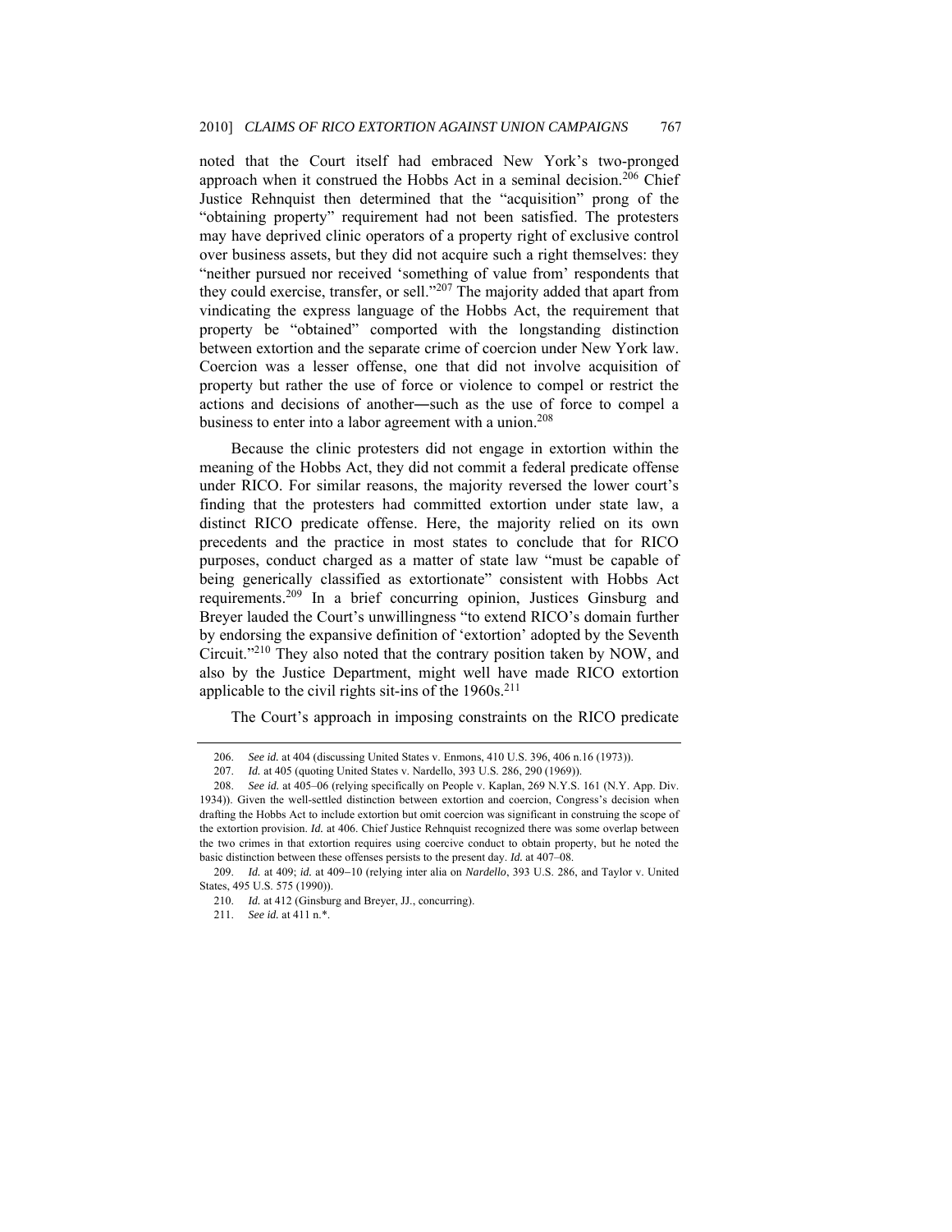noted that the Court itself had embraced New York's two-pronged approach when it construed the Hobbs Act in a seminal decision.[206] Chief Justice Rehnquist then determined that the "acquisition" prong of the "obtaining property" requirement had not been satisfied. The protesters may have deprived clinic operators of a property right of exclusive control over business assets, but they did not acquire such a right themselves: they "neither pursued nor received 'something of value from' respondents that they could exercise, transfer, or sell."[207] The majority added that apart from vindicating the express language of the Hobbs Act, the requirement that property be "obtained" comported with the longstanding distinction between extortion and the separate crime of coercion under New York law. Coercion was a lesser offense, one that did not involve acquisition of property but rather the use of force or violence to compel or restrict the actions and decisions of another—such as the use of force to compel a business to enter into a labor agreement with a union.[208]

Because the clinic protesters did not engage in extortion within the meaning of the Hobbs Act, they did not commit a federal predicate offense under RICO. For similar reasons, the majority reversed the lower court's finding that the protesters had committed extortion under state law, a distinct RICO predicate offense. Here, the majority relied on its own precedents and the practice in most states to conclude that for RICO purposes, conduct charged as a matter of state law "must be capable of being generically classified as extortionate" consistent with Hobbs Act requirements.[209] In a brief concurring opinion, Justices Ginsburg and Breyer lauded the Court's unwillingness "to extend RICO's domain further by endorsing the expansive definition of 'extortion' adopted by the Seventh Circuit."[210] They also noted that the contrary position taken by NOW, and also by the Justice Department, might well have made RICO extortion applicable to the civil rights sit-ins of the 1960s.[211]

The Court's approach in imposing constraints on the RICO predicate

---

206. *See id.* at 404 (discussing United States v. Enmons, 410 U.S. 396, 406 n.16 (1973)).

207. *Id.* at 405 (quoting United States v. Nardello, 393 U.S. 286, 290 (1969)).

208. *See id.* at 405–06 (relying specifically on People v. Kaplan, 269 N.Y.S. 161 (N.Y. App. Div. 1934)). Given the well-settled distinction between extortion and coercion, Congress's decision when drafting the Hobbs Act to include extortion but omit coercion was significant in construing the scope of the extortion provision. *Id.* at 406. Chief Justice Rehnquist recognized there was some overlap between the two crimes in that extortion requires using coercive conduct to obtain property, but he noted the basic distinction between these offenses persists to the present day. *Id.* at 407–08.

209. *Id.* at 409; *id.* at 409–10 (relying inter alia on *Nardello*, 393 U.S. 286, and Taylor v. United States, 495 U.S. 575 (1990)).

210. *Id.* at 412 (Ginsburg and Breyer, JJ., concurring).

211. *See id.* at 411 n.*.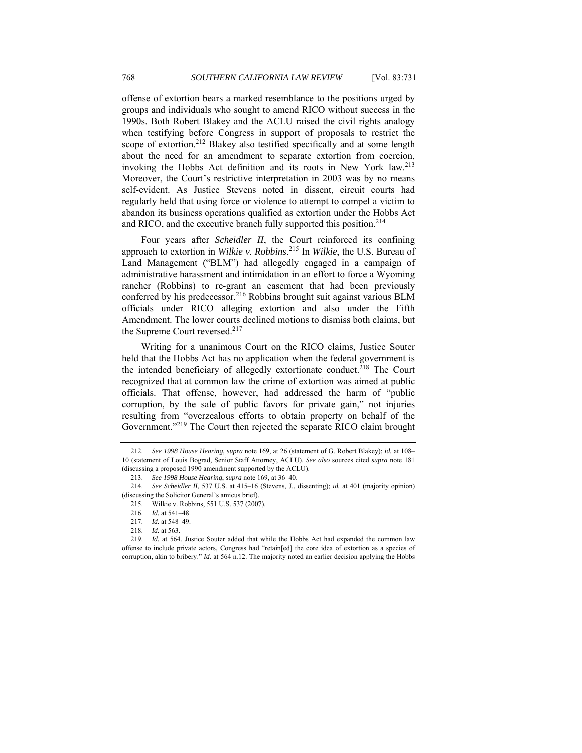offense of extortion bears a marked resemblance to the positions urged by groups and individuals who sought to amend RICO without success in the 1990s. Both Robert Blakey and the ACLU raised the civil rights analogy when testifying before Congress in support of proposals to restrict the scope of extortion.[212] Blakey also testified specifically and at some length about the need for an amendment to separate extortion from coercion, invoking the Hobbs Act definition and its roots in New York law.[213] Moreover, the Court's restrictive interpretation in 2003 was by no means self-evident. As Justice Stevens noted in dissent, circuit courts had regularly held that using force or violence to attempt to compel a victim to abandon its business operations qualified as extortion under the Hobbs Act and RICO, and the executive branch fully supported this position.[214]

Four years after *Scheidler II*, the Court reinforced its confining approach to extortion in *Wilkie v. Robbins*.[215] In *Wilkie*, the U.S. Bureau of Land Management ("BLM") had allegedly engaged in a campaign of administrative harassment and intimidation in an effort to force a Wyoming rancher (Robbins) to re-grant an easement that had been previously conferred by his predecessor.[216] Robbins brought suit against various BLM officials under RICO alleging extortion and also under the Fifth Amendment. The lower courts declined motions to dismiss both claims, but the Supreme Court reversed.[217]

Writing for a unanimous Court on the RICO claims, Justice Souter held that the Hobbs Act has no application when the federal government is the intended beneficiary of allegedly extortionate conduct.[218] The Court recognized that at common law the crime of extortion was aimed at public officials. That offense, however, had addressed the harm of "public corruption, by the sale of public favors for private gain," not injuries resulting from "overzealous efforts to obtain property on behalf of the Government."[219] The Court then rejected the separate RICO claim brought

---

212. *See 1998 House Hearing*, *supra* note 169, at 26 (statement of G. Robert Blakey); *id.* at 108–10 (statement of Louis Bograd, Senior Staff Attorney, ACLU). *See also* sources cited *supra* note 181 (discussing a proposed 1990 amendment supported by the ACLU).

213. *See 1998 House Hearing*, *supra* note 169, at 36–40.

214. *See Scheidler II*, 537 U.S. at 415–16 (Stevens, J., dissenting); *id.* at 401 (majority opinion) (discussing the Solicitor General's amicus brief).

215. Wilkie v. Robbins, 551 U.S. 537 (2007).

216. *Id.* at 541–48.

217. *Id.* at 548–49.

218. *Id.* at 563.

219. *Id.* at 564. Justice Souter added that while the Hobbs Act had expanded the common law offense to include private actors, Congress had "retain[ed] the core idea of extortion as a species of corruption, akin to bribery." *Id.* at 564 n.12. The majority noted an earlier decision applying the Hobbs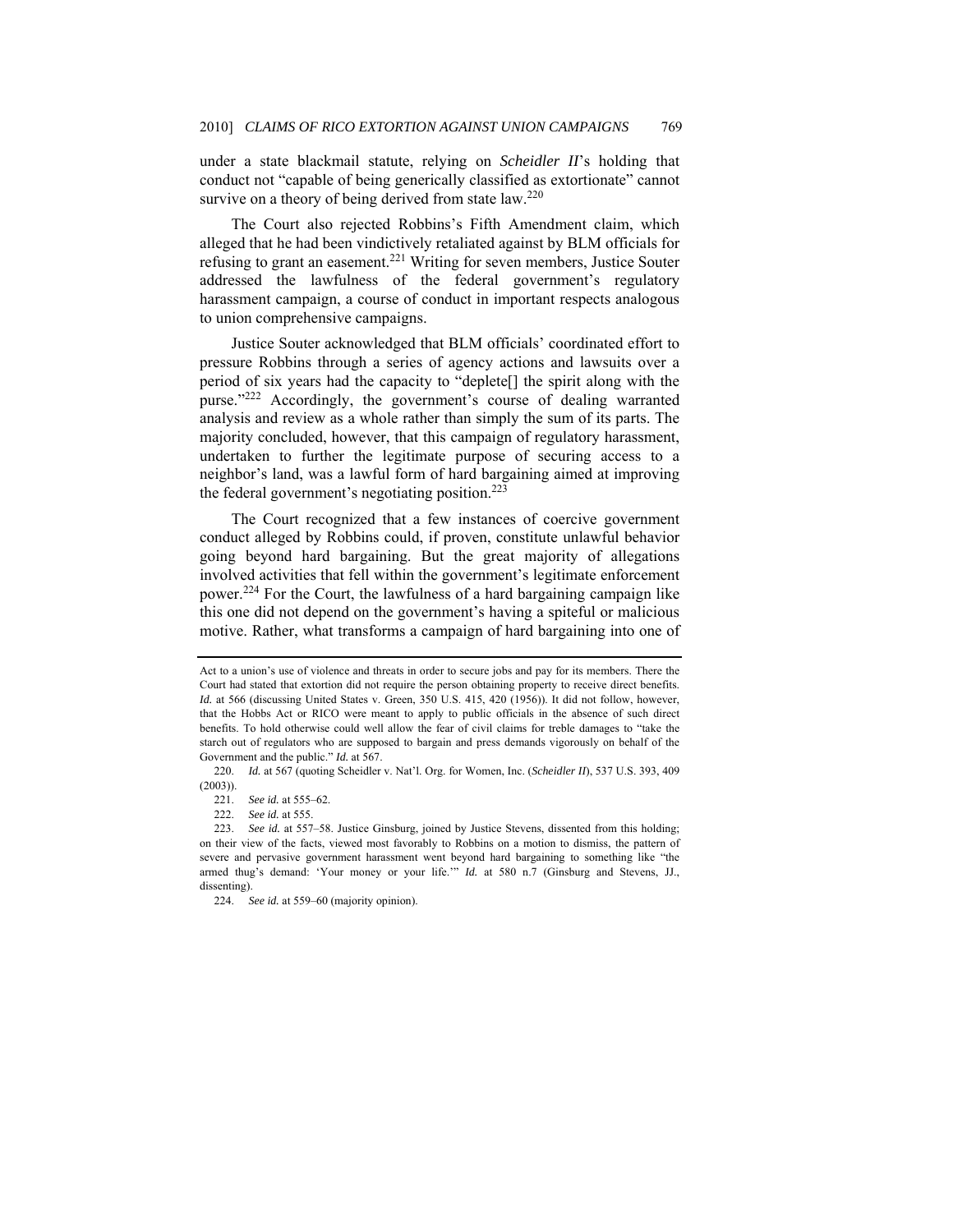under a state blackmail statute, relying on *Scheidler II*'s holding that conduct not "capable of being generically classified as extortionate" cannot survive on a theory of being derived from state law.[220]

The Court also rejected Robbins's Fifth Amendment claim, which alleged that he had been vindictively retaliated against by BLM officials for refusing to grant an easement.[221] Writing for seven members, Justice Souter addressed the lawfulness of the federal government's regulatory harassment campaign, a course of conduct in important respects analogous to union comprehensive campaigns.

Justice Souter acknowledged that BLM officials' coordinated effort to pressure Robbins through a series of agency actions and lawsuits over a period of six years had the capacity to "deplete[] the spirit along with the purse."[222] Accordingly, the government's course of dealing warranted analysis and review as a whole rather than simply the sum of its parts. The majority concluded, however, that this campaign of regulatory harassment, undertaken to further the legitimate purpose of securing access to a neighbor's land, was a lawful form of hard bargaining aimed at improving the federal government's negotiating position.[223]

The Court recognized that a few instances of coercive government conduct alleged by Robbins could, if proven, constitute unlawful behavior going beyond hard bargaining. But the great majority of allegations involved activities that fell within the government's legitimate enforcement power.[224] For the Court, the lawfulness of a hard bargaining campaign like this one did not depend on the government's having a spiteful or malicious motive. Rather, what transforms a campaign of hard bargaining into one of

---

Act to a union's use of violence and threats in order to secure jobs and pay for its members. There the Court had stated that extortion did not require the person obtaining property to receive direct benefits. *Id.* at 566 (discussing United States v. Green, 350 U.S. 415, 420 (1956)). It did not follow, however, that the Hobbs Act or RICO were meant to apply to public officials in the absence of such direct benefits. To hold otherwise could well allow the fear of civil claims for treble damages to "take the starch out of regulators who are supposed to bargain and press demands vigorously on behalf of the Government and the public." *Id.* at 567.

220. *Id.* at 567 (quoting Scheidler v. Nat'l. Org. for Women, Inc. (*Scheidler II*), 537 U.S. 393, 409 (2003)).

221. *See id.* at 555–62.

222. *See id.* at 555.

223. *See id.* at 557–58. Justice Ginsburg, joined by Justice Stevens, dissented from this holding; on their view of the facts, viewed most favorably to Robbins on a motion to dismiss, the pattern of severe and pervasive government harassment went beyond hard bargaining to something like "the armed thug's demand: 'Your money or your life.'" *Id.* at 580 n.7 (Ginsburg and Stevens, JJ., dissenting).

224. *See id.* at 559–60 (majority opinion).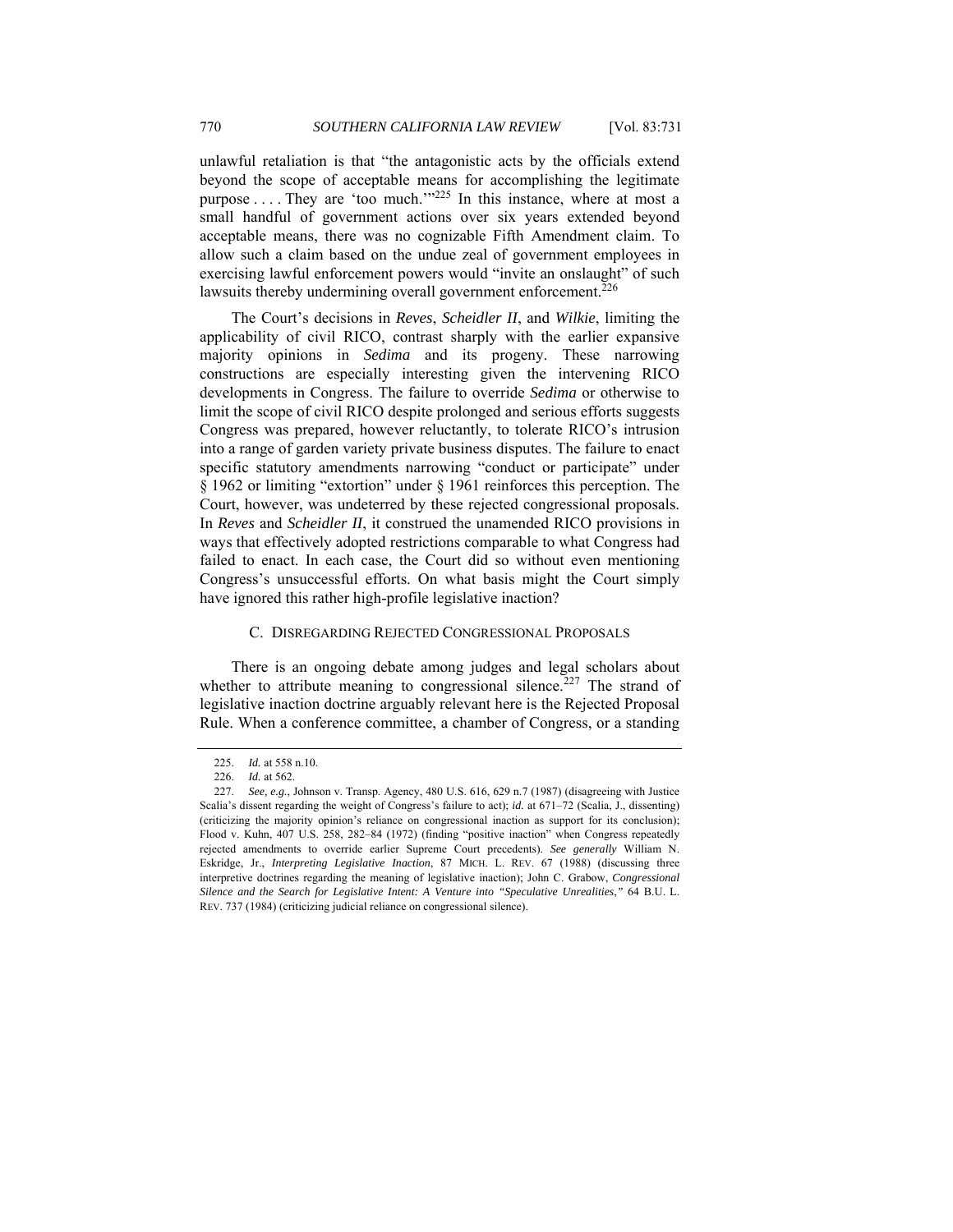unlawful retaliation is that "the antagonistic acts by the officials extend beyond the scope of acceptable means for accomplishing the legitimate purpose . . . . They are 'too much.'"[225] In this instance, where at most a small handful of government actions over six years extended beyond acceptable means, there was no cognizable Fifth Amendment claim. To allow such a claim based on the undue zeal of government employees in exercising lawful enforcement powers would "invite an onslaught" of such lawsuits thereby undermining overall government enforcement.[226]

The Court's decisions in *Reves*, *Scheidler II*, and *Wilkie*, limiting the applicability of civil RICO, contrast sharply with the earlier expansive majority opinions in *Sedima* and its progeny. These narrowing constructions are especially interesting given the intervening RICO developments in Congress. The failure to override *Sedima* or otherwise to limit the scope of civil RICO despite prolonged and serious efforts suggests Congress was prepared, however reluctantly, to tolerate RICO's intrusion into a range of garden variety private business disputes. The failure to enact specific statutory amendments narrowing "conduct or participate" under § 1962 or limiting "extortion" under § 1961 reinforces this perception. The Court, however, was undeterred by these rejected congressional proposals. In *Reves* and *Scheidler II*, it construed the unamended RICO provisions in ways that effectively adopted restrictions comparable to what Congress had failed to enact. In each case, the Court did so without even mentioning Congress's unsuccessful efforts. On what basis might the Court simply have ignored this rather high-profile legislative inaction?

### C. Disregarding Rejected Congressional Proposals

There is an ongoing debate among judges and legal scholars about whether to attribute meaning to congressional silence.[227] The strand of legislative inaction doctrine arguably relevant here is the Rejected Proposal Rule. When a conference committee, a chamber of Congress, or a standing

---

225. *Id.* at 558 n.10.

226. *Id.* at 562.

227. *See, e.g.*, Johnson v. Transp. Agency, 480 U.S. 616, 629 n.7 (1987) (disagreeing with Justice Scalia's dissent regarding the weight of Congress's failure to act); *id.* at 671–72 (Scalia, J., dissenting) (criticizing the majority opinion's reliance on congressional inaction as support for its conclusion); Flood v. Kuhn, 407 U.S. 258, 282–84 (1972) (finding "positive inaction" when Congress repeatedly rejected amendments to override earlier Supreme Court precedents). *See generally* William N. Eskridge, Jr., *Interpreting Legislative Inaction*, 87 MICH. L. REV. 67 (1988) (discussing three interpretive doctrines regarding the meaning of legislative inaction); John C. Grabow, *Congressional Silence and the Search for Legislative Intent: A Venture into "Speculative Unrealities,"* 64 B.U. L. REV. 737 (1984) (criticizing judicial reliance on congressional silence).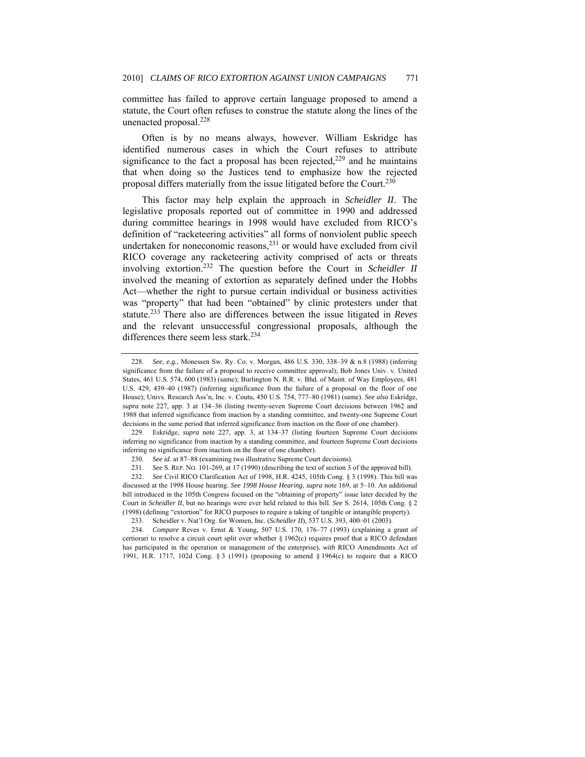committee has failed to approve certain language proposed to amend a statute, the Court often refuses to construe the statute along the lines of the unenacted proposal.[228]

Often is by no means always, however. William Eskridge has identified numerous cases in which the Court refuses to attribute significance to the fact a proposal has been rejected,[229] and he maintains that when doing so the Justices tend to emphasize how the rejected proposal differs materially from the issue litigated before the Court.[230]

This factor may help explain the approach in *Scheidler II*. The legislative proposals reported out of committee in 1990 and addressed during committee hearings in 1998 would have excluded from RICO's definition of "racketeering activities" all forms of nonviolent public speech undertaken for noneconomic reasons,[231] or would have excluded from civil RICO coverage any racketeering activity comprised of acts or threats involving extortion.[232] The question before the Court in *Scheidler II* involved the meaning of extortion as separately defined under the Hobbs Act—whether the right to pursue certain individual or business activities was "property" that had been "obtained" by clinic protesters under that statute.[233] There also are differences between the issue litigated in *Reves* and the relevant unsuccessful congressional proposals, although the differences there seem less stark.[234]

---

228. *See, e.g.*, Monessen Sw. Ry. Co. v. Morgan, 486 U.S. 330, 338–39 & n.8 (1988) (inferring significance from the failure of a proposal to receive committee approval); Bob Jones Univ. v. United States, 461 U.S. 574, 600 (1983) (same); Burlington N. R.R. v. Bhd. of Maint. of Way Employees, 481 U.S. 429, 439–40 (1987) (inferring significance from the failure of a proposal on the floor of one House); Univs. Research Ass'n, Inc. v. Coutu, 450 U.S. 754, 777–80 (1981) (same). *See also* Eskridge, *supra* note 227, app. 3 at 134–36 (listing twenty-seven Supreme Court decisions between 1962 and 1988 that inferred significance from inaction by a standing committee, and twenty-one Supreme Court decisions in the same period that inferred significance from inaction on the floor of one chamber).

229. Eskridge, *supra* note 227, app. 3, at 134–37 (listing fourteen Supreme Court decisions inferring no significance from inaction by a standing committee, and fourteen Supreme Court decisions inferring no significance from inaction on the floor of one chamber).

230. *See id.* at 87–88 (examining two illustrative Supreme Court decisions).

231. *See* S. REP. NO. 101-269, at 17 (1990) (describing the text of section 3 of the approved bill).

232. *See* Civil RICO Clarification Act of 1998, H.R. 4245, 105th Cong. § 3 (1998). This bill was discussed at the 1998 House hearing. *See 1998 House Hearing*, *supra* note 169, at 5–10. An additional bill introduced in the 105th Congress focused on the "obtaining of property" issue later decided by the Court in *Scheidler II*, but no hearings were ever held related to this bill. *See* S. 2614, 105th Cong. § 2 (1998) (defining "extortion" for RICO purposes to require a taking of tangible or intangible property).

233. Scheidler v. Nat'l Org. for Women, Inc. (*Scheidler II*), 537 U.S. 393, 400–01 (2003).

234. *Compare* Reves v. Ernst & Young, 507 U.S. 170, 176–77 (1993) (explaining a grant of certiorari to resolve a circuit court split over whether § 1962(c) requires proof that a RICO defendant has participated in the operation or management of the enterprise), *with* RICO Amendments Act of 1991, H.R. 1717, 102d Cong. § 3 (1991) (proposing to amend § 1964(c) to require that a RICO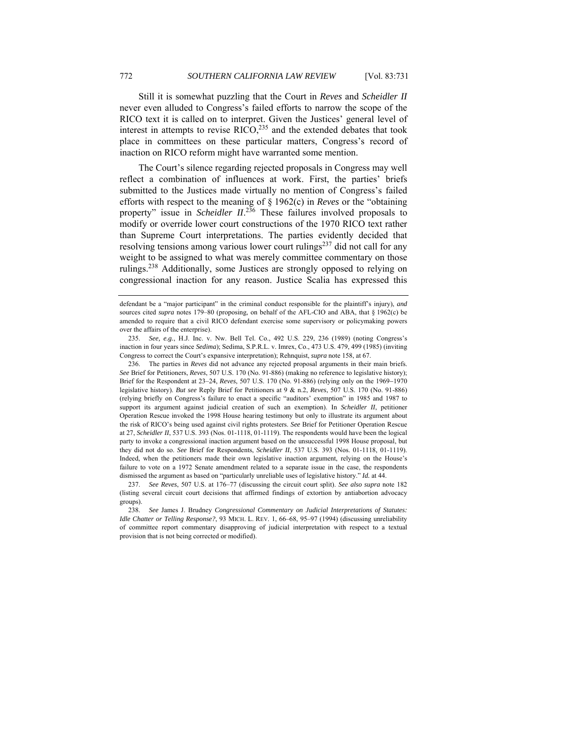Still it is somewhat puzzling that the Court in *Reves* and *Scheidler II* never even alluded to Congress's failed efforts to narrow the scope of the RICO text it is called on to interpret. Given the Justices' general level of interest in attempts to revise RICO,[235] and the extended debates that took place in committees on these particular matters, Congress's record of inaction on RICO reform might have warranted some mention.

The Court's silence regarding rejected proposals in Congress may well reflect a combination of influences at work. First, the parties' briefs submitted to the Justices made virtually no mention of Congress's failed efforts with respect to the meaning of § 1962(c) in *Reves* or the "obtaining property" issue in *Scheidler II*.[236] These failures involved proposals to modify or override lower court constructions of the 1970 RICO text rather than Supreme Court interpretations. The parties evidently decided that resolving tensions among various lower court rulings[237] did not call for any weight to be assigned to what was merely committee commentary on those rulings.[238] Additionally, some Justices are strongly opposed to relying on congressional inaction for any reason. Justice Scalia has expressed this

---

defendant be a "major participant" in the criminal conduct responsible for the plaintiff's injury), *and* sources cited *supra* notes 179–80 (proposing, on behalf of the AFL-CIO and ABA, that § 1962(c) be amended to require that a civil RICO defendant exercise some supervisory or policymaking powers over the affairs of the enterprise).

235. *See, e.g.*, H.J. Inc. v. Nw. Bell Tel. Co., 492 U.S. 229, 236 (1989) (noting Congress's inaction in four years since *Sedima*); Sedima, S.P.R.L. v. Imrex, Co., 473 U.S. 479, 499 (1985) (inviting Congress to correct the Court's expansive interpretation); Rehnquist, *supra* note 158, at 67.

236. The parties in *Reves* did not advance any rejected proposal arguments in their main briefs. *See* Brief for Petitioners, *Reves*, 507 U.S. 170 (No. 91-886) (making no reference to legislative history); Brief for the Respondent at 23–24, *Reves*, 507 U.S. 170 (No. 91-886) (relying only on the 1969–1970 legislative history). *But see* Reply Brief for Petitioners at 9 & n.2, *Reves*, 507 U.S. 170 (No. 91-886) (relying briefly on Congress's failure to enact a specific "auditors' exemption" in 1985 and 1987 to support its argument against judicial creation of such an exemption). In *Scheidler II*, petitioner Operation Rescue invoked the 1998 House hearing testimony but only to illustrate its argument about the risk of RICO's being used against civil rights protesters. *See* Brief for Petitioner Operation Rescue at 27, *Scheidler II*, 537 U.S. 393 (Nos. 01-1118, 01-1119). The respondents would have been the logical party to invoke a congressional inaction argument based on the unsuccessful 1998 House proposal, but they did not do so. *See* Brief for Respondents, *Scheidler II*, 537 U.S. 393 (Nos. 01-1118, 01-1119). Indeed, when the petitioners made their own legislative inaction argument, relying on the House's failure to vote on a 1972 Senate amendment related to a separate issue in the case, the respondents dismissed the argument as based on "particularly unreliable uses of legislative history." *Id.* at 44.

237. *See Reves*, 507 U.S. at 176–77 (discussing the circuit court split). *See also supra* note 182 (listing several circuit court decisions that affirmed findings of extortion by antiabortion advocacy groups).

238. *See* James J. Brudney *Congressional Commentary on Judicial Interpretations of Statutes: Idle Chatter or Telling Response?*, 93 MICH. L. REV. 1, 66–68, 95–97 (1994) (discussing unreliability of committee report commentary disapproving of judicial interpretation with respect to a textual provision that is not being corrected or modified).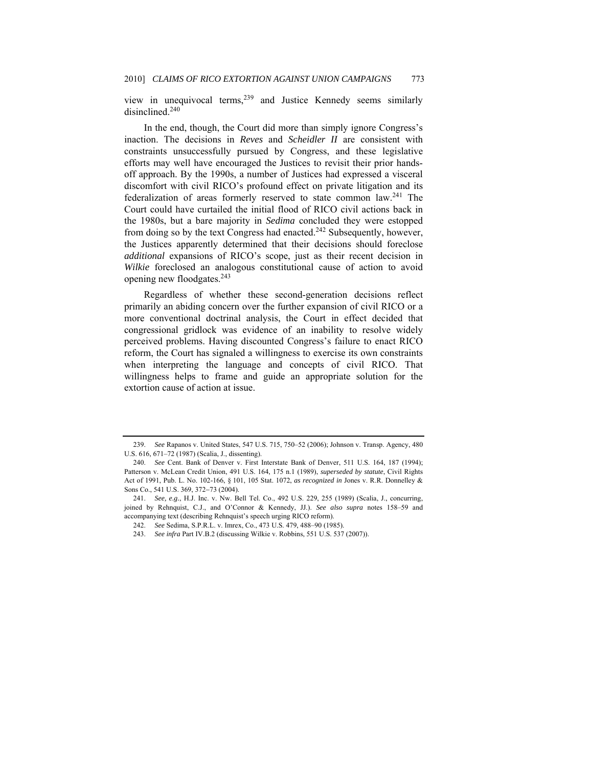view in unequivocal terms,[239] and Justice Kennedy seems similarly disinclined.[240]

In the end, though, the Court did more than simply ignore Congress's inaction. The decisions in *Reves* and *Scheidler II* are consistent with constraints unsuccessfully pursued by Congress, and these legislative efforts may well have encouraged the Justices to revisit their prior hands-off approach. By the 1990s, a number of Justices had expressed a visceral discomfort with civil RICO's profound effect on private litigation and its federalization of areas formerly reserved to state common law.[241] The Court could have curtailed the initial flood of RICO civil actions back in the 1980s, but a bare majority in *Sedima* concluded they were estopped from doing so by the text Congress had enacted.[242] Subsequently, however, the Justices apparently determined that their decisions should foreclose *additional* expansions of RICO's scope, just as their recent decision in *Wilkie* foreclosed an analogous constitutional cause of action to avoid opening new floodgates.[243]

Regardless of whether these second-generation decisions reflect primarily an abiding concern over the further expansion of civil RICO or a more conventional doctrinal analysis, the Court in effect decided that congressional gridlock was evidence of an inability to resolve widely perceived problems. Having discounted Congress's failure to enact RICO reform, the Court has signaled a willingness to exercise its own constraints when interpreting the language and concepts of civil RICO. That willingness helps to frame and guide an appropriate solution for the extortion cause of action at issue.

---

239. *See* Rapanos v. United States, 547 U.S. 715, 750–52 (2006); Johnson v. Transp. Agency, 480 U.S. 616, 671–72 (1987) (Scalia, J., dissenting).

240. *See* Cent. Bank of Denver v. First Interstate Bank of Denver, 511 U.S. 164, 187 (1994); Patterson v. McLean Credit Union, 491 U.S. 164, 175 n.1 (1989), *superseded by statute*, Civil Rights Act of 1991, Pub. L. No. 102-166, § 101, 105 Stat. 1072, *as recognized in* Jones v. R.R. Donnelley & Sons Co., 541 U.S. 369, 372–73 (2004).

241. *See, e.g.*, H.J. Inc. v. Nw. Bell Tel. Co., 492 U.S. 229, 255 (1989) (Scalia, J., concurring, joined by Rehnquist, C.J., and O'Connor & Kennedy, JJ.). *See also supra* notes 158–59 and accompanying text (describing Rehnquist's speech urging RICO reform).

242. *See* Sedima, S.P.R.L. v. Imrex, Co., 473 U.S. 479, 488–90 (1985).

243. *See infra* Part IV.B.2 (discussing Wilkie v. Robbins, 551 U.S. 537 (2007)).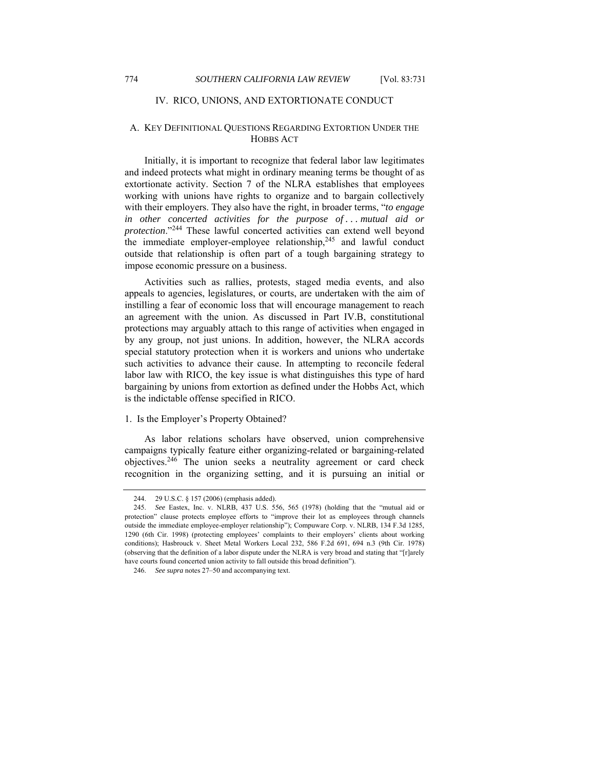## IV. RICO, UNIONS, AND EXTORTIONATE CONDUCT

### A. KEY DEFINITIONAL QUESTIONS REGARDING EXTORTION UNDER THE HOBBS ACT

Initially, it is important to recognize that federal labor law legitimates and indeed protects what might in ordinary meaning terms be thought of as extortionate activity. Section 7 of the NLRA establishes that employees working with unions have rights to organize and to bargain collectively with their employers. They also have the right, in broader terms, "*to engage in other concerted activities for the purpose of . . . mutual aid or protection*."[244] These lawful concerted activities can extend well beyond the immediate employer-employee relationship,[245] and lawful conduct outside that relationship is often part of a tough bargaining strategy to impose economic pressure on a business.

Activities such as rallies, protests, staged media events, and also appeals to agencies, legislatures, or courts, are undertaken with the aim of instilling a fear of economic loss that will encourage management to reach an agreement with the union. As discussed in Part IV.B, constitutional protections may arguably attach to this range of activities when engaged in by any group, not just unions. In addition, however, the NLRA accords special statutory protection when it is workers and unions who undertake such activities to advance their cause. In attempting to reconcile federal labor law with RICO, the key issue is what distinguishes this type of hard bargaining by unions from extortion as defined under the Hobbs Act, which is the indictable offense specified in RICO.

#### 1. Is the Employer's Property Obtained?

As labor relations scholars have observed, union comprehensive campaigns typically feature either organizing-related or bargaining-related objectives.[246] The union seeks a neutrality agreement or card check recognition in the organizing setting, and it is pursuing an initial or

---

244. 29 U.S.C. § 157 (2006) (emphasis added).

245. *See* Eastex, Inc. v. NLRB, 437 U.S. 556, 565 (1978) (holding that the "mutual aid or protection" clause protects employee efforts to "improve their lot as employees through channels outside the immediate employee-employer relationship"); Compuware Corp. v. NLRB, 134 F.3d 1285, 1290 (6th Cir. 1998) (protecting employees' complaints to their employers' clients about working conditions); Hasbrouck v. Sheet Metal Workers Local 232, 586 F.2d 691, 694 n.3 (9th Cir. 1978) (observing that the definition of a labor dispute under the NLRA is very broad and stating that "[r]arely have courts found concerted union activity to fall outside this broad definition").

246. *See supra* notes 27–50 and accompanying text.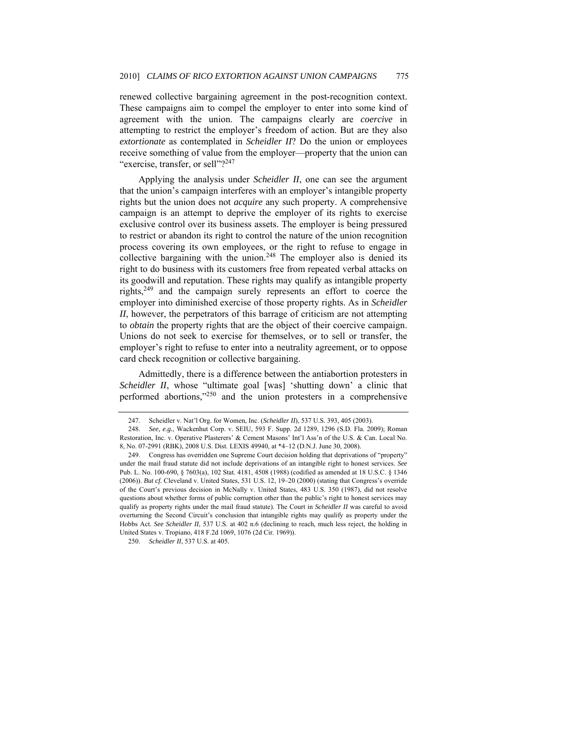renewed collective bargaining agreement in the post-recognition context. These campaigns aim to compel the employer to enter into some kind of agreement with the union. The campaigns clearly are *coercive* in attempting to restrict the employer's freedom of action. But are they also *extortionate* as contemplated in *Scheidler II*? Do the union or employees receive something of value from the employer—property that the union can "exercise, transfer, or sell"?[247]

Applying the analysis under *Scheidler II*, one can see the argument that the union's campaign interferes with an employer's intangible property rights but the union does not *acquire* any such property. A comprehensive campaign is an attempt to deprive the employer of its rights to exercise exclusive control over its business assets. The employer is being pressured to restrict or abandon its right to control the nature of the union recognition process covering its own employees, or the right to refuse to engage in collective bargaining with the union.[248] The employer also is denied its right to do business with its customers free from repeated verbal attacks on its goodwill and reputation. These rights may qualify as intangible property rights,[249] and the campaign surely represents an effort to coerce the employer into diminished exercise of those property rights. As in *Scheidler II*, however, the perpetrators of this barrage of criticism are not attempting to *obtain* the property rights that are the object of their coercive campaign. Unions do not seek to exercise for themselves, or to sell or transfer, the employer's right to refuse to enter into a neutrality agreement, or to oppose card check recognition or collective bargaining.

Admittedly, there is a difference between the antiabortion protesters in *Scheidler II*, whose "ultimate goal [was] 'shutting down' a clinic that performed abortions,"[250] and the union protesters in a comprehensive

---

247. Scheidler v. Nat'l Org. for Women, Inc. (*Scheidler II*), 537 U.S. 393, 405 (2003).

248. *See, e.g.*, Wackenhut Corp. v. SEIU, 593 F. Supp. 2d 1289, 1296 (S.D. Fla. 2009); Roman Restoration, Inc. v. Operative Plasterers' & Cement Masons' Int'l Ass'n of the U.S. & Can. Local No. 8, No. 07-2991 (RBK), 2008 U.S. Dist. LEXIS 49940, at *4–12 (D.N.J. June 30, 2008).

249. Congress has overridden one Supreme Court decision holding that deprivations of "property" under the mail fraud statute did not include deprivations of an intangible right to honest services. *See* Pub. L. No. 100-690, § 7603(a), 102 Stat. 4181, 4508 (1988) (codified as amended at 18 U.S.C. § 1346 (2006)). *But cf.* Cleveland v. United States, 531 U.S. 12, 19–20 (2000) (stating that Congress's override of the Court's previous decision in McNally v. United States, 483 U.S. 350 (1987), did not resolve questions about whether forms of public corruption other than the public's right to honest services may qualify as property rights under the mail fraud statute). The Court in *Scheidler II* was careful to avoid overturning the Second Circuit's conclusion that intangible rights may qualify as property under the Hobbs Act. *See Scheidler II*, 537 U.S. at 402 n.6 (declining to reach, much less reject, the holding in United States v. Tropiano, 418 F.2d 1069, 1076 (2d Cir. 1969)).

250. *Scheidler II*, 537 U.S. at 405.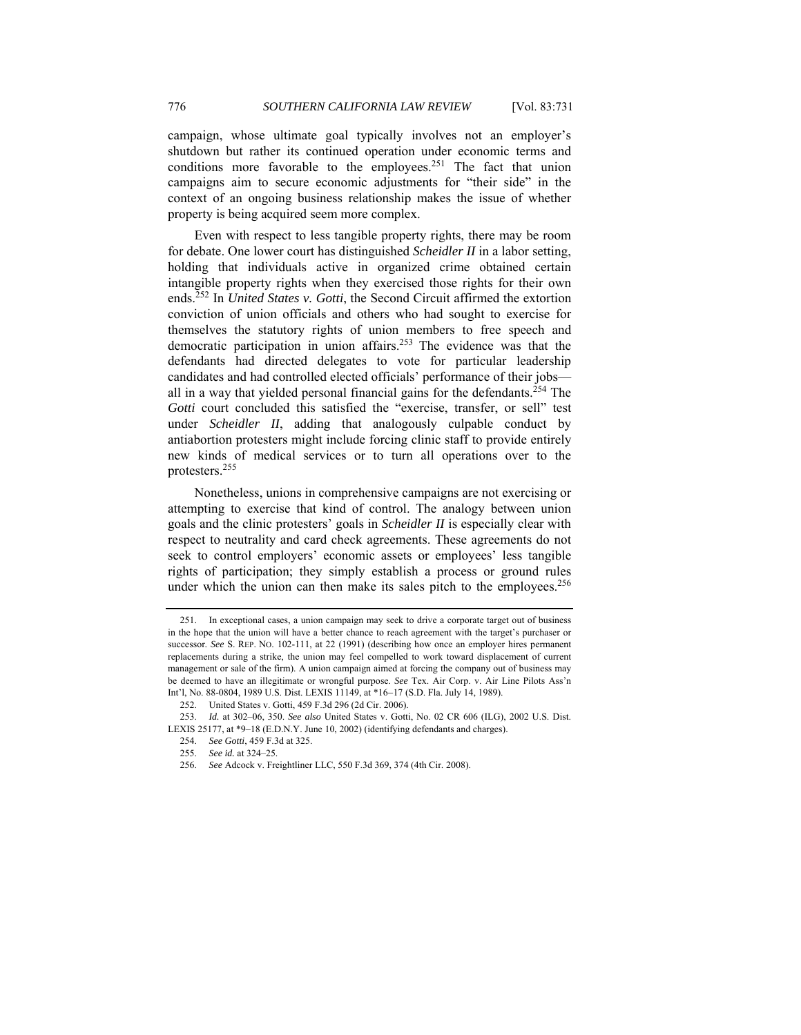campaign, whose ultimate goal typically involves not an employer's shutdown but rather its continued operation under economic terms and conditions more favorable to the employees.[251] The fact that union campaigns aim to secure economic adjustments for "their side" in the context of an ongoing business relationship makes the issue of whether property is being acquired seem more complex.

Even with respect to less tangible property rights, there may be room for debate. One lower court has distinguished *Scheidler II* in a labor setting, holding that individuals active in organized crime obtained certain intangible property rights when they exercised those rights for their own ends.[252] In *United States v. Gotti*, the Second Circuit affirmed the extortion conviction of union officials and others who had sought to exercise for themselves the statutory rights of union members to free speech and democratic participation in union affairs.[253] The evidence was that the defendants had directed delegates to vote for particular leadership candidates and had controlled elected officials' performance of their jobs—all in a way that yielded personal financial gains for the defendants.[254] The *Gotti* court concluded this satisfied the "exercise, transfer, or sell" test under *Scheidler II*, adding that analogously culpable conduct by antiabortion protesters might include forcing clinic staff to provide entirely new kinds of medical services or to turn all operations over to the protesters.[255]

Nonetheless, unions in comprehensive campaigns are not exercising or attempting to exercise that kind of control. The analogy between union goals and the clinic protesters' goals in *Scheidler II* is especially clear with respect to neutrality and card check agreements. These agreements do not seek to control employers' economic assets or employees' less tangible rights of participation; they simply establish a process or ground rules under which the union can then make its sales pitch to the employees.[256]

---

251. In exceptional cases, a union campaign may seek to drive a corporate target out of business in the hope that the union will have a better chance to reach agreement with the target's purchaser or successor. *See* S. REP. NO. 102-111, at 22 (1991) (describing how once an employer hires permanent replacements during a strike, the union may feel compelled to work toward displacement of current management or sale of the firm). A union campaign aimed at forcing the company out of business may be deemed to have an illegitimate or wrongful purpose. *See* Tex. Air Corp. v. Air Line Pilots Ass'n Int'l, No. 88-0804, 1989 U.S. Dist. LEXIS 11149, at \*16–17 (S.D. Fla. July 14, 1989).

252. United States v. Gotti, 459 F.3d 296 (2d Cir. 2006).

253. *Id.* at 302–06, 350. *See also* United States v. Gotti, No. 02 CR 606 (ILG), 2002 U.S. Dist. LEXIS 25177, at \*9–18 (E.D.N.Y. June 10, 2002) (identifying defendants and charges).

254. *See Gotti*, 459 F.3d at 325.

255. *See id.* at 324–25.

256. *See* Adcock v. Freightliner LLC, 550 F.3d 369, 374 (4th Cir. 2008).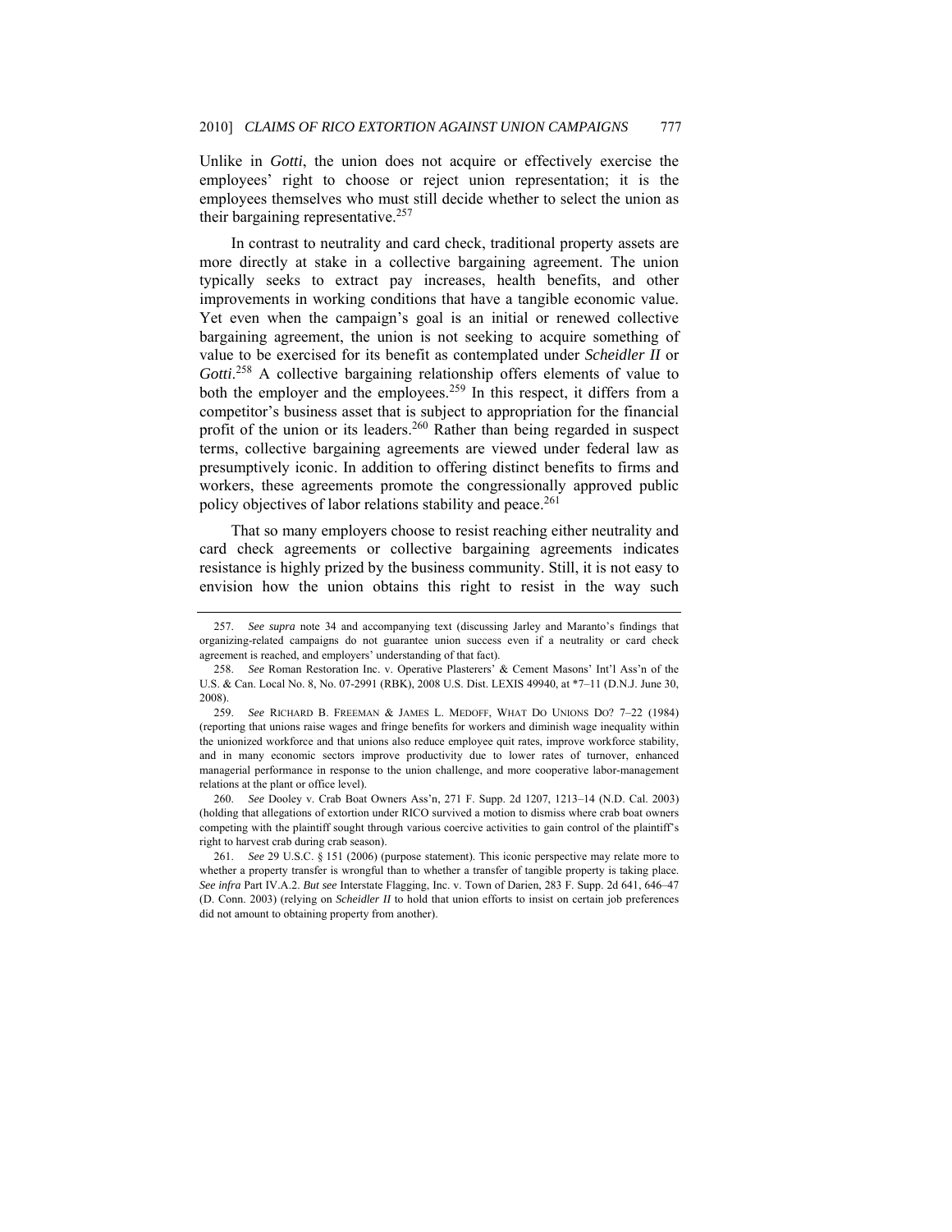Unlike in *Gotti*, the union does not acquire or effectively exercise the employees' right to choose or reject union representation; it is the employees themselves who must still decide whether to select the union as their bargaining representative.[257]

In contrast to neutrality and card check, traditional property assets are more directly at stake in a collective bargaining agreement. The union typically seeks to extract pay increases, health benefits, and other improvements in working conditions that have a tangible economic value. Yet even when the campaign's goal is an initial or renewed collective bargaining agreement, the union is not seeking to acquire something of value to be exercised for its benefit as contemplated under *Scheidler II* or *Gotti*.[258] A collective bargaining relationship offers elements of value to both the employer and the employees.[259] In this respect, it differs from a competitor's business asset that is subject to appropriation for the financial profit of the union or its leaders.[260] Rather than being regarded in suspect terms, collective bargaining agreements are viewed under federal law as presumptively iconic. In addition to offering distinct benefits to firms and workers, these agreements promote the congressionally approved public policy objectives of labor relations stability and peace.[261]

That so many employers choose to resist reaching either neutrality and card check agreements or collective bargaining agreements indicates resistance is highly prized by the business community. Still, it is not easy to envision how the union obtains this right to resist in the way such

---

257. *See supra* note 34 and accompanying text (discussing Jarley and Maranto's findings that organizing-related campaigns do not guarantee union success even if a neutrality or card check agreement is reached, and employers' understanding of that fact).

258. *See* Roman Restoration Inc. v. Operative Plasterers' & Cement Masons' Int'l Ass'n of the U.S. & Can. Local No. 8, No. 07-2991 (RBK), 2008 U.S. Dist. LEXIS 49940, at *7–11 (D.N.J. June 30, 2008).

259. *See* RICHARD B. FREEMAN & JAMES L. MEDOFF, WHAT DO UNIONS DO? 7–22 (1984) (reporting that unions raise wages and fringe benefits for workers and diminish wage inequality within the unionized workforce and that unions also reduce employee quit rates, improve workforce stability, and in many economic sectors improve productivity due to lower rates of turnover, enhanced managerial performance in response to the union challenge, and more cooperative labor-management relations at the plant or office level).

260. *See* Dooley v. Crab Boat Owners Ass'n, 271 F. Supp. 2d 1207, 1213–14 (N.D. Cal. 2003) (holding that allegations of extortion under RICO survived a motion to dismiss where crab boat owners competing with the plaintiff sought through various coercive activities to gain control of the plaintiff's right to harvest crab during crab season).

261. *See* 29 U.S.C. § 151 (2006) (purpose statement). This iconic perspective may relate more to whether a property transfer is wrongful than to whether a transfer of tangible property is taking place. *See infra* Part IV.A.2. *But see* Interstate Flagging, Inc. v. Town of Darien, 283 F. Supp. 2d 641, 646–47 (D. Conn. 2003) (relying on *Scheidler II* to hold that union efforts to insist on certain job preferences did not amount to obtaining property from another).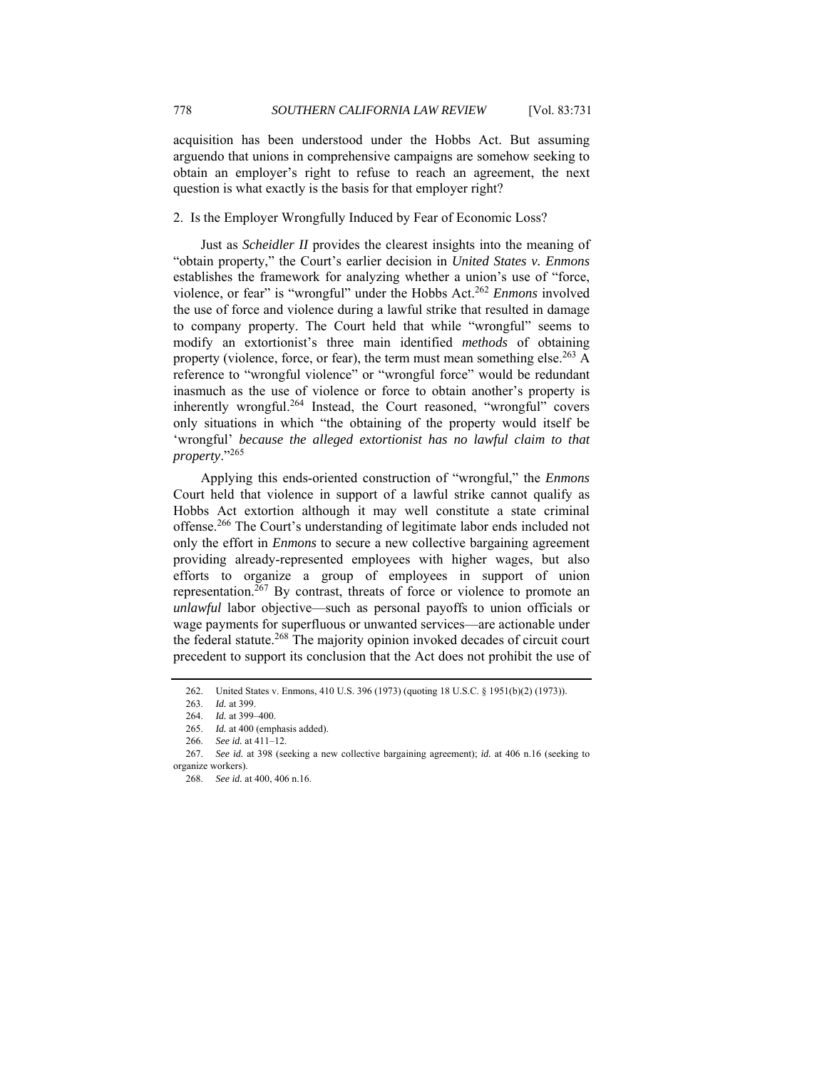acquisition has been understood under the Hobbs Act. But assuming arguendo that unions in comprehensive campaigns are somehow seeking to obtain an employer's right to refuse to reach an agreement, the next question is what exactly is the basis for that employer right?

### 2. Is the Employer Wrongfully Induced by Fear of Economic Loss?

Just as *Scheidler II* provides the clearest insights into the meaning of "obtain property," the Court's earlier decision in *United States v. Enmons* establishes the framework for analyzing whether a union's use of "force, violence, or fear" is "wrongful" under the Hobbs Act.[262] *Enmons* involved the use of force and violence during a lawful strike that resulted in damage to company property. The Court held that while "wrongful" seems to modify an extortionist's three main identified *methods* of obtaining property (violence, force, or fear), the term must mean something else.[263] A reference to "wrongful violence" or "wrongful force" would be redundant inasmuch as the use of violence or force to obtain another's property is inherently wrongful.[264] Instead, the Court reasoned, "wrongful" covers only situations in which "the obtaining of the property would itself be 'wrongful' *because the alleged extortionist has no lawful claim to that property*."[265]

Applying this ends-oriented construction of "wrongful," the *Enmons* Court held that violence in support of a lawful strike cannot qualify as Hobbs Act extortion although it may well constitute a state criminal offense.[266] The Court's understanding of legitimate labor ends included not only the effort in *Enmons* to secure a new collective bargaining agreement providing already-represented employees with higher wages, but also efforts to organize a group of employees in support of union representation.[267] By contrast, threats of force or violence to promote an *unlawful* labor objective—such as personal payoffs to union officials or wage payments for superfluous or unwanted services—are actionable under the federal statute.[268] The majority opinion invoked decades of circuit court precedent to support its conclusion that the Act does not prohibit the use of

---

262. United States v. Enmons, 410 U.S. 396 (1973) (quoting 18 U.S.C. § 1951(b)(2) (1973)).

263. *Id.* at 399.

264. *Id.* at 399–400.

265. *Id.* at 400 (emphasis added).

266. *See id.* at 411–12.

267. *See id.* at 398 (seeking a new collective bargaining agreement); *id.* at 406 n.16 (seeking to organize workers).

268. *See id.* at 400, 406 n.16.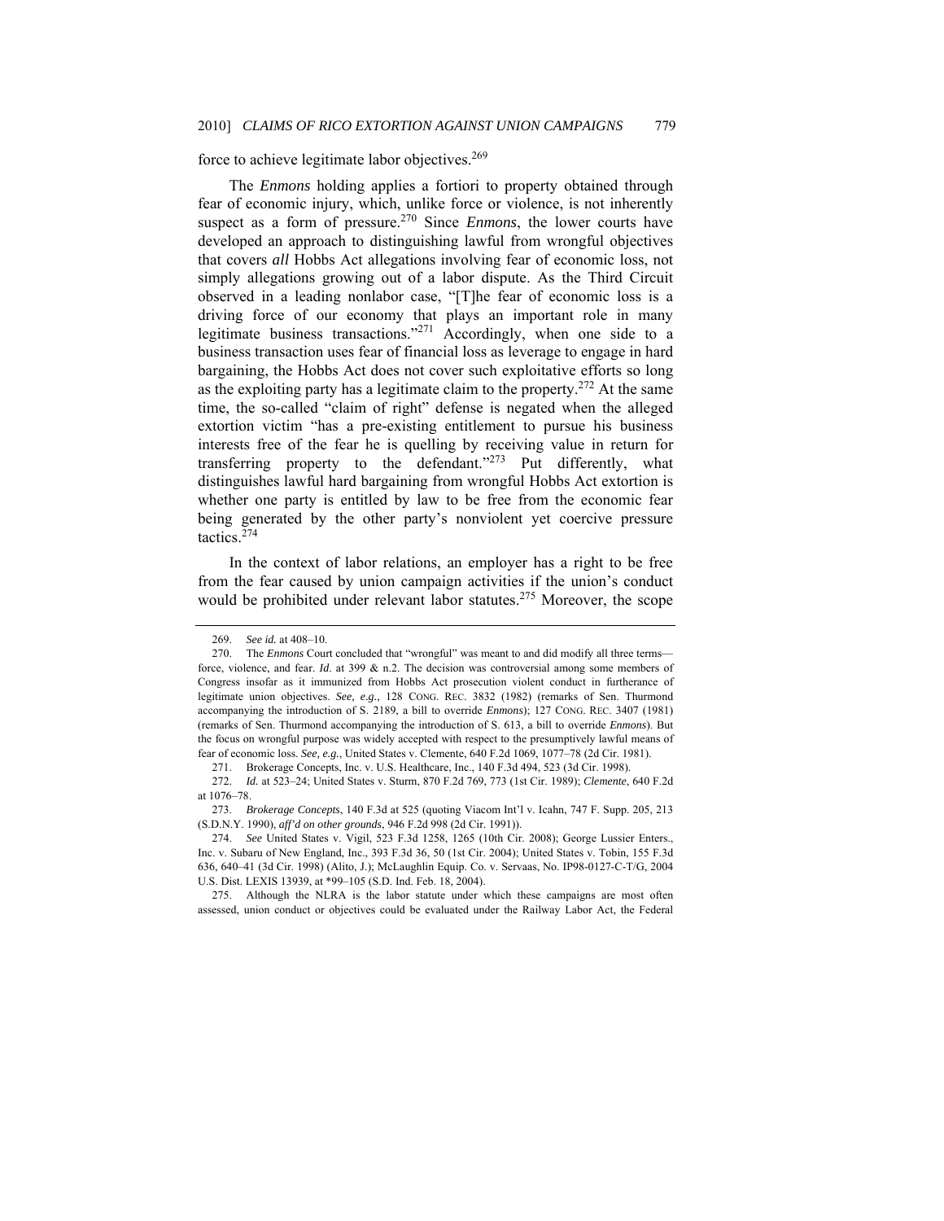force to achieve legitimate labor objectives.[269]

The *Enmons* holding applies a fortiori to property obtained through fear of economic injury, which, unlike force or violence, is not inherently suspect as a form of pressure.[270] Since *Enmons*, the lower courts have developed an approach to distinguishing lawful from wrongful objectives that covers *all* Hobbs Act allegations involving fear of economic loss, not simply allegations growing out of a labor dispute. As the Third Circuit observed in a leading nonlabor case, "[T]he fear of economic loss is a driving force of our economy that plays an important role in many legitimate business transactions."[271] Accordingly, when one side to a business transaction uses fear of financial loss as leverage to engage in hard bargaining, the Hobbs Act does not cover such exploitative efforts so long as the exploiting party has a legitimate claim to the property.[272] At the same time, the so-called "claim of right" defense is negated when the alleged extortion victim "has a pre-existing entitlement to pursue his business interests free of the fear he is quelling by receiving value in return for transferring property to the defendant."[273] Put differently, what distinguishes lawful hard bargaining from wrongful Hobbs Act extortion is whether one party is entitled by law to be free from the economic fear being generated by the other party's nonviolent yet coercive pressure tactics.[274]

In the context of labor relations, an employer has a right to be free from the fear caused by union campaign activities if the union's conduct would be prohibited under relevant labor statutes.[275] Moreover, the scope

---

269. *See id.* at 408–10.

270. The *Enmons* Court concluded that "wrongful" was meant to and did modify all three terms—force, violence, and fear. *Id*. at 399 & n.2. The decision was controversial among some members of Congress insofar as it immunized from Hobbs Act prosecution violent conduct in furtherance of legitimate union objectives. *See, e.g.*, 128 CONG. REC. 3832 (1982) (remarks of Sen. Thurmond accompanying the introduction of S. 2189, a bill to override *Enmons*); 127 CONG. REC. 3407 (1981) (remarks of Sen. Thurmond accompanying the introduction of S. 613, a bill to override *Enmons*). But the focus on wrongful purpose was widely accepted with respect to the presumptively lawful means of fear of economic loss. *See, e.g.*, United States v. Clemente, 640 F.2d 1069, 1077–78 (2d Cir. 1981).

271. Brokerage Concepts, Inc. v. U.S. Healthcare, Inc., 140 F.3d 494, 523 (3d Cir. 1998).

272. *Id.* at 523–24; United States v. Sturm, 870 F.2d 769, 773 (1st Cir. 1989); *Clemente*, 640 F.2d at 1076–78.

273. *Brokerage Concepts*, 140 F.3d at 525 (quoting Viacom Int'l v. Icahn, 747 F. Supp. 205, 213 (S.D.N.Y. 1990), *aff'd on other grounds*, 946 F.2d 998 (2d Cir. 1991)).

274. *See* United States v. Vigil, 523 F.3d 1258, 1265 (10th Cir. 2008); George Lussier Enters., Inc. v. Subaru of New England, Inc., 393 F.3d 36, 50 (1st Cir. 2004); United States v. Tobin, 155 F.3d 636, 640–41 (3d Cir. 1998) (Alito, J.); McLaughlin Equip. Co. v. Servaas, No. IP98-0127-C-T/G, 2004 U.S. Dist. LEXIS 13939, at *99–105 (S.D. Ind. Feb. 18, 2004).

275. Although the NLRA is the labor statute under which these campaigns are most often assessed, union conduct or objectives could be evaluated under the Railway Labor Act, the Federal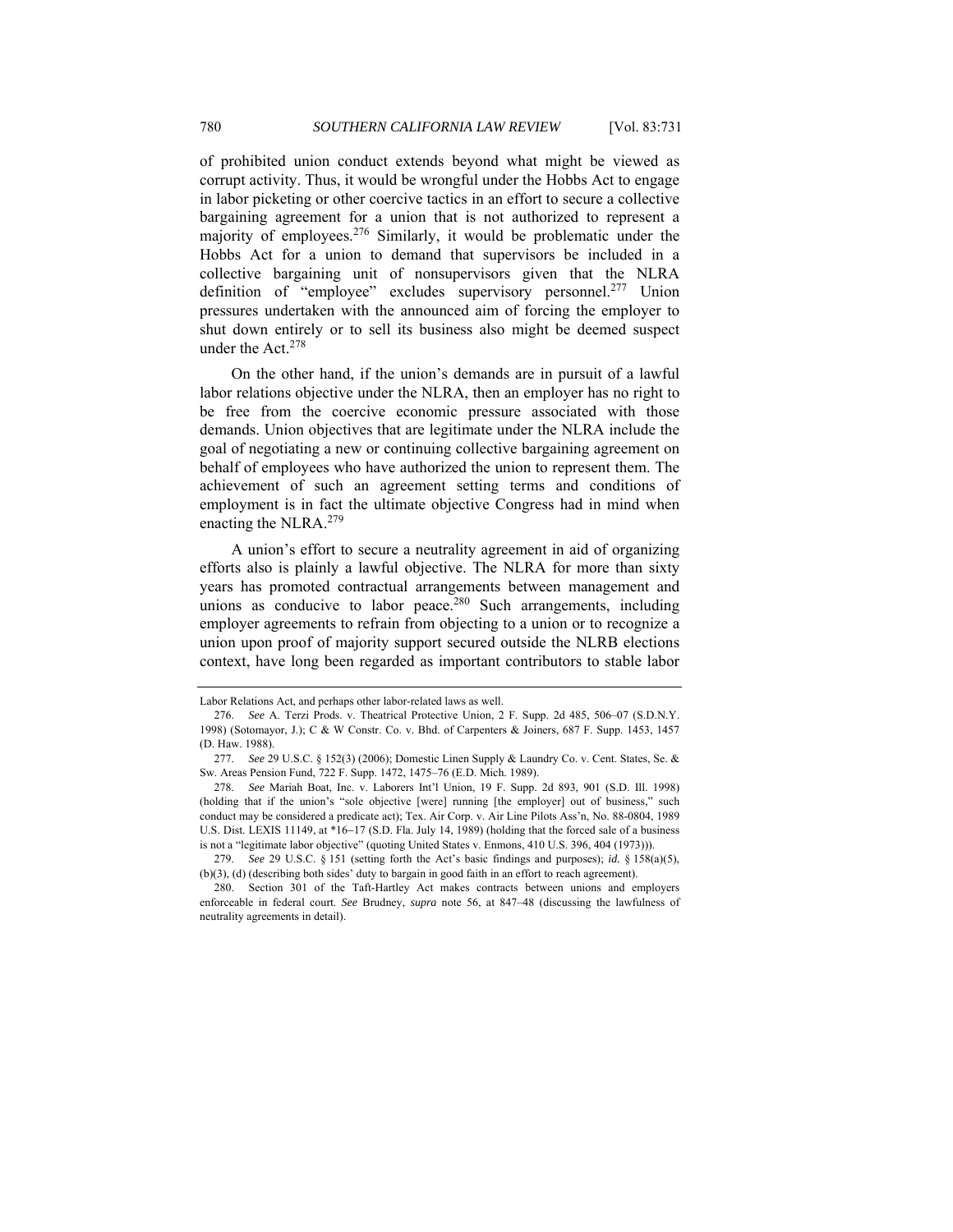of prohibited union conduct extends beyond what might be viewed as corrupt activity. Thus, it would be wrongful under the Hobbs Act to engage in labor picketing or other coercive tactics in an effort to secure a collective bargaining agreement for a union that is not authorized to represent a majority of employees.[276] Similarly, it would be problematic under the Hobbs Act for a union to demand that supervisors be included in a collective bargaining unit of nonsupervisors given that the NLRA definition of "employee" excludes supervisory personnel.[277] Union pressures undertaken with the announced aim of forcing the employer to shut down entirely or to sell its business also might be deemed suspect under the Act.[278]

On the other hand, if the union's demands are in pursuit of a lawful labor relations objective under the NLRA, then an employer has no right to be free from the coercive economic pressure associated with those demands. Union objectives that are legitimate under the NLRA include the goal of negotiating a new or continuing collective bargaining agreement on behalf of employees who have authorized the union to represent them. The achievement of such an agreement setting terms and conditions of employment is in fact the ultimate objective Congress had in mind when enacting the NLRA.[279]

A union's effort to secure a neutrality agreement in aid of organizing efforts also is plainly a lawful objective. The NLRA for more than sixty years has promoted contractual arrangements between management and unions as conducive to labor peace.[280] Such arrangements, including employer agreements to refrain from objecting to a union or to recognize a union upon proof of majority support secured outside the NLRB elections context, have long been regarded as important contributors to stable labor

---

Labor Relations Act, and perhaps other labor-related laws as well.

276. *See* A. Terzi Prods. v. Theatrical Protective Union, 2 F. Supp. 2d 485, 506–07 (S.D.N.Y. 1998) (Sotomayor, J.); C & W Constr. Co. v. Bhd. of Carpenters & Joiners, 687 F. Supp. 1453, 1457 (D. Haw. 1988).

277. *See* 29 U.S.C. § 152(3) (2006); Domestic Linen Supply & Laundry Co. v. Cent. States, Se. & Sw. Areas Pension Fund, 722 F. Supp. 1472, 1475–76 (E.D. Mich. 1989).

278. *See* Mariah Boat, Inc. v. Laborers Int'l Union, 19 F. Supp. 2d 893, 901 (S.D. Ill. 1998) (holding that if the union's "sole objective [were] running [the employer] out of business," such conduct may be considered a predicate act); Tex. Air Corp. v. Air Line Pilots Ass'n, No. 88-0804, 1989 U.S. Dist. LEXIS 11149, at *16–17 (S.D. Fla. July 14, 1989) (holding that the forced sale of a business is not a "legitimate labor objective" (quoting United States v. Enmons, 410 U.S. 396, 404 (1973))).

279. *See* 29 U.S.C. § 151 (setting forth the Act's basic findings and purposes); *id.* § 158(a)(5), (b)(3), (d) (describing both sides' duty to bargain in good faith in an effort to reach agreement).

280. Section 301 of the Taft-Hartley Act makes contracts between unions and employers enforceable in federal court. *See* Brudney, *supra* note 56, at 847–48 (discussing the lawfulness of neutrality agreements in detail).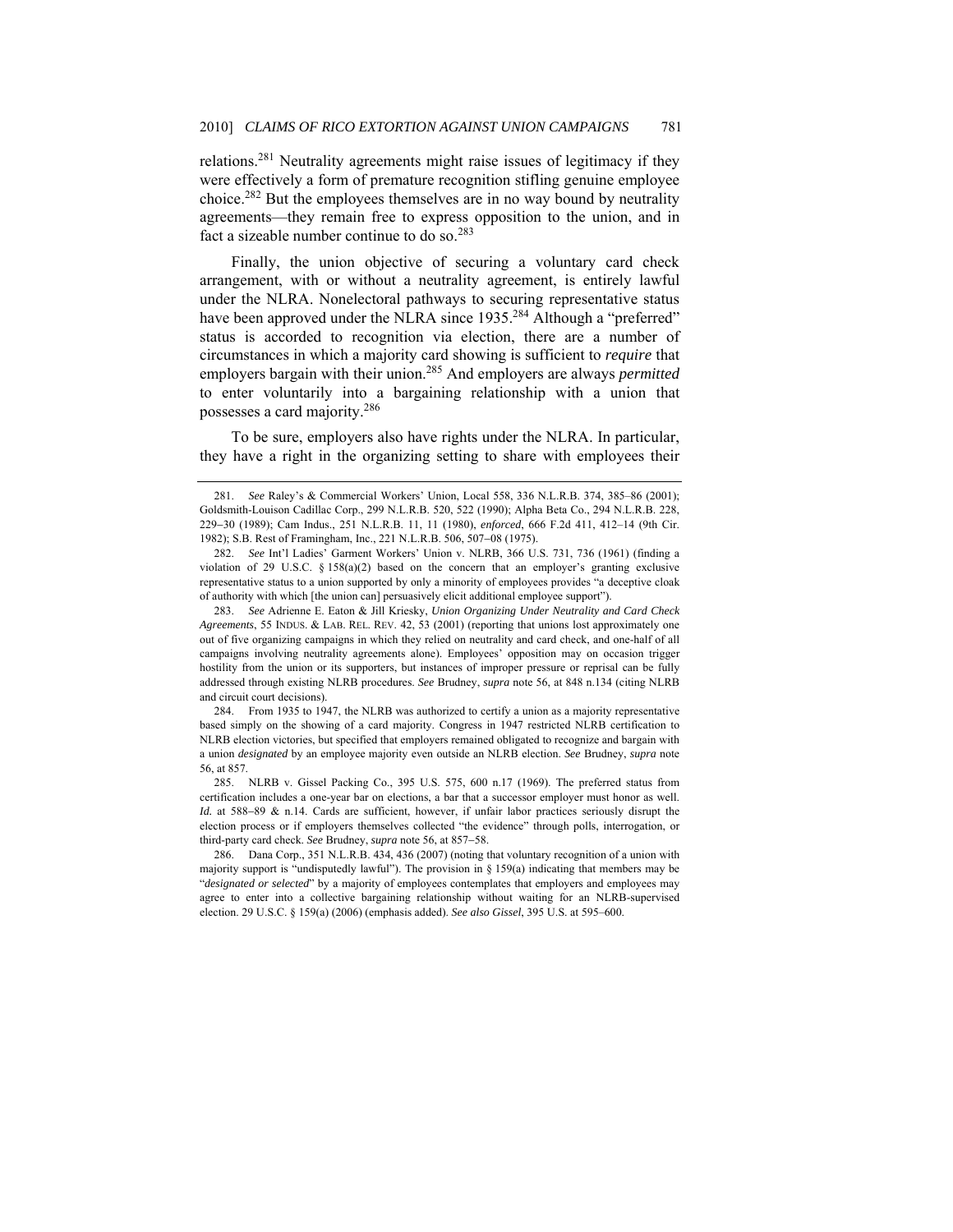relations.[281] Neutrality agreements might raise issues of legitimacy if they were effectively a form of premature recognition stifling genuine employee choice.[282] But the employees themselves are in no way bound by neutrality agreements—they remain free to express opposition to the union, and in fact a sizeable number continue to do so.[283]

Finally, the union objective of securing a voluntary card check arrangement, with or without a neutrality agreement, is entirely lawful under the NLRA. Nonelectoral pathways to securing representative status have been approved under the NLRA since 1935.[284] Although a "preferred" status is accorded to recognition via election, there are a number of circumstances in which a majority card showing is sufficient to *require* that employers bargain with their union.[285] And employers are always *permitted* to enter voluntarily into a bargaining relationship with a union that possesses a card majority.[286]

To be sure, employers also have rights under the NLRA. In particular, they have a right in the organizing setting to share with employees their

---

281. *See* Raley's & Commercial Workers' Union, Local 558, 336 N.L.R.B. 374, 385–86 (2001); Goldsmith-Louison Cadillac Corp., 299 N.L.R.B. 520, 522 (1990); Alpha Beta Co., 294 N.L.R.B. 228, 229–30 (1989); Cam Indus., 251 N.L.R.B. 11, 11 (1980), *enforced*, 666 F.2d 411, 412–14 (9th Cir. 1982); S.B. Rest of Framingham, Inc., 221 N.L.R.B. 506, 507–08 (1975).

282. *See* Int'l Ladies' Garment Workers' Union v. NLRB, 366 U.S. 731, 736 (1961) (finding a violation of 29 U.S.C. § 158(a)(2) based on the concern that an employer's granting exclusive representative status to a union supported by only a minority of employees provides "a deceptive cloak of authority with which [the union can] persuasively elicit additional employee support").

283. *See* Adrienne E. Eaton & Jill Kriesky, *Union Organizing Under Neutrality and Card Check Agreements*, 55 INDUS. & LAB. REL. REV. 42, 53 (2001) (reporting that unions lost approximately one out of five organizing campaigns in which they relied on neutrality and card check, and one-half of all campaigns involving neutrality agreements alone). Employees' opposition may on occasion trigger hostility from the union or its supporters, but instances of improper pressure or reprisal can be fully addressed through existing NLRB procedures. *See* Brudney, *supra* note 56, at 848 n.134 (citing NLRB and circuit court decisions).

284. From 1935 to 1947, the NLRB was authorized to certify a union as a majority representative based simply on the showing of a card majority. Congress in 1947 restricted NLRB certification to NLRB election victories, but specified that employers remained obligated to recognize and bargain with a union *designated* by an employee majority even outside an NLRB election. *See* Brudney, *supra* note 56, at 857.

285. NLRB v. Gissel Packing Co., 395 U.S. 575, 600 n.17 (1969). The preferred status from certification includes a one-year bar on elections, a bar that a successor employer must honor as well. *Id.* at 588–89 & n.14. Cards are sufficient, however, if unfair labor practices seriously disrupt the election process or if employers themselves collected "the evidence" through polls, interrogation, or third-party card check. *See* Brudney, *supra* note 56, at 857–58.

286. Dana Corp., 351 N.L.R.B. 434, 436 (2007) (noting that voluntary recognition of a union with majority support is "undisputedly lawful"). The provision in § 159(a) indicating that members may be "*designated or selected*" by a majority of employees contemplates that employers and employees may agree to enter into a collective bargaining relationship without waiting for an NLRB-supervised election. 29 U.S.C. § 159(a) (2006) (emphasis added). *See also Gissel*, 395 U.S. at 595–600.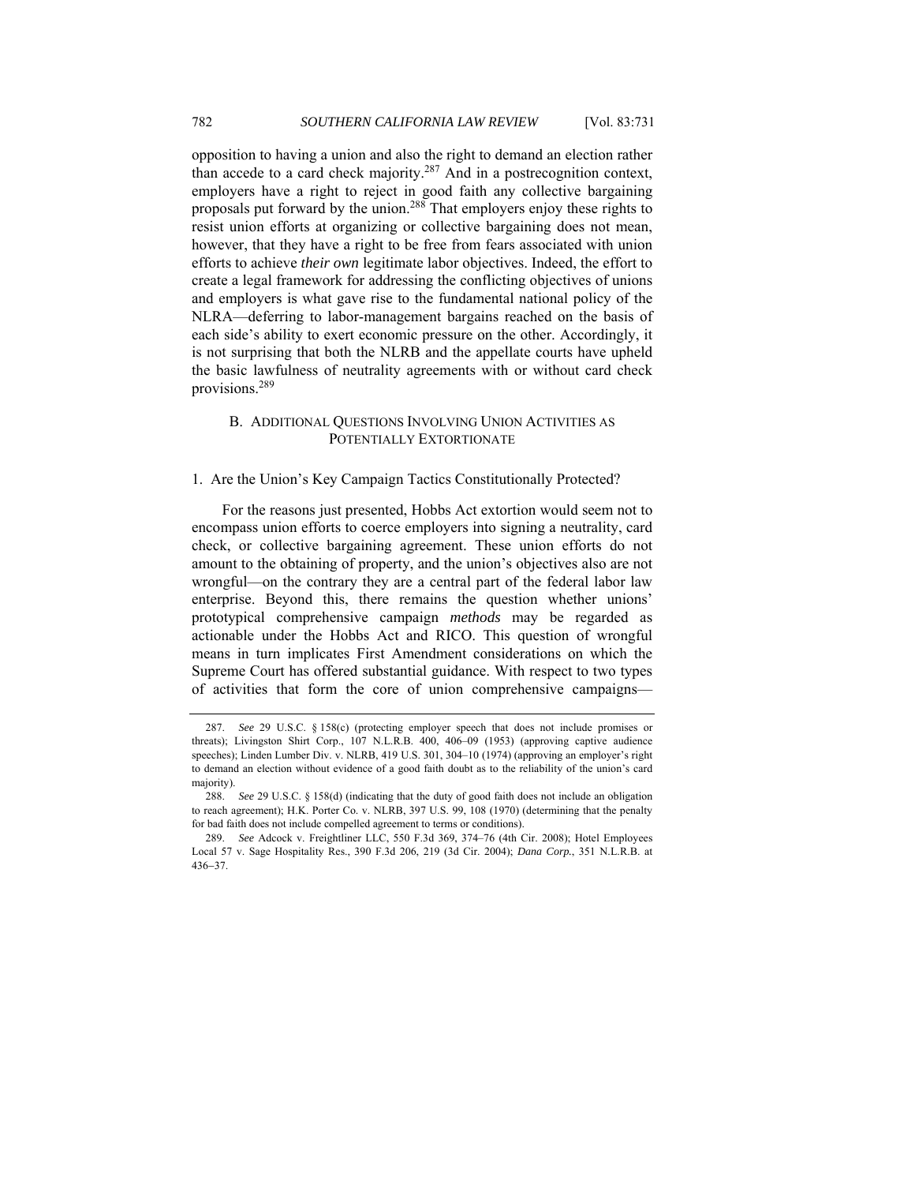opposition to having a union and also the right to demand an election rather than accede to a card check majority.[287] And in a postrecognition context, employers have a right to reject in good faith any collective bargaining proposals put forward by the union.[288] That employers enjoy these rights to resist union efforts at organizing or collective bargaining does not mean, however, that they have a right to be free from fears associated with union efforts to achieve *their own* legitimate labor objectives. Indeed, the effort to create a legal framework for addressing the conflicting objectives of unions and employers is what gave rise to the fundamental national policy of the NLRA—deferring to labor-management bargains reached on the basis of each side's ability to exert economic pressure on the other. Accordingly, it is not surprising that both the NLRB and the appellate courts have upheld the basic lawfulness of neutrality agreements with or without card check provisions.[289]

### B. ADDITIONAL QUESTIONS INVOLVING UNION ACTIVITIES AS POTENTIALLY EXTORTIONATE

#### 1. Are the Union's Key Campaign Tactics Constitutionally Protected?

For the reasons just presented, Hobbs Act extortion would seem not to encompass union efforts to coerce employers into signing a neutrality, card check, or collective bargaining agreement. These union efforts do not amount to the obtaining of property, and the union's objectives also are not wrongful—on the contrary they are a central part of the federal labor law enterprise. Beyond this, there remains the question whether unions' prototypical comprehensive campaign *methods* may be regarded as actionable under the Hobbs Act and RICO. This question of wrongful means in turn implicates First Amendment considerations on which the Supreme Court has offered substantial guidance. With respect to two types of activities that form the core of union comprehensive campaigns—

---

287. *See* 29 U.S.C. § 158(c) (protecting employer speech that does not include promises or threats); Livingston Shirt Corp., 107 N.L.R.B. 400, 406–09 (1953) (approving captive audience speeches); Linden Lumber Div. v. NLRB, 419 U.S. 301, 304–10 (1974) (approving an employer's right to demand an election without evidence of a good faith doubt as to the reliability of the union's card majority).

288. *See* 29 U.S.C. § 158(d) (indicating that the duty of good faith does not include an obligation to reach agreement); H.K. Porter Co. v. NLRB, 397 U.S. 99, 108 (1970) (determining that the penalty for bad faith does not include compelled agreement to terms or conditions).

289. *See* Adcock v. Freightliner LLC, 550 F.3d 369, 374–76 (4th Cir. 2008); Hotel Employees Local 57 v. Sage Hospitality Res., 390 F.3d 206, 219 (3d Cir. 2004); *Dana Corp.*, 351 N.L.R.B. at 436–37.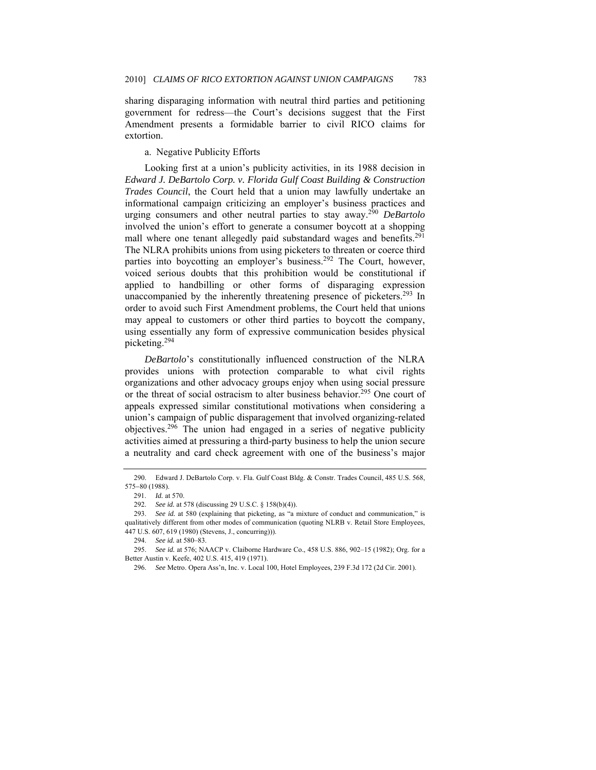sharing disparaging information with neutral third parties and petitioning government for redress—the Court's decisions suggest that the First Amendment presents a formidable barrier to civil RICO claims for extortion.

a. Negative Publicity Efforts

Looking first at a union's publicity activities, in its 1988 decision in *Edward J. DeBartolo Corp. v. Florida Gulf Coast Building & Construction Trades Council*, the Court held that a union may lawfully undertake an informational campaign criticizing an employer's business practices and urging consumers and other neutral parties to stay away.[290] *DeBartolo* involved the union's effort to generate a consumer boycott at a shopping mall where one tenant allegedly paid substandard wages and benefits.[291] The NLRA prohibits unions from using picketers to threaten or coerce third parties into boycotting an employer's business.[292] The Court, however, voiced serious doubts that this prohibition would be constitutional if applied to handbilling or other forms of disparaging expression unaccompanied by the inherently threatening presence of picketers.[293] In order to avoid such First Amendment problems, the Court held that unions may appeal to customers or other third parties to boycott the company, using essentially any form of expressive communication besides physical picketing.[294]

*DeBartolo*'s constitutionally influenced construction of the NLRA provides unions with protection comparable to what civil rights organizations and other advocacy groups enjoy when using social pressure or the threat of social ostracism to alter business behavior.[295] One court of appeals expressed similar constitutional motivations when considering a union's campaign of public disparagement that involved organizing-related objectives.[296] The union had engaged in a series of negative publicity activities aimed at pressuring a third-party business to help the union secure a neutrality and card check agreement with one of the business's major

---

290. Edward J. DeBartolo Corp. v. Fla. Gulf Coast Bldg. & Constr. Trades Council, 485 U.S. 568, 575–80 (1988).

291. *Id.* at 570.

292. *See id.* at 578 (discussing 29 U.S.C. § 158(b)(4)).

293. *See id.* at 580 (explaining that picketing, as "a mixture of conduct and communication," is qualitatively different from other modes of communication (quoting NLRB v. Retail Store Employees, 447 U.S. 607, 619 (1980) (Stevens, J., concurring))).

294. *See id.* at 580–83.

295. *See id.* at 576; NAACP v. Claiborne Hardware Co., 458 U.S. 886, 902–15 (1982); Org. for a Better Austin v. Keefe, 402 U.S. 415, 419 (1971).

296. *See* Metro. Opera Ass'n, Inc. v. Local 100, Hotel Employees, 239 F.3d 172 (2d Cir. 2001).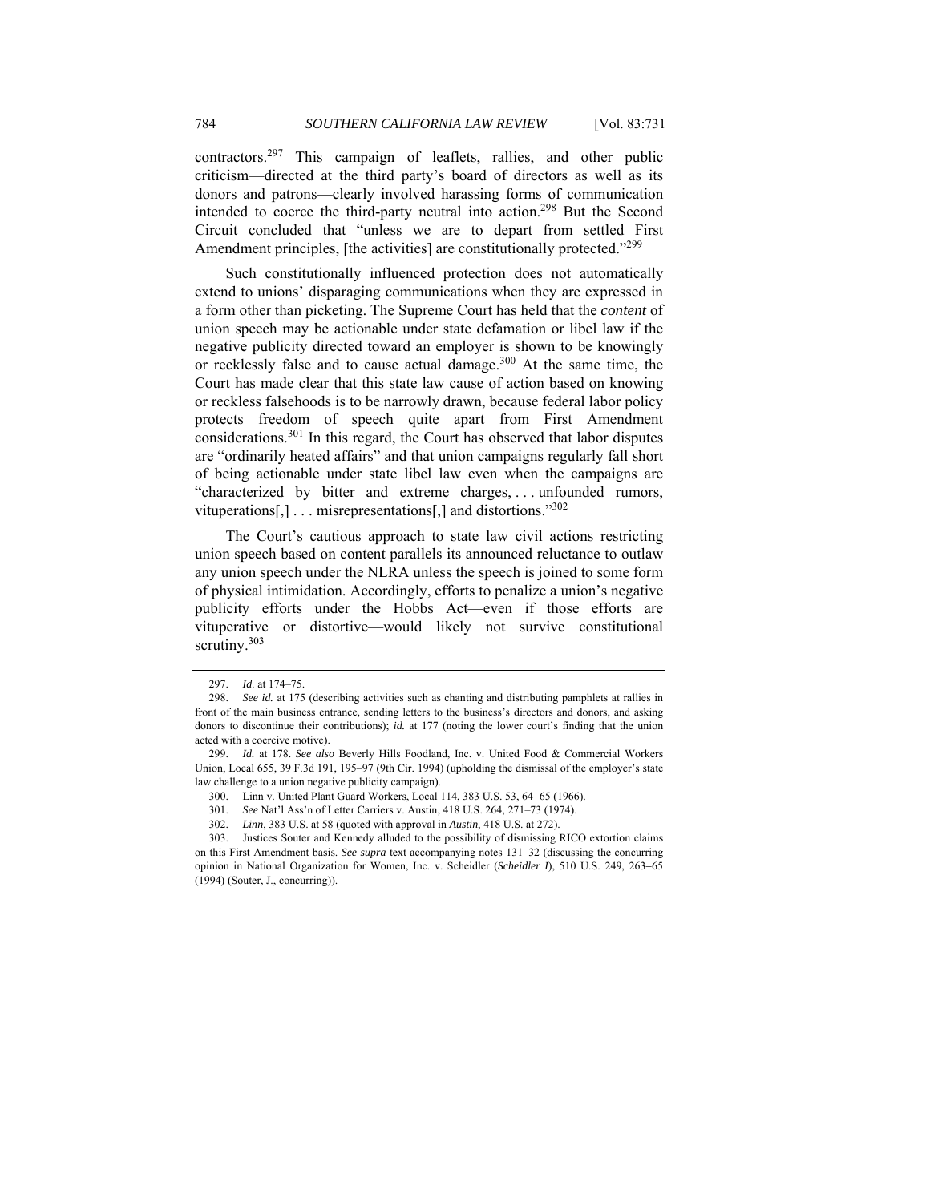contractors.[297] This campaign of leaflets, rallies, and other public criticism—directed at the third party's board of directors as well as its donors and patrons—clearly involved harassing forms of communication intended to coerce the third-party neutral into action.[298] But the Second Circuit concluded that "unless we are to depart from settled First Amendment principles, [the activities] are constitutionally protected."[299]

Such constitutionally influenced protection does not automatically extend to unions' disparaging communications when they are expressed in a form other than picketing. The Supreme Court has held that the *content* of union speech may be actionable under state defamation or libel law if the negative publicity directed toward an employer is shown to be knowingly or recklessly false and to cause actual damage.[300] At the same time, the Court has made clear that this state law cause of action based on knowing or reckless falsehoods is to be narrowly drawn, because federal labor policy protects freedom of speech quite apart from First Amendment considerations.[301] In this regard, the Court has observed that labor disputes are "ordinarily heated affairs" and that union campaigns regularly fall short of being actionable under state libel law even when the campaigns are "characterized by bitter and extreme charges, . . . unfounded rumors, vituperations[,] . . . misrepresentations[,] and distortions."[302]

The Court's cautious approach to state law civil actions restricting union speech based on content parallels its announced reluctance to outlaw any union speech under the NLRA unless the speech is joined to some form of physical intimidation. Accordingly, efforts to penalize a union's negative publicity efforts under the Hobbs Act—even if those efforts are vituperative or distortive—would likely not survive constitutional scrutiny.[303]

---

297. *Id.* at 174–75.

298. *See id.* at 175 (describing activities such as chanting and distributing pamphlets at rallies in front of the main business entrance, sending letters to the business's directors and donors, and asking donors to discontinue their contributions); *id.* at 177 (noting the lower court's finding that the union acted with a coercive motive).

299. *Id.* at 178. *See also* Beverly Hills Foodland, Inc. v. United Food & Commercial Workers Union, Local 655, 39 F.3d 191, 195–97 (9th Cir. 1994) (upholding the dismissal of the employer's state law challenge to a union negative publicity campaign).

300. Linn v. United Plant Guard Workers, Local 114, 383 U.S. 53, 64–65 (1966).

301. *See* Nat'l Ass'n of Letter Carriers v. Austin, 418 U.S. 264, 271–73 (1974).

302. *Linn*, 383 U.S. at 58 (quoted with approval in *Austin*, 418 U.S. at 272).

303. Justices Souter and Kennedy alluded to the possibility of dismissing RICO extortion claims on this First Amendment basis. *See supra* text accompanying notes 131–32 (discussing the concurring opinion in National Organization for Women, Inc. v. Scheidler (*Scheidler I*), 510 U.S. 249, 263–65 (1994) (Souter, J., concurring)).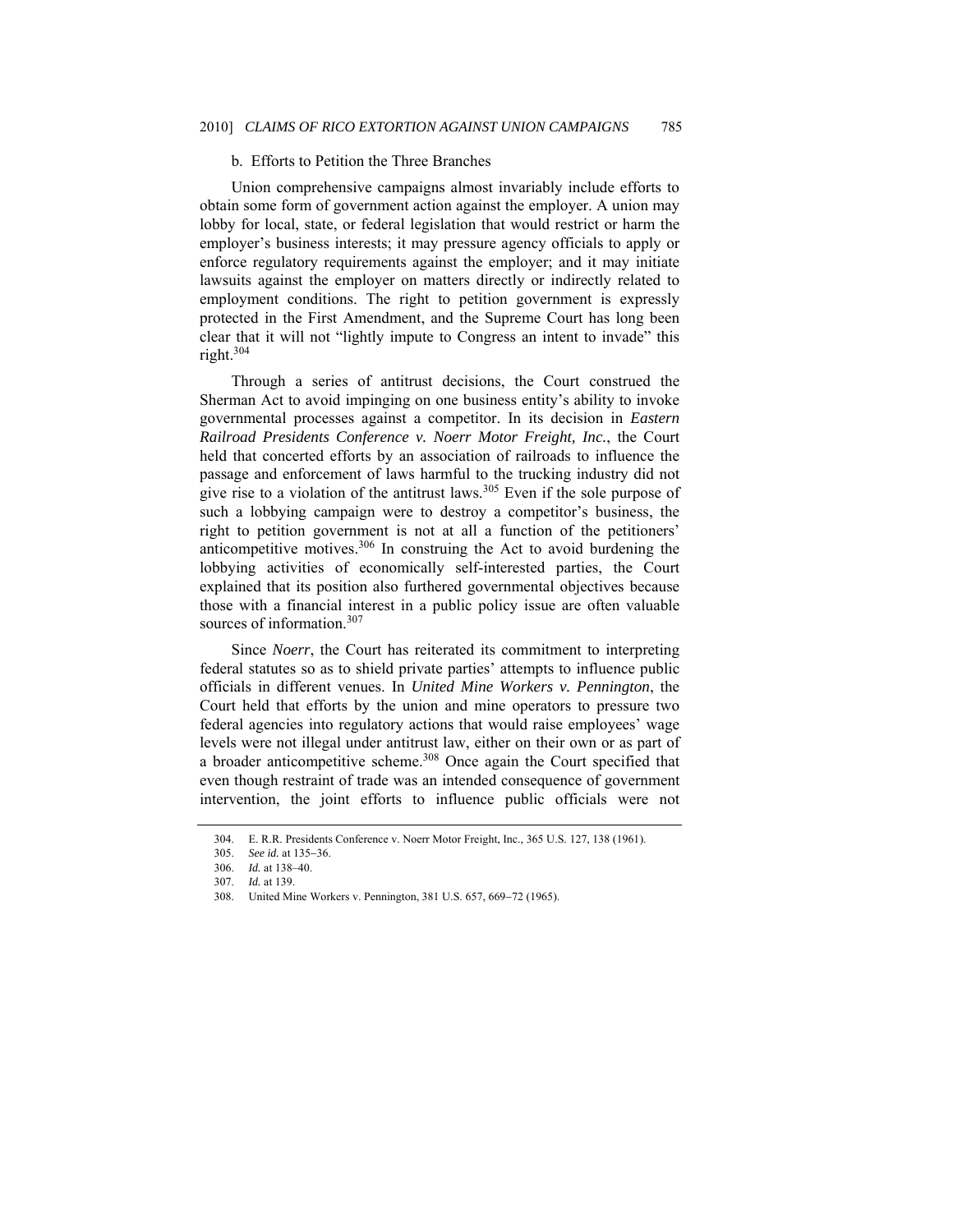#### b. Efforts to Petition the Three Branches

Union comprehensive campaigns almost invariably include efforts to obtain some form of government action against the employer. A union may lobby for local, state, or federal legislation that would restrict or harm the employer's business interests; it may pressure agency officials to apply or enforce regulatory requirements against the employer; and it may initiate lawsuits against the employer on matters directly or indirectly related to employment conditions. The right to petition government is expressly protected in the First Amendment, and the Supreme Court has long been clear that it will not "lightly impute to Congress an intent to invade" this right.[304]

Through a series of antitrust decisions, the Court construed the Sherman Act to avoid impinging on one business entity's ability to invoke governmental processes against a competitor. In its decision in *Eastern Railroad Presidents Conference v. Noerr Motor Freight, Inc.*, the Court held that concerted efforts by an association of railroads to influence the passage and enforcement of laws harmful to the trucking industry did not give rise to a violation of the antitrust laws.[305] Even if the sole purpose of such a lobbying campaign were to destroy a competitor's business, the right to petition government is not at all a function of the petitioners' anticompetitive motives.[306] In construing the Act to avoid burdening the lobbying activities of economically self-interested parties, the Court explained that its position also furthered governmental objectives because those with a financial interest in a public policy issue are often valuable sources of information.[307]

Since *Noerr*, the Court has reiterated its commitment to interpreting federal statutes so as to shield private parties' attempts to influence public officials in different venues. In *United Mine Workers v. Pennington*, the Court held that efforts by the union and mine operators to pressure two federal agencies into regulatory actions that would raise employees' wage levels were not illegal under antitrust law, either on their own or as part of a broader anticompetitive scheme.[308] Once again the Court specified that even though restraint of trade was an intended consequence of government intervention, the joint efforts to influence public officials were not

---

304. E. R.R. Presidents Conference v. Noerr Motor Freight, Inc., 365 U.S. 127, 138 (1961).

305. *See id.* at 135–36.

306. *Id.* at 138–40.

307. *Id.* at 139.

308. United Mine Workers v. Pennington, 381 U.S. 657, 669–72 (1965).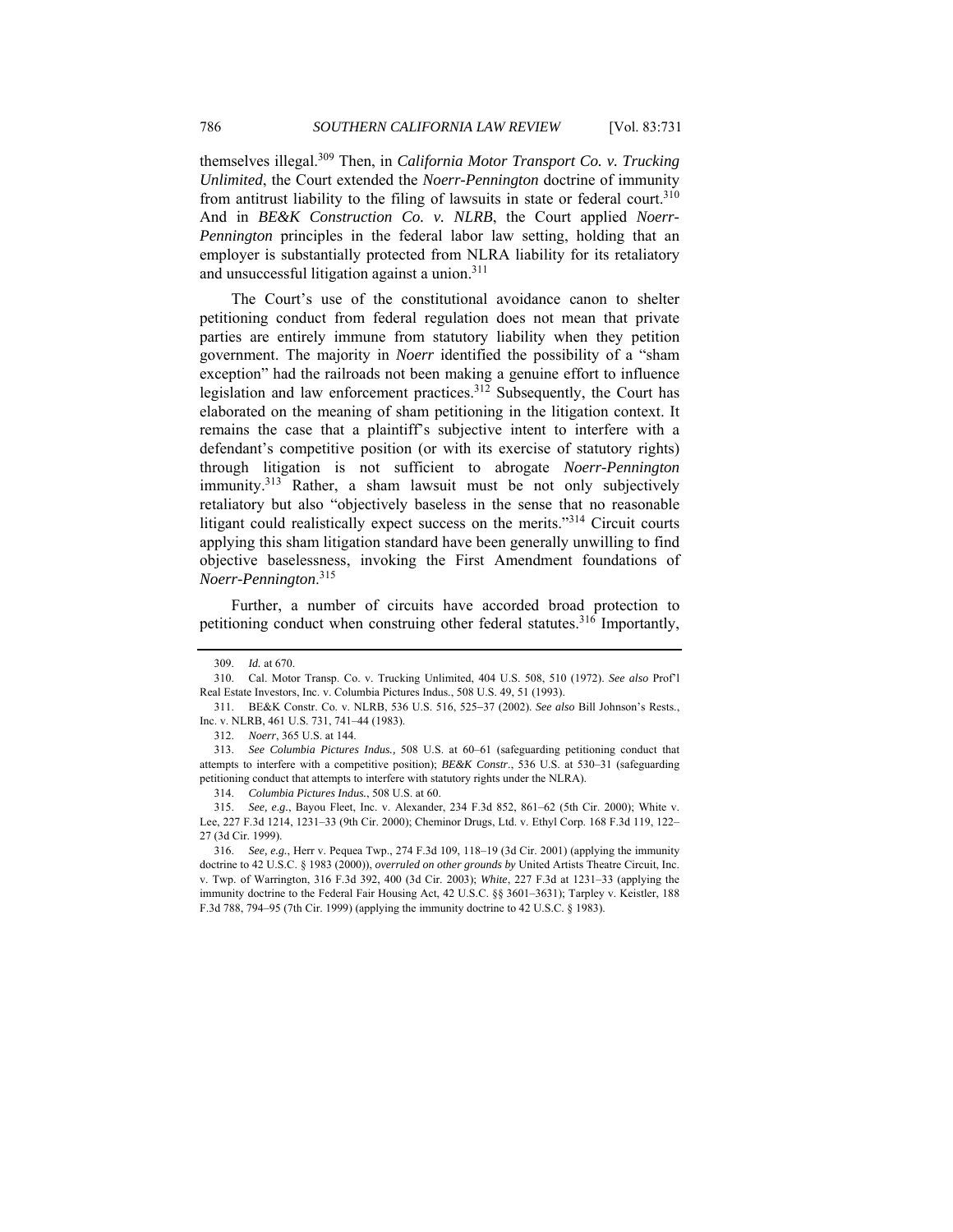themselves illegal.[309] Then, in *California Motor Transport Co. v. Trucking Unlimited*, the Court extended the *Noerr-Pennington* doctrine of immunity from antitrust liability to the filing of lawsuits in state or federal court.[310] And in *BE&K Construction Co. v. NLRB*, the Court applied *Noerr-Pennington* principles in the federal labor law setting, holding that an employer is substantially protected from NLRA liability for its retaliatory and unsuccessful litigation against a union.[311]

The Court's use of the constitutional avoidance canon to shelter petitioning conduct from federal regulation does not mean that private parties are entirely immune from statutory liability when they petition government. The majority in *Noerr* identified the possibility of a "sham exception" had the railroads not been making a genuine effort to influence legislation and law enforcement practices.[312] Subsequently, the Court has elaborated on the meaning of sham petitioning in the litigation context. It remains the case that a plaintiff's subjective intent to interfere with a defendant's competitive position (or with its exercise of statutory rights) through litigation is not sufficient to abrogate *Noerr-Pennington* immunity.[313] Rather, a sham lawsuit must be not only subjectively retaliatory but also "objectively baseless in the sense that no reasonable litigant could realistically expect success on the merits."[314] Circuit courts applying this sham litigation standard have been generally unwilling to find objective baselessness, invoking the First Amendment foundations of *Noerr-Pennington*.[315]

Further, a number of circuits have accorded broad protection to petitioning conduct when construing other federal statutes.[316] Importantly,

---

309. *Id.* at 670.

310. Cal. Motor Transp. Co. v. Trucking Unlimited, 404 U.S. 508, 510 (1972). *See also* Prof'l Real Estate Investors, Inc. v. Columbia Pictures Indus., 508 U.S. 49, 51 (1993).

311. BE&K Constr. Co. v. NLRB, 536 U.S. 516, 525–37 (2002). *See also* Bill Johnson's Rests., Inc. v. NLRB, 461 U.S. 731, 741–44 (1983).

312. *Noerr*, 365 U.S. at 144.

313. *See Columbia Pictures Indus.,* 508 U.S. at 60–61 (safeguarding petitioning conduct that attempts to interfere with a competitive position); *BE&K Constr*., 536 U.S. at 530–31 (safeguarding petitioning conduct that attempts to interfere with statutory rights under the NLRA).

314. *Columbia Pictures Indus.*, 508 U.S. at 60.

315. *See, e.g.*, Bayou Fleet, Inc. v. Alexander, 234 F.3d 852, 861–62 (5th Cir. 2000); White v. Lee, 227 F.3d 1214, 1231–33 (9th Cir. 2000); Cheminor Drugs, Ltd. v. Ethyl Corp. 168 F.3d 119, 122–27 (3d Cir. 1999).

316. *See, e.g.*, Herr v. Pequea Twp., 274 F.3d 109, 118–19 (3d Cir. 2001) (applying the immunity doctrine to 42 U.S.C. § 1983 (2000)), *overruled on other grounds by* United Artists Theatre Circuit, Inc. v. Twp. of Warrington, 316 F.3d 392, 400 (3d Cir. 2003); *White*, 227 F.3d at 1231–33 (applying the immunity doctrine to the Federal Fair Housing Act, 42 U.S.C. §§ 3601–3631); Tarpley v. Keistler, 188 F.3d 788, 794–95 (7th Cir. 1999) (applying the immunity doctrine to 42 U.S.C. § 1983).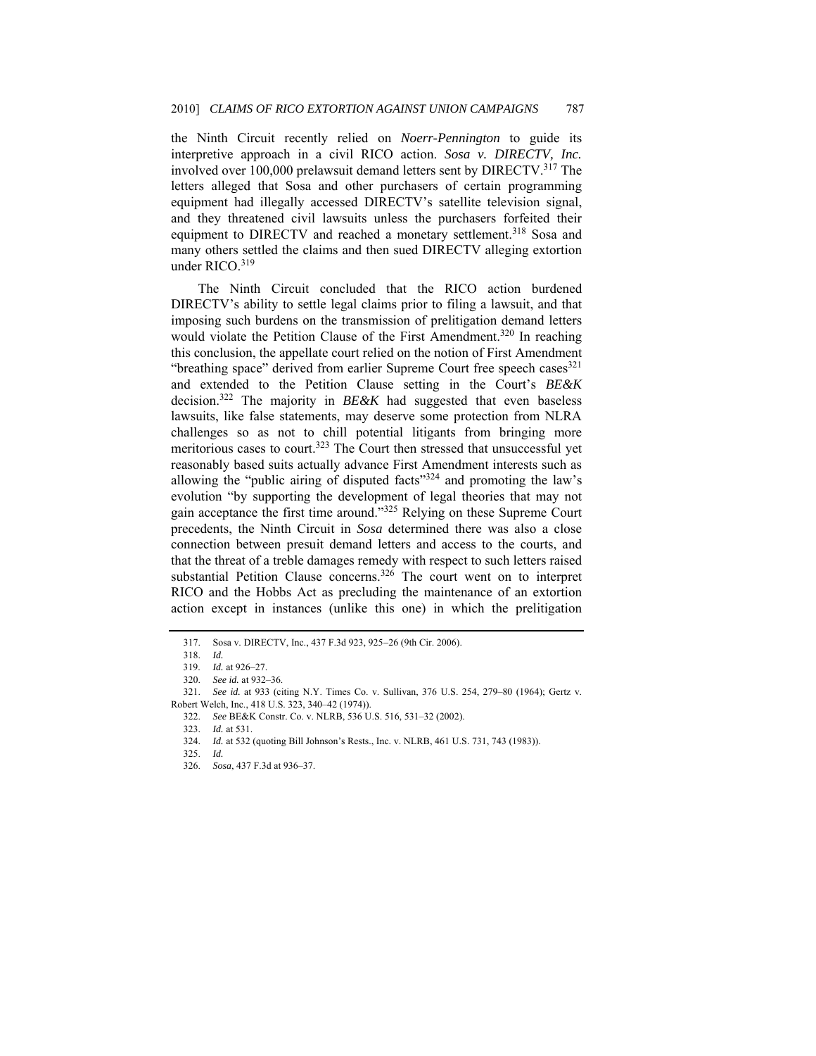the Ninth Circuit recently relied on *Noerr-Pennington* to guide its interpretive approach in a civil RICO action. *Sosa v. DIRECTV, Inc.* involved over 100,000 prelawsuit demand letters sent by DIRECTV.[317] The letters alleged that Sosa and other purchasers of certain programming equipment had illegally accessed DIRECTV's satellite television signal, and they threatened civil lawsuits unless the purchasers forfeited their equipment to DIRECTV and reached a monetary settlement.[318] Sosa and many others settled the claims and then sued DIRECTV alleging extortion under RICO.[319]

The Ninth Circuit concluded that the RICO action burdened DIRECTV's ability to settle legal claims prior to filing a lawsuit, and that imposing such burdens on the transmission of prelitigation demand letters would violate the Petition Clause of the First Amendment.[320] In reaching this conclusion, the appellate court relied on the notion of First Amendment "breathing space" derived from earlier Supreme Court free speech cases[321] and extended to the Petition Clause setting in the Court's *BE&K* decision.[322] The majority in *BE&K* had suggested that even baseless lawsuits, like false statements, may deserve some protection from NLRA challenges so as not to chill potential litigants from bringing more meritorious cases to court.[323] The Court then stressed that unsuccessful yet reasonably based suits actually advance First Amendment interests such as allowing the "public airing of disputed facts"[324] and promoting the law's evolution "by supporting the development of legal theories that may not gain acceptance the first time around."[325] Relying on these Supreme Court precedents, the Ninth Circuit in *Sosa* determined there was also a close connection between presuit demand letters and access to the courts, and that the threat of a treble damages remedy with respect to such letters raised substantial Petition Clause concerns.[326] The court went on to interpret RICO and the Hobbs Act as precluding the maintenance of an extortion action except in instances (unlike this one) in which the prelitigation

---

317. Sosa v. DIRECTV, Inc., 437 F.3d 923, 925–26 (9th Cir. 2006).

318. *Id.*

319. *Id.* at 926–27.

320. *See id.* at 932–36.

321. *See id.* at 933 (citing N.Y. Times Co. v. Sullivan, 376 U.S. 254, 279–80 (1964); Gertz v. Robert Welch, Inc., 418 U.S. 323, 340–42 (1974)).

322. *See* BE&K Constr. Co. v. NLRB, 536 U.S. 516, 531–32 (2002).

323. *Id.* at 531.

324. *Id.* at 532 (quoting Bill Johnson's Rests., Inc. v. NLRB, 461 U.S. 731, 743 (1983)).

325. *Id.*

326. *Sosa*, 437 F.3d at 936–37.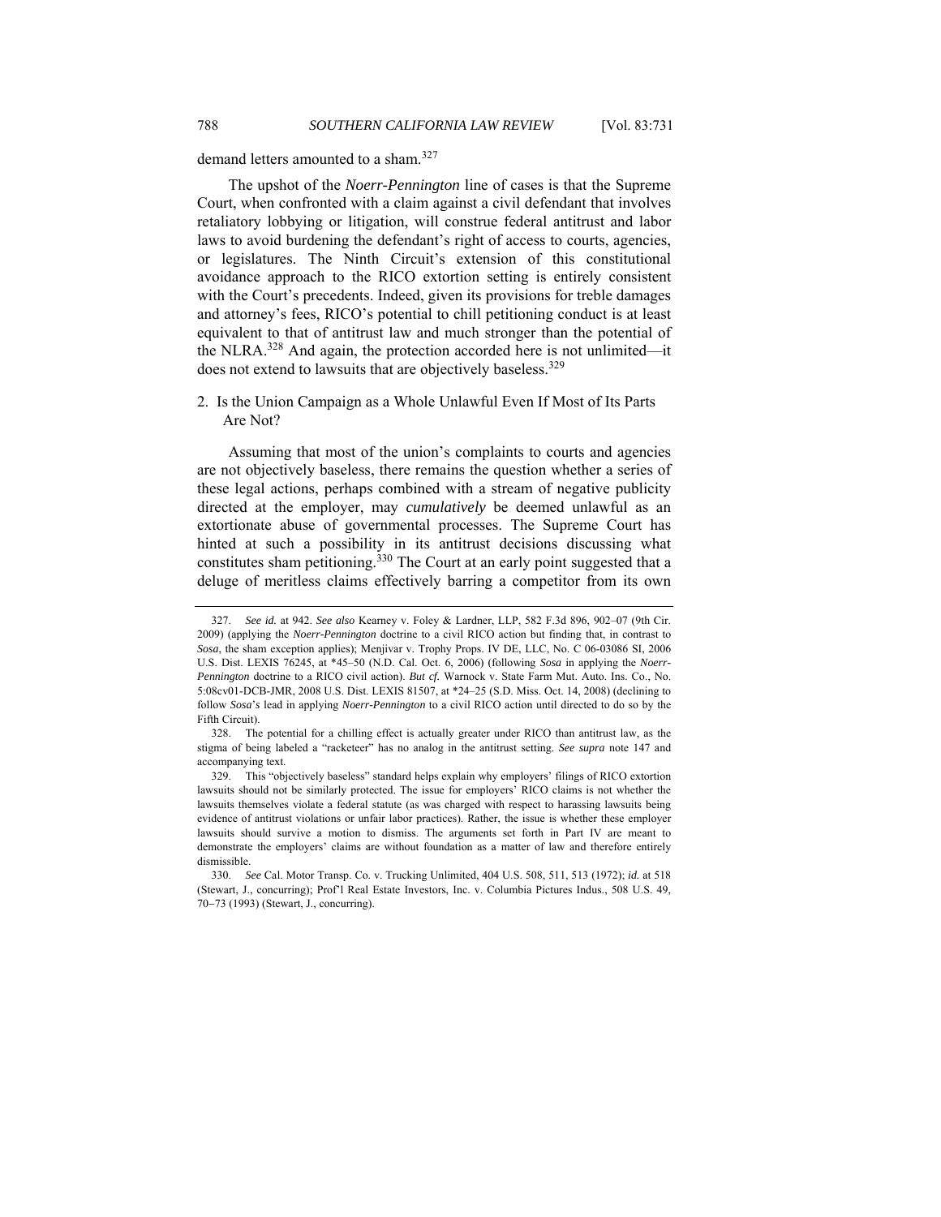demand letters amounted to a sham.[327]

The upshot of the *Noerr-Pennington* line of cases is that the Supreme Court, when confronted with a claim against a civil defendant that involves retaliatory lobbying or litigation, will construe federal antitrust and labor laws to avoid burdening the defendant's right of access to courts, agencies, or legislatures. The Ninth Circuit's extension of this constitutional avoidance approach to the RICO extortion setting is entirely consistent with the Court's precedents. Indeed, given its provisions for treble damages and attorney's fees, RICO's potential to chill petitioning conduct is at least equivalent to that of antitrust law and much stronger than the potential of the NLRA.[328] And again, the protection accorded here is not unlimited—it does not extend to lawsuits that are objectively baseless.[329]

2. Is the Union Campaign as a Whole Unlawful Even If Most of Its Parts Are Not?

Assuming that most of the union's complaints to courts and agencies are not objectively baseless, there remains the question whether a series of these legal actions, perhaps combined with a stream of negative publicity directed at the employer, may *cumulatively* be deemed unlawful as an extortionate abuse of governmental processes. The Supreme Court has hinted at such a possibility in its antitrust decisions discussing what constitutes sham petitioning.[330] The Court at an early point suggested that a deluge of meritless claims effectively barring a competitor from its own

---

327. *See id.* at 942. *See also* Kearney v. Foley & Lardner, LLP, 582 F.3d 896, 902–07 (9th Cir. 2009) (applying the *Noerr-Pennington* doctrine to a civil RICO action but finding that, in contrast to *Sosa*, the sham exception applies); Menjivar v. Trophy Props. IV DE, LLC, No. C 06-03086 SI, 2006 U.S. Dist. LEXIS 76245, at *45–50 (N.D. Cal. Oct. 6, 2006) (following *Sosa* in applying the *Noerr-Pennington* doctrine to a RICO civil action). *But cf.* Warnock v. State Farm Mut. Auto. Ins. Co., No. 5:08cv01-DCB-JMR, 2008 U.S. Dist. LEXIS 81507, at *24–25 (S.D. Miss. Oct. 14, 2008) (declining to follow *Sosa*'s lead in applying *Noerr-Pennington* to a civil RICO action until directed to do so by the Fifth Circuit).

328. The potential for a chilling effect is actually greater under RICO than antitrust law, as the stigma of being labeled a "racketeer" has no analog in the antitrust setting. *See supra* note 147 and accompanying text.

329. This "objectively baseless" standard helps explain why employers' filings of RICO extortion lawsuits should not be similarly protected. The issue for employers' RICO claims is not whether the lawsuits themselves violate a federal statute (as was charged with respect to harassing lawsuits being evidence of antitrust violations or unfair labor practices). Rather, the issue is whether these employer lawsuits should survive a motion to dismiss. The arguments set forth in Part IV are meant to demonstrate the employers' claims are without foundation as a matter of law and therefore entirely dismissible.

330. *See* Cal. Motor Transp. Co. v. Trucking Unlimited, 404 U.S. 508, 511, 513 (1972); *id.* at 518 (Stewart, J., concurring); Prof'l Real Estate Investors, Inc. v. Columbia Pictures Indus., 508 U.S. 49, 70–73 (1993) (Stewart, J., concurring).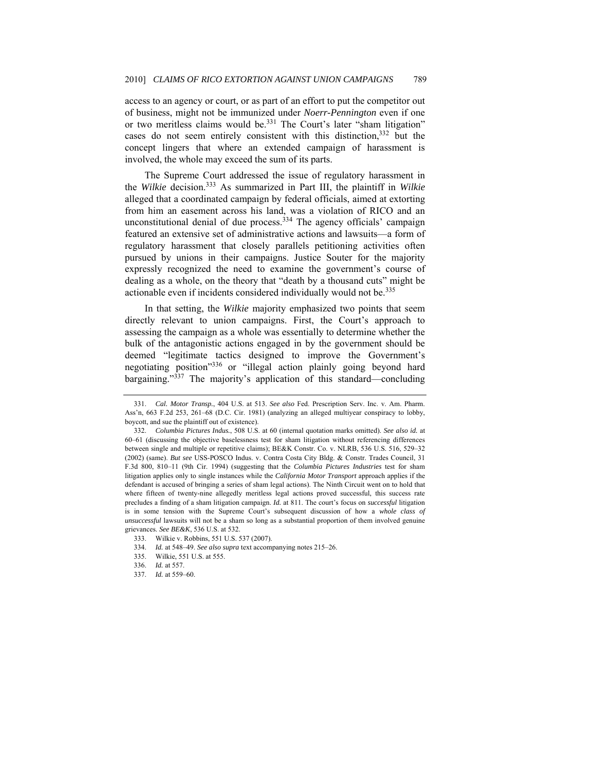access to an agency or court, or as part of an effort to put the competitor out of business, might not be immunized under *Noerr-Pennington* even if one or two meritless claims would be.[331] The Court's later "sham litigation" cases do not seem entirely consistent with this distinction,[332] but the concept lingers that where an extended campaign of harassment is involved, the whole may exceed the sum of its parts.

The Supreme Court addressed the issue of regulatory harassment in the *Wilkie* decision.[333] As summarized in Part III, the plaintiff in *Wilkie* alleged that a coordinated campaign by federal officials, aimed at extorting from him an easement across his land, was a violation of RICO and an unconstitutional denial of due process.[334] The agency officials' campaign featured an extensive set of administrative actions and lawsuits—a form of regulatory harassment that closely parallels petitioning activities often pursued by unions in their campaigns. Justice Souter for the majority expressly recognized the need to examine the government's course of dealing as a whole, on the theory that "death by a thousand cuts" might be actionable even if incidents considered individually would not be.[335]

In that setting, the *Wilkie* majority emphasized two points that seem directly relevant to union campaigns. First, the Court's approach to assessing the campaign as a whole was essentially to determine whether the bulk of the antagonistic actions engaged in by the government should be deemed "legitimate tactics designed to improve the Government's negotiating position"[336] or "illegal action plainly going beyond hard bargaining."[337] The majority's application of this standard—concluding

---

331. *Cal. Motor Transp.*, 404 U.S. at 513. *See also* Fed. Prescription Serv. Inc. v. Am. Pharm. Ass'n, 663 F.2d 253, 261–68 (D.C. Cir. 1981) (analyzing an alleged multiyear conspiracy to lobby, boycott, and sue the plaintiff out of existence).

332. *Columbia Pictures Indus.*, 508 U.S. at 60 (internal quotation marks omitted). *See also id.* at 60–61 (discussing the objective baselessness test for sham litigation without referencing differences between single and multiple or repetitive claims); BE&K Constr. Co. v. NLRB, 536 U.S. 516, 529–32 (2002) (same). *But see* USS-POSCO Indus. v. Contra Costa City Bldg. & Constr. Trades Council, 31 F.3d 800, 810–11 (9th Cir. 1994) (suggesting that the *Columbia Pictures Industries* test for sham litigation applies only to single instances while the *California Motor Transport* approach applies if the defendant is accused of bringing a series of sham legal actions). The Ninth Circuit went on to hold that where fifteen of twenty-nine allegedly meritless legal actions proved successful, this success rate precludes a finding of a sham litigation campaign. *Id.* at 811. The court's focus on *successful* litigation is in some tension with the Supreme Court's subsequent discussion of how a *whole class of unsuccessful* lawsuits will not be a sham so long as a substantial proportion of them involved genuine grievances. *See BE&K*, 536 U.S. at 532.

333. Wilkie v. Robbins, 551 U.S. 537 (2007).

334. *Id.* at 548–49. *See also supra* text accompanying notes 215–26.

335. Wilkie, 551 U.S. at 555.

336. *Id.* at 557.

337. *Id.* at 559–60.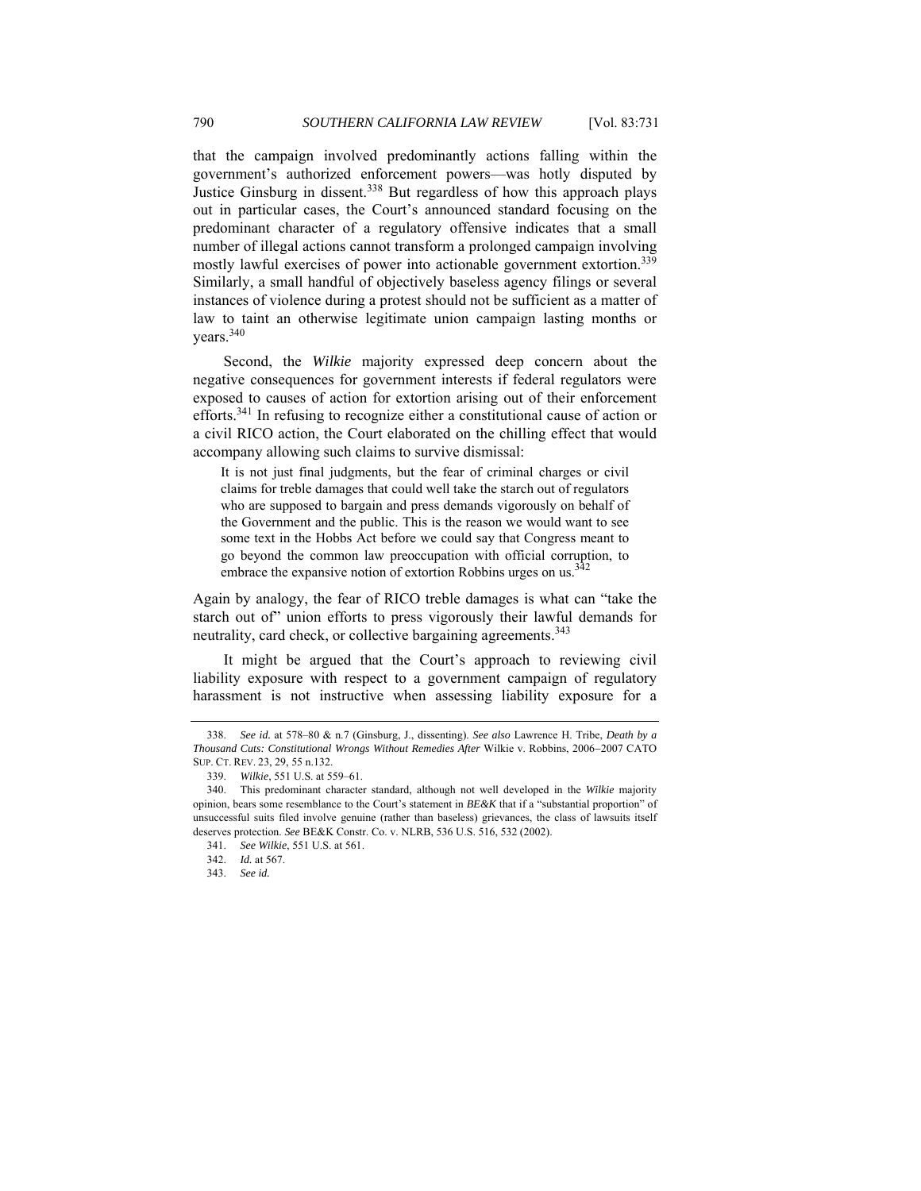that the campaign involved predominantly actions falling within the government's authorized enforcement powers—was hotly disputed by Justice Ginsburg in dissent.[338] But regardless of how this approach plays out in particular cases, the Court's announced standard focusing on the predominant character of a regulatory offensive indicates that a small number of illegal actions cannot transform a prolonged campaign involving mostly lawful exercises of power into actionable government extortion.[339] Similarly, a small handful of objectively baseless agency filings or several instances of violence during a protest should not be sufficient as a matter of law to taint an otherwise legitimate union campaign lasting months or years.[340]

Second, the *Wilkie* majority expressed deep concern about the negative consequences for government interests if federal regulators were exposed to causes of action for extortion arising out of their enforcement efforts.[341] In refusing to recognize either a constitutional cause of action or a civil RICO action, the Court elaborated on the chilling effect that would accompany allowing such claims to survive dismissal:

> It is not just final judgments, but the fear of criminal charges or civil claims for treble damages that could well take the starch out of regulators who are supposed to bargain and press demands vigorously on behalf of the Government and the public. This is the reason we would want to see some text in the Hobbs Act before we could say that Congress meant to go beyond the common law preoccupation with official corruption, to embrace the expansive notion of extortion Robbins urges on us.[342]

Again by analogy, the fear of RICO treble damages is what can "take the starch out of" union efforts to press vigorously their lawful demands for neutrality, card check, or collective bargaining agreements.[343]

It might be argued that the Court's approach to reviewing civil liability exposure with respect to a government campaign of regulatory harassment is not instructive when assessing liability exposure for a

---

338. *See id.* at 578–80 & n.7 (Ginsburg, J., dissenting). *See also* Lawrence H. Tribe, *Death by a Thousand Cuts: Constitutional Wrongs Without Remedies After* Wilkie v. Robbins, 2006–2007 CATO SUP. CT. REV. 23, 29, 55 n.132.

339. *Wilkie*, 551 U.S. at 559–61.

340. This predominant character standard, although not well developed in the *Wilkie* majority opinion, bears some resemblance to the Court's statement in *BE&K* that if a "substantial proportion" of unsuccessful suits filed involve genuine (rather than baseless) grievances, the class of lawsuits itself deserves protection. *See* BE&K Constr. Co. v. NLRB, 536 U.S. 516, 532 (2002).

341. *See Wilkie*, 551 U.S. at 561.

342. *Id.* at 567.

343. *See id.*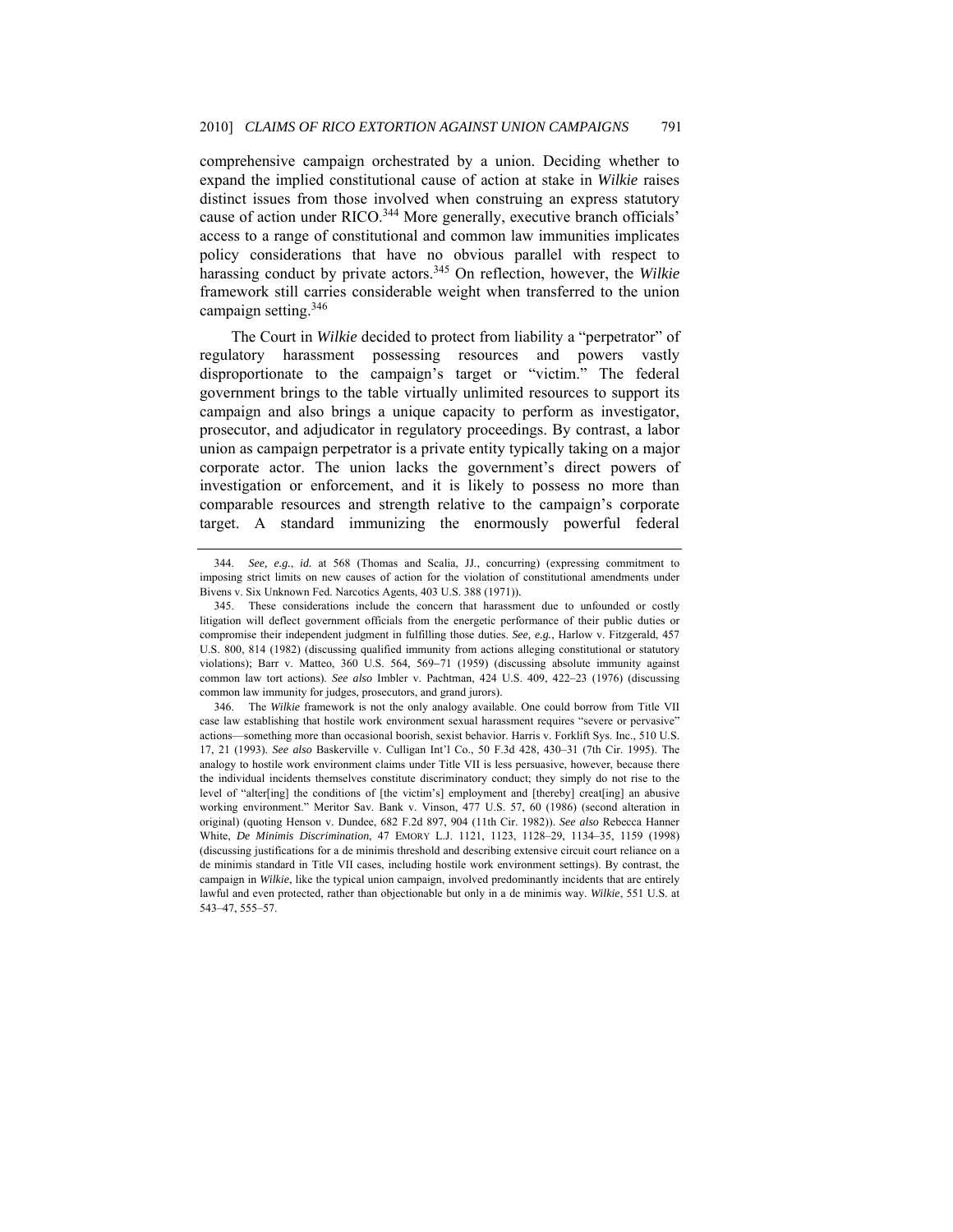comprehensive campaign orchestrated by a union. Deciding whether to expand the implied constitutional cause of action at stake in *Wilkie* raises distinct issues from those involved when construing an express statutory cause of action under RICO.[344] More generally, executive branch officials' access to a range of constitutional and common law immunities implicates policy considerations that have no obvious parallel with respect to harassing conduct by private actors.[345] On reflection, however, the *Wilkie* framework still carries considerable weight when transferred to the union campaign setting.[346]

The Court in *Wilkie* decided to protect from liability a "perpetrator" of regulatory harassment possessing resources and powers vastly disproportionate to the campaign's target or "victim." The federal government brings to the table virtually unlimited resources to support its campaign and also brings a unique capacity to perform as investigator, prosecutor, and adjudicator in regulatory proceedings. By contrast, a labor union as campaign perpetrator is a private entity typically taking on a major corporate actor. The union lacks the government's direct powers of investigation or enforcement, and it is likely to possess no more than comparable resources and strength relative to the campaign's corporate target. A standard immunizing the enormously powerful federal

---

344. *See, e.g.*, *id.* at 568 (Thomas and Scalia, JJ., concurring) (expressing commitment to imposing strict limits on new causes of action for the violation of constitutional amendments under Bivens v. Six Unknown Fed. Narcotics Agents, 403 U.S. 388 (1971)).

345. These considerations include the concern that harassment due to unfounded or costly litigation will deflect government officials from the energetic performance of their public duties or compromise their independent judgment in fulfilling those duties. *See, e.g.*, Harlow v. Fitzgerald, 457 U.S. 800, 814 (1982) (discussing qualified immunity from actions alleging constitutional or statutory violations); Barr v. Matteo, 360 U.S. 564, 569–71 (1959) (discussing absolute immunity against common law tort actions). *See also* Imbler v. Pachtman, 424 U.S. 409, 422–23 (1976) (discussing common law immunity for judges, prosecutors, and grand jurors).

346. The *Wilkie* framework is not the only analogy available. One could borrow from Title VII case law establishing that hostile work environment sexual harassment requires "severe or pervasive" actions—something more than occasional boorish, sexist behavior. Harris v. Forklift Sys. Inc., 510 U.S. 17, 21 (1993). *See also* Baskerville v. Culligan Int'l Co., 50 F.3d 428, 430–31 (7th Cir. 1995). The analogy to hostile work environment claims under Title VII is less persuasive, however, because there the individual incidents themselves constitute discriminatory conduct; they simply do not rise to the level of "alter[ing] the conditions of [the victim's] employment and [thereby] creat[ing] an abusive working environment." Meritor Sav. Bank v. Vinson, 477 U.S. 57, 60 (1986) (second alteration in original) (quoting Henson v. Dundee, 682 F.2d 897, 904 (11th Cir. 1982)). *See also* Rebecca Hanner White, *De Minimis Discrimination*, 47 EMORY L.J. 1121, 1123, 1128–29, 1134–35, 1159 (1998) (discussing justifications for a de minimis threshold and describing extensive circuit court reliance on a de minimis standard in Title VII cases, including hostile work environment settings). By contrast, the campaign in *Wilkie*, like the typical union campaign, involved predominantly incidents that are entirely lawful and even protected, rather than objectionable but only in a de minimis way. *Wilkie*, 551 U.S. at 543–47, 555–57.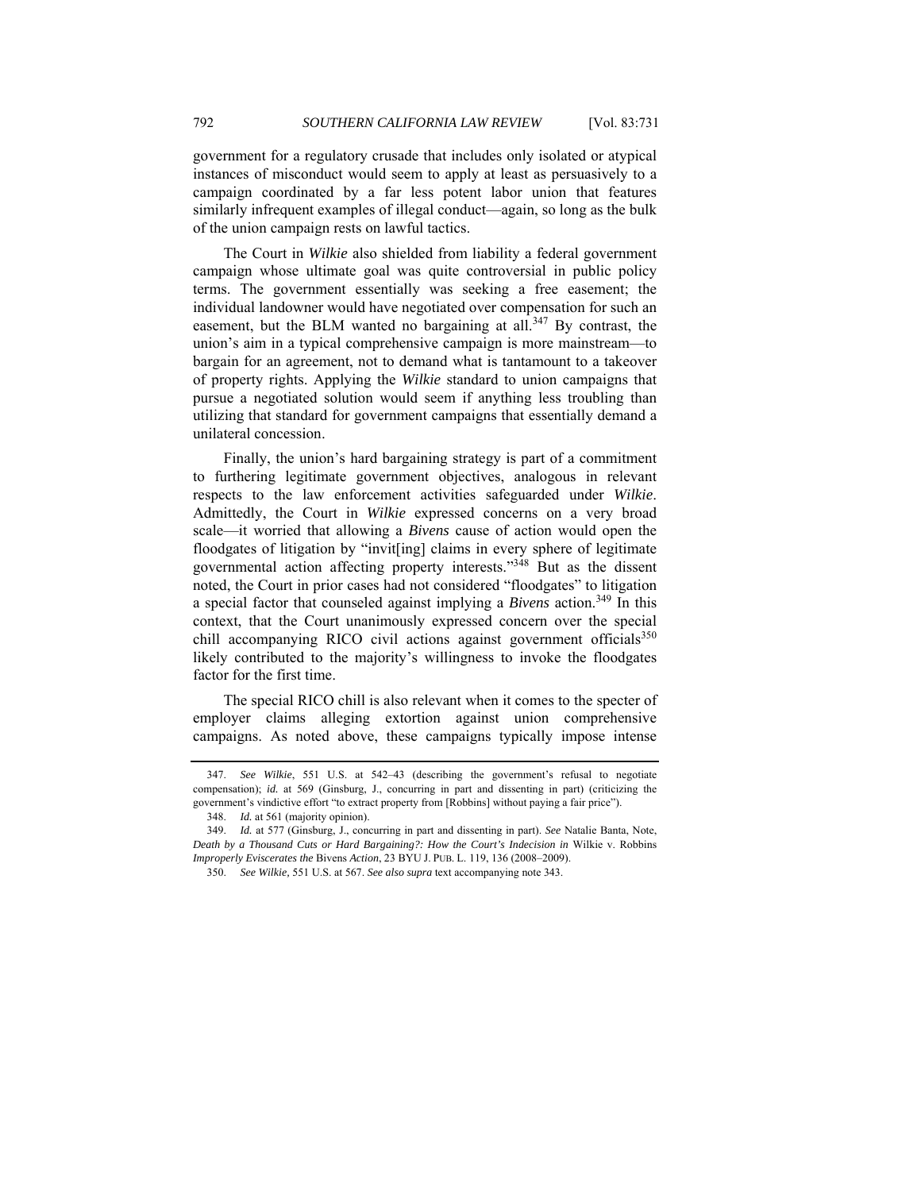government for a regulatory crusade that includes only isolated or atypical instances of misconduct would seem to apply at least as persuasively to a campaign coordinated by a far less potent labor union that features similarly infrequent examples of illegal conduct—again, so long as the bulk of the union campaign rests on lawful tactics.

The Court in *Wilkie* also shielded from liability a federal government campaign whose ultimate goal was quite controversial in public policy terms. The government essentially was seeking a free easement; the individual landowner would have negotiated over compensation for such an easement, but the BLM wanted no bargaining at all.[347] By contrast, the union's aim in a typical comprehensive campaign is more mainstream—to bargain for an agreement, not to demand what is tantamount to a takeover of property rights. Applying the *Wilkie* standard to union campaigns that pursue a negotiated solution would seem if anything less troubling than utilizing that standard for government campaigns that essentially demand a unilateral concession.

Finally, the union's hard bargaining strategy is part of a commitment to furthering legitimate government objectives, analogous in relevant respects to the law enforcement activities safeguarded under *Wilkie*. Admittedly, the Court in *Wilkie* expressed concerns on a very broad scale—it worried that allowing a *Bivens* cause of action would open the floodgates of litigation by "invit[ing] claims in every sphere of legitimate governmental action affecting property interests."[348] But as the dissent noted, the Court in prior cases had not considered "floodgates" to litigation a special factor that counseled against implying a *Bivens* action.[349] In this context, that the Court unanimously expressed concern over the special chill accompanying RICO civil actions against government officials[350] likely contributed to the majority's willingness to invoke the floodgates factor for the first time.

The special RICO chill is also relevant when it comes to the specter of employer claims alleging extortion against union comprehensive campaigns. As noted above, these campaigns typically impose intense

347. *See Wilkie*, 551 U.S. at 542–43 (describing the government's refusal to negotiate compensation); *id.* at 569 (Ginsburg, J., concurring in part and dissenting in part) (criticizing the government's vindictive effort "to extract property from [Robbins] without paying a fair price").

348. *Id.* at 561 (majority opinion).

349. *Id.* at 577 (Ginsburg, J., concurring in part and dissenting in part). *See* Natalie Banta, Note, *Death by a Thousand Cuts or Hard Bargaining?: How the Court's Indecision in* Wilkie v. Robbins *Improperly Eviscerates the* Bivens *Action*, 23 BYU J. PUB. L. 119, 136 (2008–2009).

350. *See Wilkie*, 551 U.S. at 567. *See also supra* text accompanying note 343.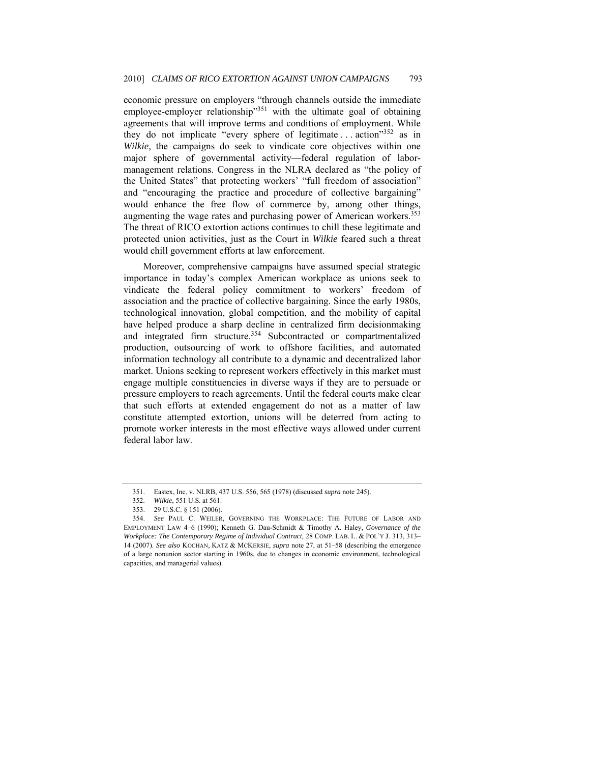economic pressure on employers "through channels outside the immediate employee-employer relationship"[351] with the ultimate goal of obtaining agreements that will improve terms and conditions of employment. While they do not implicate "every sphere of legitimate . . . action"[352] as in *Wilkie*, the campaigns do seek to vindicate core objectives within one major sphere of governmental activity—federal regulation of labor-management relations. Congress in the NLRA declared as "the policy of the United States" that protecting workers' "full freedom of association" and "encouraging the practice and procedure of collective bargaining" would enhance the free flow of commerce by, among other things, augmenting the wage rates and purchasing power of American workers.[353] The threat of RICO extortion actions continues to chill these legitimate and protected union activities, just as the Court in *Wilkie* feared such a threat would chill government efforts at law enforcement.

Moreover, comprehensive campaigns have assumed special strategic importance in today's complex American workplace as unions seek to vindicate the federal policy commitment to workers' freedom of association and the practice of collective bargaining. Since the early 1980s, technological innovation, global competition, and the mobility of capital have helped produce a sharp decline in centralized firm decisionmaking and integrated firm structure.[354] Subcontracted or compartmentalized production, outsourcing of work to offshore facilities, and automated information technology all contribute to a dynamic and decentralized labor market. Unions seeking to represent workers effectively in this market must engage multiple constituencies in diverse ways if they are to persuade or pressure employers to reach agreements. Until the federal courts make clear that such efforts at extended engagement do not as a matter of law constitute attempted extortion, unions will be deterred from acting to promote worker interests in the most effective ways allowed under current federal labor law.

---

351. Eastex, Inc. v. NLRB, 437 U.S. 556, 565 (1978) (discussed *supra* note 245).

352. *Wilkie*, 551 U.S. at 561.

353. 29 U.S.C. § 151 (2006).

354. *See* PAUL C. WEILER, GOVERNING THE WORKPLACE: THE FUTURE OF LABOR AND EMPLOYMENT LAW 4–6 (1990); Kenneth G. Dau-Schmidt & Timothy A. Haley, *Governance of the Workplace: The Contemporary Regime of Individual Contract*, 28 COMP. LAB. L. & POL'Y J. 313, 313–14 (2007). *See also* KOCHAN, KATZ & MCKERSIE, *supra* note 27, at 51–58 (describing the emergence of a large nonunion sector starting in 1960s, due to changes in economic environment, technological capacities, and managerial values).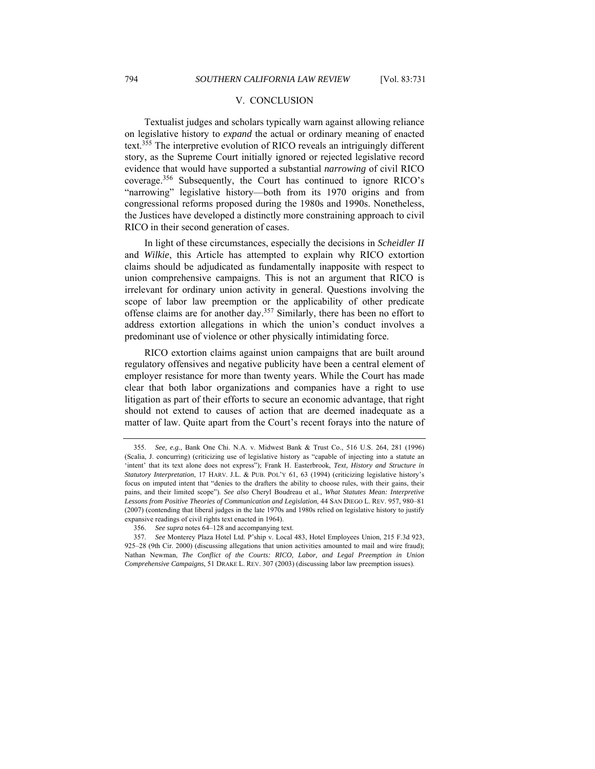## V. CONCLUSION

Textualist judges and scholars typically warn against allowing reliance on legislative history to *expand* the actual or ordinary meaning of enacted text.[355] The interpretive evolution of RICO reveals an intriguingly different story, as the Supreme Court initially ignored or rejected legislative record evidence that would have supported a substantial *narrowing* of civil RICO coverage.[356] Subsequently, the Court has continued to ignore RICO's "narrowing" legislative history—both from its 1970 origins and from congressional reforms proposed during the 1980s and 1990s. Nonetheless, the Justices have developed a distinctly more constraining approach to civil RICO in their second generation of cases.

In light of these circumstances, especially the decisions in *Scheidler II* and *Wilkie*, this Article has attempted to explain why RICO extortion claims should be adjudicated as fundamentally inapposite with respect to union comprehensive campaigns. This is not an argument that RICO is irrelevant for ordinary union activity in general. Questions involving the scope of labor law preemption or the applicability of other predicate offense claims are for another day.[357] Similarly, there has been no effort to address extortion allegations in which the union's conduct involves a predominant use of violence or other physically intimidating force.

RICO extortion claims against union campaigns that are built around regulatory offensives and negative publicity have been a central element of employer resistance for more than twenty years. While the Court has made clear that both labor organizations and companies have a right to use litigation as part of their efforts to secure an economic advantage, that right should not extend to causes of action that are deemed inadequate as a matter of law. Quite apart from the Court's recent forays into the nature of

---

355. *See, e.g.*, Bank One Chi. N.A. v. Midwest Bank & Trust Co., 516 U.S. 264, 281 (1996) (Scalia, J. concurring) (criticizing use of legislative history as "capable of injecting into a statute an 'intent' that its text alone does not express"); Frank H. Easterbrook, *Text, History and Structure in Statutory Interpretation*, 17 HARV. J.L. & PUB. POL'Y 61, 63 (1994) (criticizing legislative history's focus on imputed intent that "denies to the drafters the ability to choose rules, with their gains, their pains, and their limited scope"). *See also* Cheryl Boudreau et al., *What Statutes Mean: Interpretive Lessons from Positive Theories of Communication and Legislation*, 44 SAN DIEGO L. REV. 957, 980–81 (2007) (contending that liberal judges in the late 1970s and 1980s relied on legislative history to justify expansive readings of civil rights text enacted in 1964).

356. *See supra* notes 64–128 and accompanying text.

357. *See* Monterey Plaza Hotel Ltd. P'ship v. Local 483, Hotel Employees Union, 215 F.3d 923, 925–28 (9th Cir. 2000) (discussing allegations that union activities amounted to mail and wire fraud); Nathan Newman, *The Conflict of the Courts: RICO, Labor, and Legal Preemption in Union Comprehensive Campaigns*, 51 DRAKE L. REV. 307 (2003) (discussing labor law preemption issues).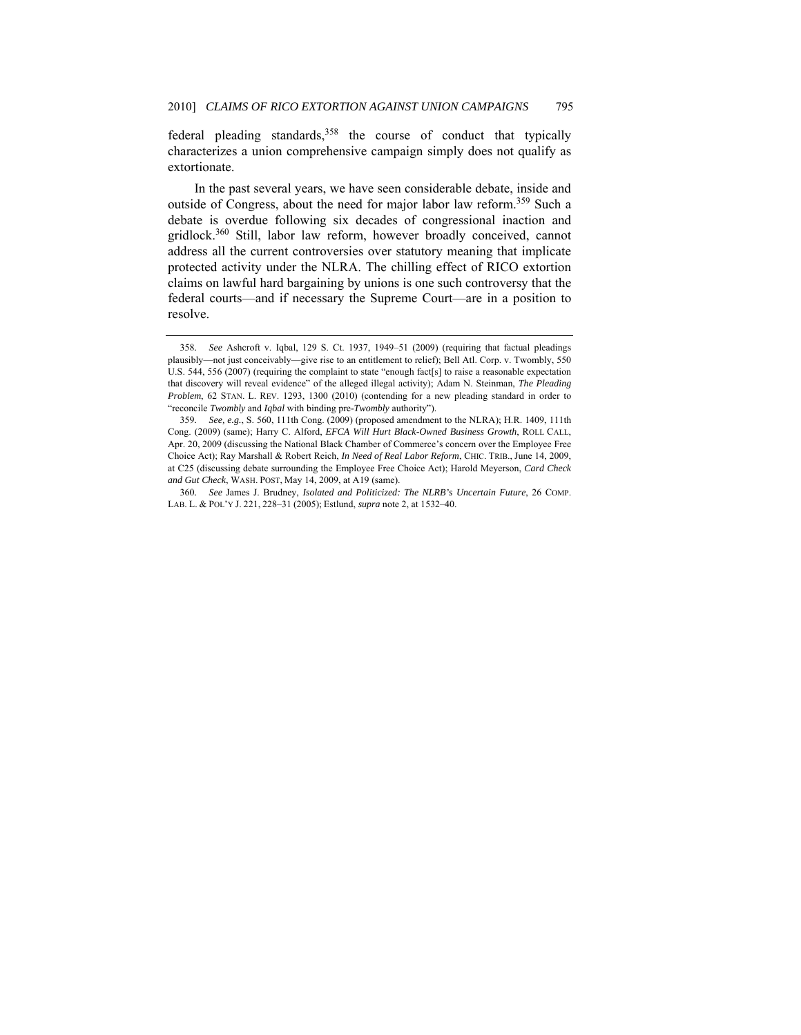federal pleading standards,[358] the course of conduct that typically characterizes a union comprehensive campaign simply does not qualify as extortionate.

In the past several years, we have seen considerable debate, inside and outside of Congress, about the need for major labor law reform.[359] Such a debate is overdue following six decades of congressional inaction and gridlock.[360] Still, labor law reform, however broadly conceived, cannot address all the current controversies over statutory meaning that implicate protected activity under the NLRA. The chilling effect of RICO extortion claims on lawful hard bargaining by unions is one such controversy that the federal courts—and if necessary the Supreme Court—are in a position to resolve.

---

358. *See* Ashcroft v. Iqbal, 129 S. Ct. 1937, 1949–51 (2009) (requiring that factual pleadings plausibly—not just conceivably—give rise to an entitlement to relief); Bell Atl. Corp. v. Twombly, 550 U.S. 544, 556 (2007) (requiring the complaint to state "enough fact[s] to raise a reasonable expectation that discovery will reveal evidence" of the alleged illegal activity); Adam N. Steinman, *The Pleading Problem*, 62 STAN. L. REV. 1293, 1300 (2010) (contending for a new pleading standard in order to "reconcile *Twombly* and *Iqbal* with binding pre-*Twombly* authority").

359. *See, e.g.*, S. 560, 111th Cong. (2009) (proposed amendment to the NLRA); H.R. 1409, 111th Cong. (2009) (same); Harry C. Alford, *EFCA Will Hurt Black-Owned Business Growth*, ROLL CALL, Apr. 20, 2009 (discussing the National Black Chamber of Commerce's concern over the Employee Free Choice Act); Ray Marshall & Robert Reich, *In Need of Real Labor Reform*, CHIC. TRIB., June 14, 2009, at C25 (discussing debate surrounding the Employee Free Choice Act); Harold Meyerson, *Card Check and Gut Check*, WASH. POST, May 14, 2009, at A19 (same).

360. *See* James J. Brudney, *Isolated and Politicized: The NLRB's Uncertain Future*, 26 COMP. LAB. L. & POL'Y J. 221, 228–31 (2005); Estlund, *supra* note 2, at 1532–40.